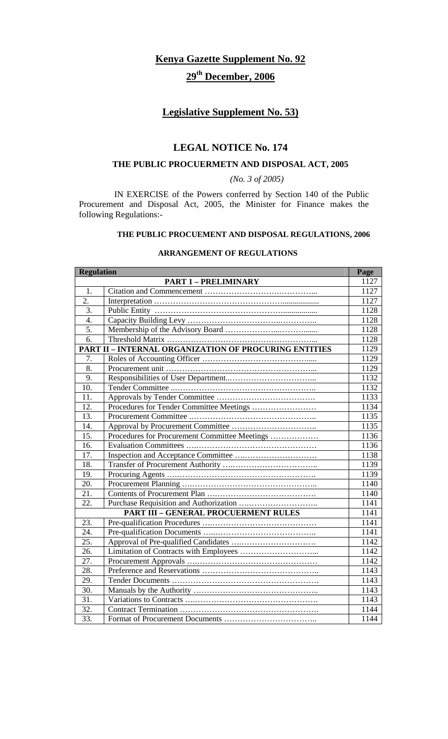# Kenya Gazette Supplement No. 92

## 29th December, 2006

## Legislative Supplement No. 53)

## LEGAL NOTICE No. 174

### THE PUBLIC PROCUERMETN AND DISPOSAL ACT, 2005

*(No. 3 of 2005)*

IN EXERCISE of the Powers conferred by Section 140 of the Public Procurement and Disposal Act, 2005, the Minister for Finance makes the following Regulations:-

#### THE PUBLIC PROCUEMENT AND DISPOSAL REGULATIONS, 2006

#### ARRANGEMENT OF REGULATIONS

| Regulation | | Page |
|---|---|---|
| | **PART 1 – PRELIMINARY** | 1127 |
| 1. | Citation and Commencement ……………………….…………... | 1127 |
| 2. | Interpretation ………………………………………................. | 1127 |
| 3. | Public Entity …………………………………………................ | 1128 |
| 4. | Capacity Building Levy ……………………………..………….. | 1128 |
| 5. | Membership of the Advisory Board ………………...……....... | 1128 |
| 6. | Threshold Matrix ………………………………………………... | 1128 |
| | **PART II – INTERNAL ORGANIZATION OF PROCURING ENTITIES** | 1129 |
| 7. | Roles of Accounting Officer …………………………………..... | 1129 |
| 8. | Procurement unit ………………………………………………... | 1129 |
| 9. | Responsibilities of User Department..…………………………... | 1132 |
| 10. | Tender Committee ..…………………………………………….. | 1132 |
| 11. | Approvals by Tender Committee ………………………………. | 1133 |
| 12. | Procedures for Tender Committee Meetings …………………… | 1134 |
| 13. | Procurement Committee ………………………………………... | 1135 |
| 14. | Approval by Procurement Committee ………………………….. | 1135 |
| 15. | Procedures for Procurement Committee Meetings ……………… | 1136 |
| 16. | Evaluation Committees ….……………………………………… | 1136 |
| 17. | Inspection and Acceptance Committee ….……………………… | 1138 |
| 18. | Transfer of Procurement Authority ….………………………….. | 1139 |
| 19. | Procuring Agents ….…………………………………………….. | 1139 |
| 20. | Procurement Planning …………………………………………... | 1140 |
| 21. | Contents of Procurement Plan ….……………………………….. | 1140 |
| 22. | Purchase Requisition and Authorization ….…………………….. | 1141 |
| | **PART III – GENERAL PROCUREMENT RULES** | 1141 |
| 23. | Pre-qualification Procedures ….…………………………………… | 1141 |
| 24. | Pre-qualification Documents …..………………………………….. | 1141 |
| 25. | Approval of Pre-qualified Candidates ….…………………………. | 1142 |
| 26. | Limitation of Contracts with Employees ………………………... | 1142 |
| 27. | Procurement Approvals ….………………………………………… | 1142 |
| 28. | Preference and Reservations ……………………………………... | 1143 |
| 29. | Tender Documents ……………………………………………….. | 1143 |
| 30. | Manuals by the Authority ………………………………………... | 1143 |
| 31. | Variations to Contracts ….…………………………………………. | 1143 |
| 32. | Contract Termination ……………………………………………. | 1144 |
| 33. | Format of Procurement Documents …………………………….. | 1144 |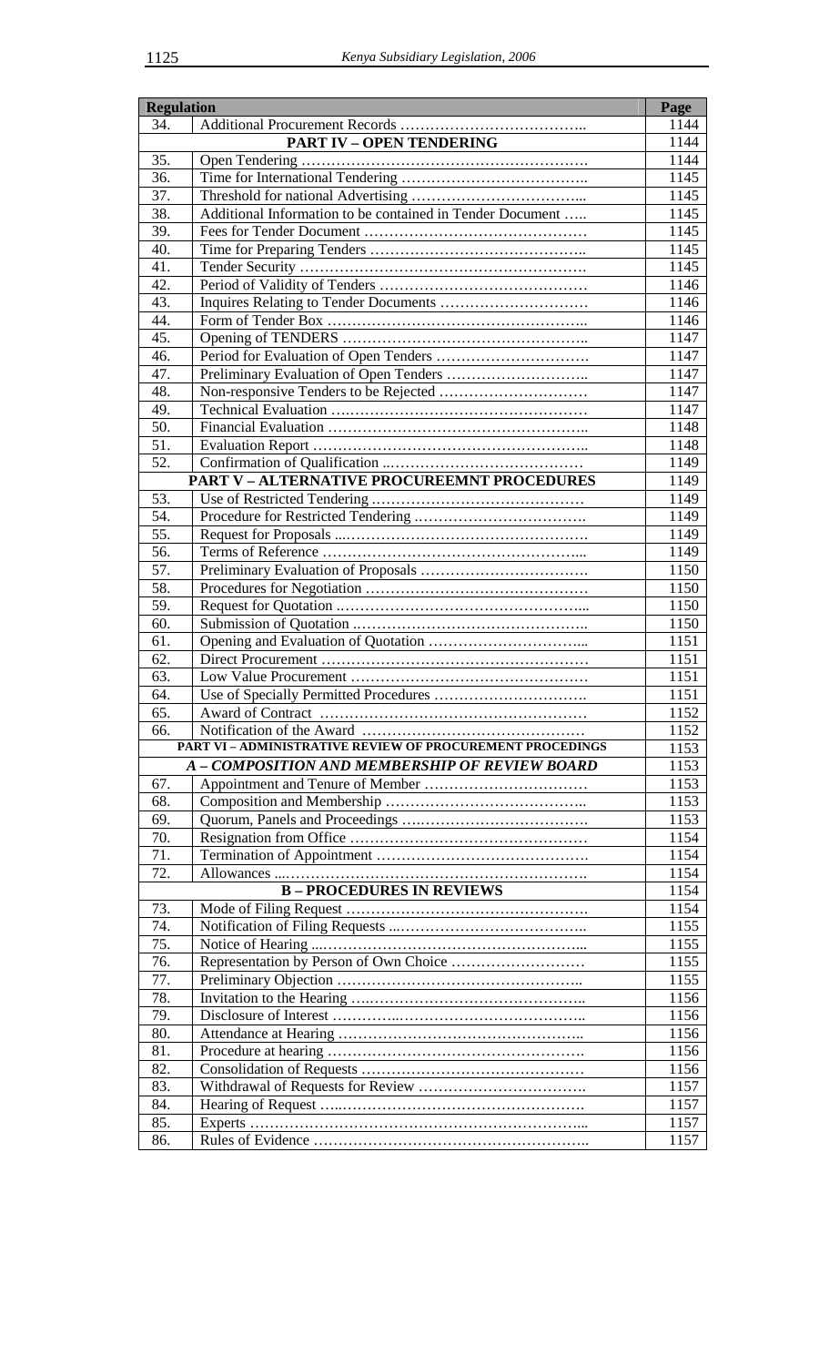| Regulation | | Page |
|---|---|---|
| 34. | Additional Procurement Records ……………………………….. | 1144 |
| | **PART IV – OPEN TENDERING** | 1144 |
| 35. | Open Tendering …………………………………………………. | 1144 |
| 36. | Time for International Tendering ……………………………….. | 1145 |
| 37. | Threshold for national Advertising ……………………………... | 1145 |
| 38. | Additional Information to be contained in Tender Document ….. | 1145 |
| 39. | Fees for Tender Document ……………………………………… | 1145 |
| 40. | Time for Preparing Tenders …………………………………….. | 1145 |
| 41. | Tender Security …………………………………………………. | 1145 |
| 42. | Period of Validity of Tenders …………………………………… | 1146 |
| 43. | Inquires Relating to Tender Documents ………………………… | 1146 |
| 44. | Form of Tender Box …………………………………………….. | 1146 |
| 45. | Opening of TENDERS ………………………………………….. | 1147 |
| 46. | Period for Evaluation of Open Tenders …………………………. | 1147 |
| 47. | Preliminary Evaluation of Open Tenders ……………………….. | 1147 |
| 48. | Non-responsive Tenders to be Rejected ………………………… | 1147 |
| 49. | Technical Evaluation …………………………………………… | 1147 |
| 50. | Financial Evaluation …………………………………………….. | 1148 |
| 51. | Evaluation Report ……………………………………………….. | 1148 |
| 52. | Confirmation of Qualification ………………………………… | 1149 |
| | **PART V – ALTERNATIVE PROCUREEMNT PROCEDURES** | 1149 |
| 53. | Use of Restricted Tendering …………………………………… | 1149 |
| 54. | Procedure for Restricted Tendering ……………………………. | 1149 |
| 55. | Request for Proposals ………………………………………….. | 1149 |
| 56. | Terms of Reference ……………………………………………... | 1149 |
| 57. | Preliminary Evaluation of Proposals ……………………………. | 1150 |
| 58. | Procedures for Negotiation ……………………………………… | 1150 |
| 59. | Request for Quotation …………………………………………... | 1150 |
| 60. | Submission of Quotation ……………………………………….. | 1150 |
| 61. | Opening and Evaluation of Quotation …………………………... | 1151 |
| 62. | Direct Procurement ……………………………………………… | 1151 |
| 63. | Low Value Procurement ………………………………………… | 1151 |
| 64. | Use of Specially Permitted Procedures …………………………. | 1151 |
| 65. | Award of Contract …………………………………………….. | 1152 |
| 66. | Notification of the Award ……………………………………… | 1152 |
| | **PART VI – ADMINISTRATIVE REVIEW OF PROCUREMENT PROCEDINGS** | 1153 |
| | ***A – COMPOSITION AND MEMBERSHIP OF REVIEW BOARD*** | 1153 |
| 67. | Appointment and Tenure of Member …………………………… | 1153 |
| 68. | Composition and Membership ………………………………….. | 1153 |
| 69. | Quorum, Panels and Proceedings ………………………………. | 1153 |
| 70. | Resignation from Office ………………………………………… | 1154 |
| 71. | Termination of Appointment …………………………………… | 1154 |
| 72. | Allowances ………………………………………………………. | 1154 |
| | **B – PROCEDURES IN REVIEWS** | 1154 |
| 73. | Mode of Filing Request …………………………………………. | 1154 |
| 74. | Notification of Filing Requests ………………………………….. | 1155 |
| 75. | Notice of Hearing ………………………………………………... | 1155 |
| 76. | Representation by Person of Own Choice ……………………… | 1155 |
| 77. | Preliminary Objection ………………………………………….. | 1155 |
| 78. | Invitation to the Hearing ………………………………………... | 1156 |
| 79. | Disclosure of Interest …………………………………………... | 1156 |
| 80. | Attendance at Hearing ………………………………………….. | 1156 |
| 81. | Procedure at hearing ……………………………………………. | 1156 |
| 82. | Consolidation of Requests ……………………………………… | 1156 |
| 83. | Withdrawal of Requests for Review ……………………………. | 1157 |
| 84. | Hearing of Request ……………………………………………. | 1157 |
| 85. | Experts …………………………………………………………... | 1157 |
| 86. | Rules of Evidence ……………………………………………….. | 1157 |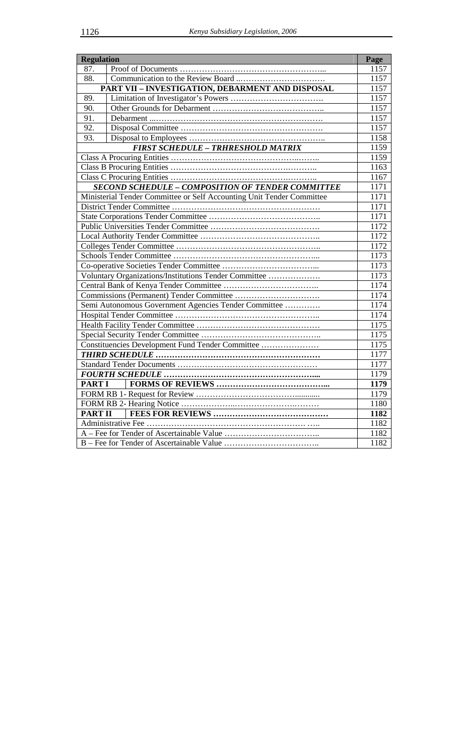| Regulation | | Page |
|---|---|---|
| 87. | Proof of Documents ……………………………………………... | 1157 |
| 88. | Communication to the Review Board ..…………………………. | 1157 |
| **PART VII – INVESTIGATION, DEBARMENT AND DISPOSAL** | | 1157 |
| 89. | Limitation of Investigator's Powers ……………………………. | 1157 |
| 90. | Other Grounds for Debarment ………………………………….. | 1157 |
| 91. | Debarment ...……………………………………………………. | 1157 |
| 92. | Disposal Committee ……………………………………………. | 1157 |
| 93. | Disposal to Employees ………………………………………….. | 1158 |
| ***FIRST SCHEDULE – TRHRESHOLD MATRIX*** | | 1159 |
| Class A Procuring Entities ………………………………………..…….. | | 1159 |
| Class B Procuring Entities ……………………………………….……….. | | 1163 |
| Class C Procuring Entities ……………………………………….……….. | | 1167 |
| ***SECOND SCHEDULE – COMPOSITION OF TENDER COMMITTEE*** | | 1171 |
| Ministerial Tender Committee or Self Accounting Unit Tender Committee | | 1171 |
| District Tender Committee ……………………………………………… | | 1171 |
| State Corporations Tender Committee ………………………………….. | | 1171 |
| Public Universities Tender Committee ………………………………….. | | 1172 |
| Local Authority Tender Committee …………………………………….. | | 1172 |
| Colleges Tender Committee …………………………………………….. | | 1172 |
| Schools Tender Committee ……………………………………………... | | 1173 |
| Co-operative Societies Tender Committee ……………………………... | | 1173 |
| Voluntary Organizations/Institutions Tender Committee ………………. | | 1173 |
| Central Bank of Kenya Tender Committee …………………………….. | | 1174 |
| Commissions (Permanent) Tender Committee …………………………. | | 1174 |
| Semi Autonomous Government Agencies Tender Committee …………. | | 1174 |
| Hospital Tender Committee …………………………………………….. | | 1174 |
| Health Facility Tender Committee ……………………………………… | | 1175 |
| Special Security Tender Committee …………………………………….. | | 1175 |
| Constituencies Development Fund Tender Committee ………………… | | 1175 |
| ***THIRD SCHEDULE …………………………………………………*** | | 1177 |
| Standard Tender Documents …………………………………………… | | 1177 |
| ***FOURTH SCHEDULE ………………………………………………....*** | | 1179 |
| **PART I** | **FORMS OF REVIEWS …………………………………...** | **1179** |
| FORM RB 1- Request for Review ……………………………............ | | 1179 |
| FORM RB 2- Hearing Notice ………………..…………………….……… | | 1180 |
| **PART II** | **FEES FOR REVIEWS ……………………………………** | **1182** |
| Administrative Fee ……………………………………………………. ….. | | 1182 |
| A – Fee for Tender of Ascertainable Value …………………………….. | | 1182 |
| B – Fee for Tender of Ascertainable Value …………………………….. | | 1182 |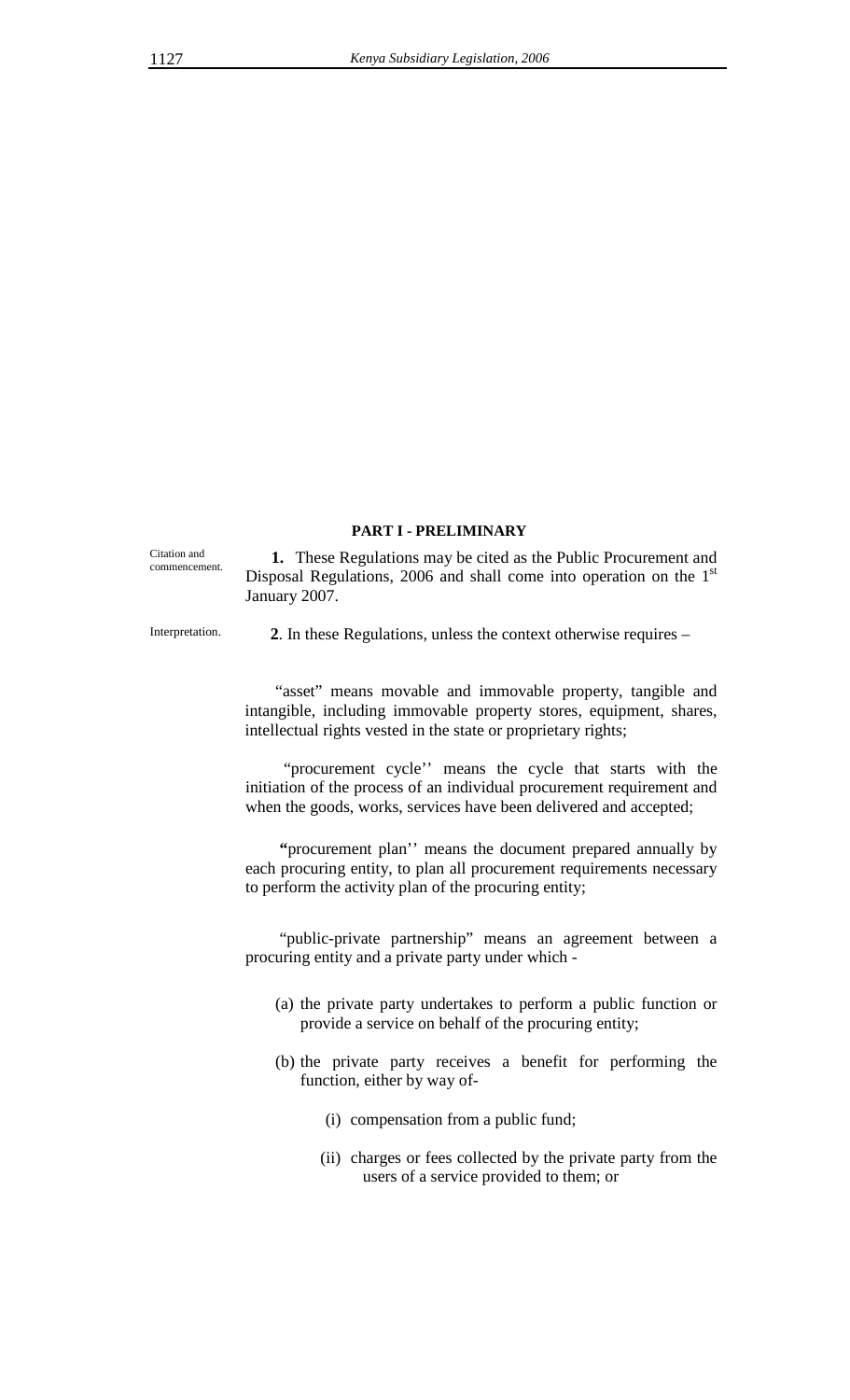## PART I - PRELIMINARY

Citation and commencement.

**1.** These Regulations may be cited as the Public Procurement and Disposal Regulations, 2006 and shall come into operation on the 1st January 2007.

Interpretation.

**2**. In these Regulations, unless the context otherwise requires –

"asset" means movable and immovable property, tangible and intangible, including immovable property stores, equipment, shares, intellectual rights vested in the state or proprietary rights;

"procurement cycle'' means the cycle that starts with the initiation of the process of an individual procurement requirement and when the goods, works, services have been delivered and accepted;

"procurement plan'' means the document prepared annually by each procuring entity, to plan all procurement requirements necessary to perform the activity plan of the procuring entity;

"public-private partnership" means an agreement between a procuring entity and a private party under which -

(a) the private party undertakes to perform a public function or provide a service on behalf of the procuring entity;

(b) the private party receives a benefit for performing the function, either by way of-

(i) compensation from a public fund;

(ii) charges or fees collected by the private party from the users of a service provided to them; or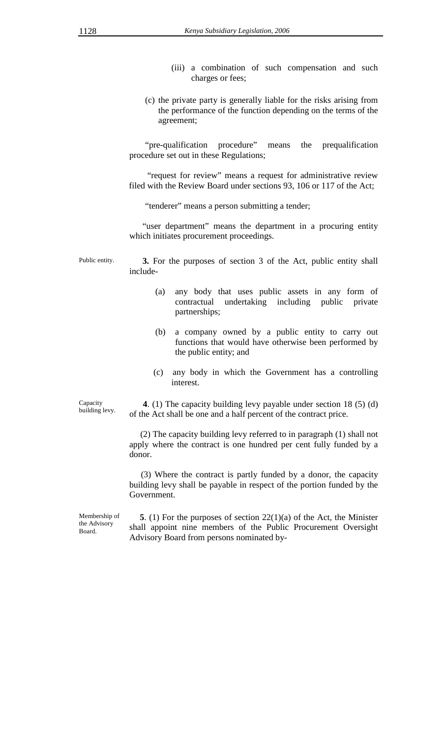(iii) a combination of such compensation and such charges or fees;

(c) the private party is generally liable for the risks arising from the performance of the function depending on the terms of the agreement;

"pre-qualification procedure" means the prequalification procedure set out in these Regulations;

"request for review" means a request for administrative review filed with the Review Board under sections 93, 106 or 117 of the Act;

"tenderer" means a person submitting a tender;

"user department" means the department in a procuring entity which initiates procurement proceedings.

Public entity.

**3.** For the purposes of section 3 of the Act, public entity shall include-

(a) any body that uses public assets in any form of contractual undertaking including public private partnerships;

(b) a company owned by a public entity to carry out functions that would have otherwise been performed by the public entity; and

(c) any body in which the Government has a controlling interest.

Capacity building levy.

**4**. (1) The capacity building levy payable under section 18 (5) (d) of the Act shall be one and a half percent of the contract price.

(2) The capacity building levy referred to in paragraph (1) shall not apply where the contract is one hundred per cent fully funded by a donor.

(3) Where the contract is partly funded by a donor, the capacity building levy shall be payable in respect of the portion funded by the Government.

Membership of the Advisory Board.

**5**. (1) For the purposes of section 22(1)(a) of the Act, the Minister shall appoint nine members of the Public Procurement Oversight Advisory Board from persons nominated by-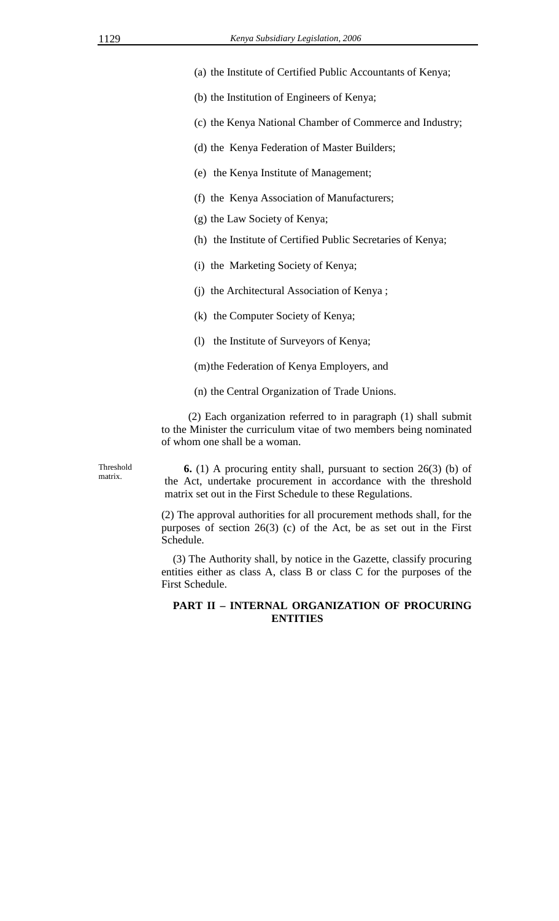(a) the Institute of Certified Public Accountants of Kenya;

(b) the Institution of Engineers of Kenya;

(c) the Kenya National Chamber of Commerce and Industry;

(d) the Kenya Federation of Master Builders;

(e) the Kenya Institute of Management;

(f) the Kenya Association of Manufacturers;

(g) the Law Society of Kenya;

(h) the Institute of Certified Public Secretaries of Kenya;

(i) the Marketing Society of Kenya;

(j) the Architectural Association of Kenya ;

(k) the Computer Society of Kenya;

(l) the Institute of Surveyors of Kenya;

(m) the Federation of Kenya Employers, and

(n) the Central Organization of Trade Unions.

(2) Each organization referred to in paragraph (1) shall submit to the Minister the curriculum vitae of two members being nominated of whom one shall be a woman.

Threshold matrix.

**6.** (1) A procuring entity shall, pursuant to section 26(3) (b) of the Act, undertake procurement in accordance with the threshold matrix set out in the First Schedule to these Regulations.

(2) The approval authorities for all procurement methods shall, for the purposes of section 26(3) (c) of the Act, be as set out in the First Schedule.

(3) The Authority shall, by notice in the Gazette, classify procuring entities either as class A, class B or class C for the purposes of the First Schedule.

## PART II – INTERNAL ORGANIZATION OF PROCURING ENTITIES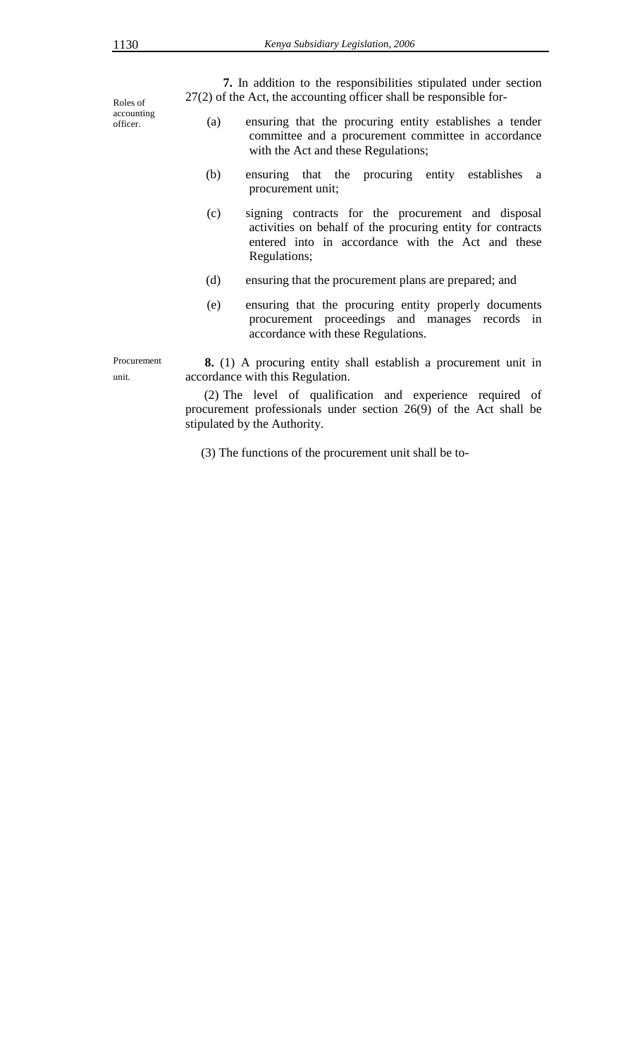Roles of accounting officer.

**7.** In addition to the responsibilities stipulated under section 27(2) of the Act, the accounting officer shall be responsible for-

(a) ensuring that the procuring entity establishes a tender committee and a procurement committee in accordance with the Act and these Regulations;

(b) ensuring that the procuring entity establishes a procurement unit;

(c) signing contracts for the procurement and disposal activities on behalf of the procuring entity for contracts entered into in accordance with the Act and these Regulations;

(d) ensuring that the procurement plans are prepared; and

(e) ensuring that the procuring entity properly documents procurement proceedings and manages records in accordance with these Regulations.

Procurement unit.

**8.** (1) A procuring entity shall establish a procurement unit in accordance with this Regulation.

(2) The level of qualification and experience required of procurement professionals under section 26(9) of the Act shall be stipulated by the Authority.

(3) The functions of the procurement unit shall be to-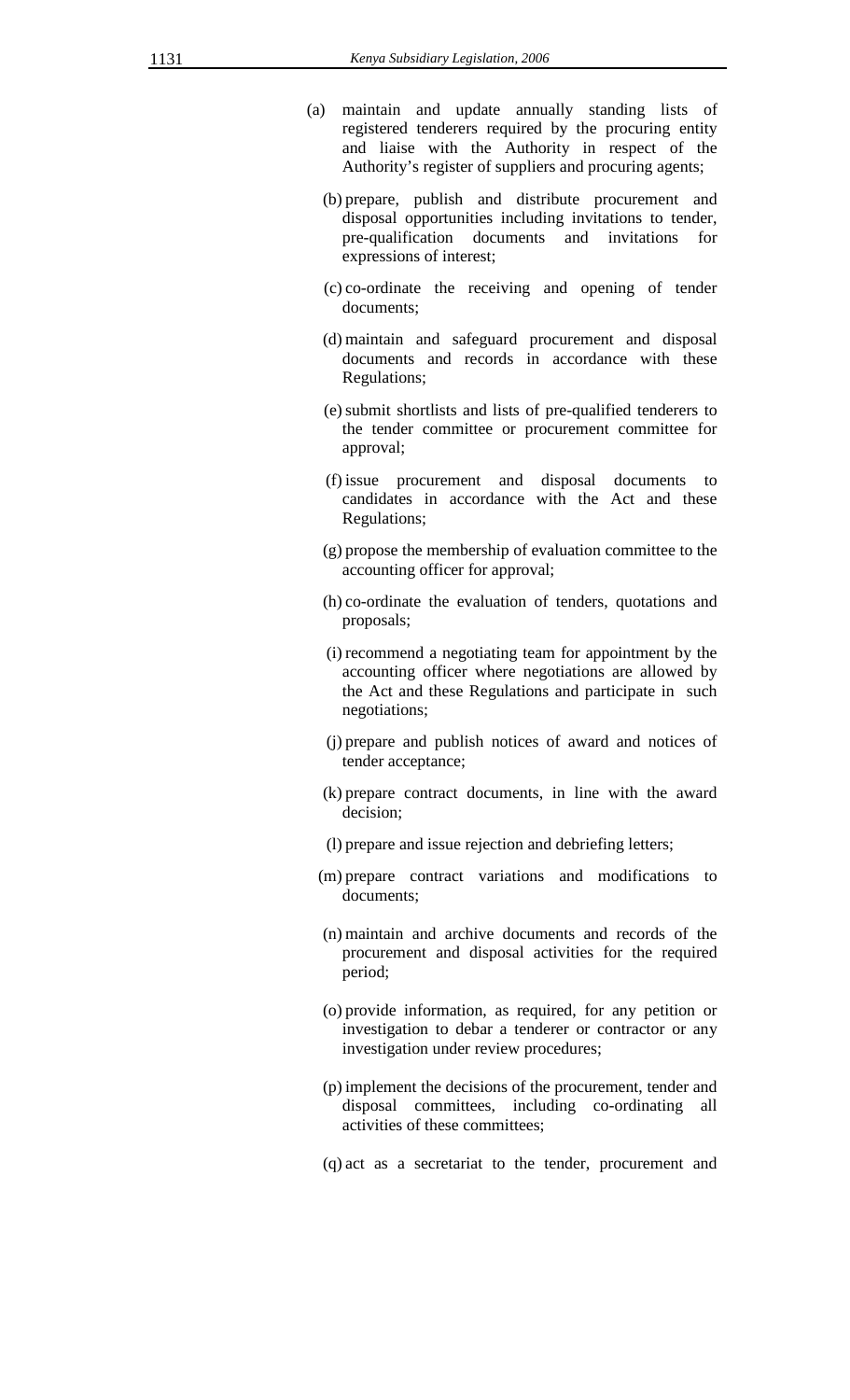(a) maintain and update annually standing lists of registered tenderers required by the procuring entity and liaise with the Authority in respect of the Authority's register of suppliers and procuring agents;

(b) prepare, publish and distribute procurement and disposal opportunities including invitations to tender, pre-qualification documents and invitations for expressions of interest;

(c) co-ordinate the receiving and opening of tender documents;

(d) maintain and safeguard procurement and disposal documents and records in accordance with these Regulations;

(e) submit shortlists and lists of pre-qualified tenderers to the tender committee or procurement committee for approval;

(f) issue procurement and disposal documents to candidates in accordance with the Act and these Regulations;

(g) propose the membership of evaluation committee to the accounting officer for approval;

(h) co-ordinate the evaluation of tenders, quotations and proposals;

(i) recommend a negotiating team for appointment by the accounting officer where negotiations are allowed by the Act and these Regulations and participate in such negotiations;

(j) prepare and publish notices of award and notices of tender acceptance;

(k) prepare contract documents, in line with the award decision;

(l) prepare and issue rejection and debriefing letters;

(m) prepare contract variations and modifications to documents;

(n) maintain and archive documents and records of the procurement and disposal activities for the required period;

(o) provide information, as required, for any petition or investigation to debar a tenderer or contractor or any investigation under review procedures;

(p) implement the decisions of the procurement, tender and disposal committees, including co-ordinating all activities of these committees;

(q) act as a secretariat to the tender, procurement and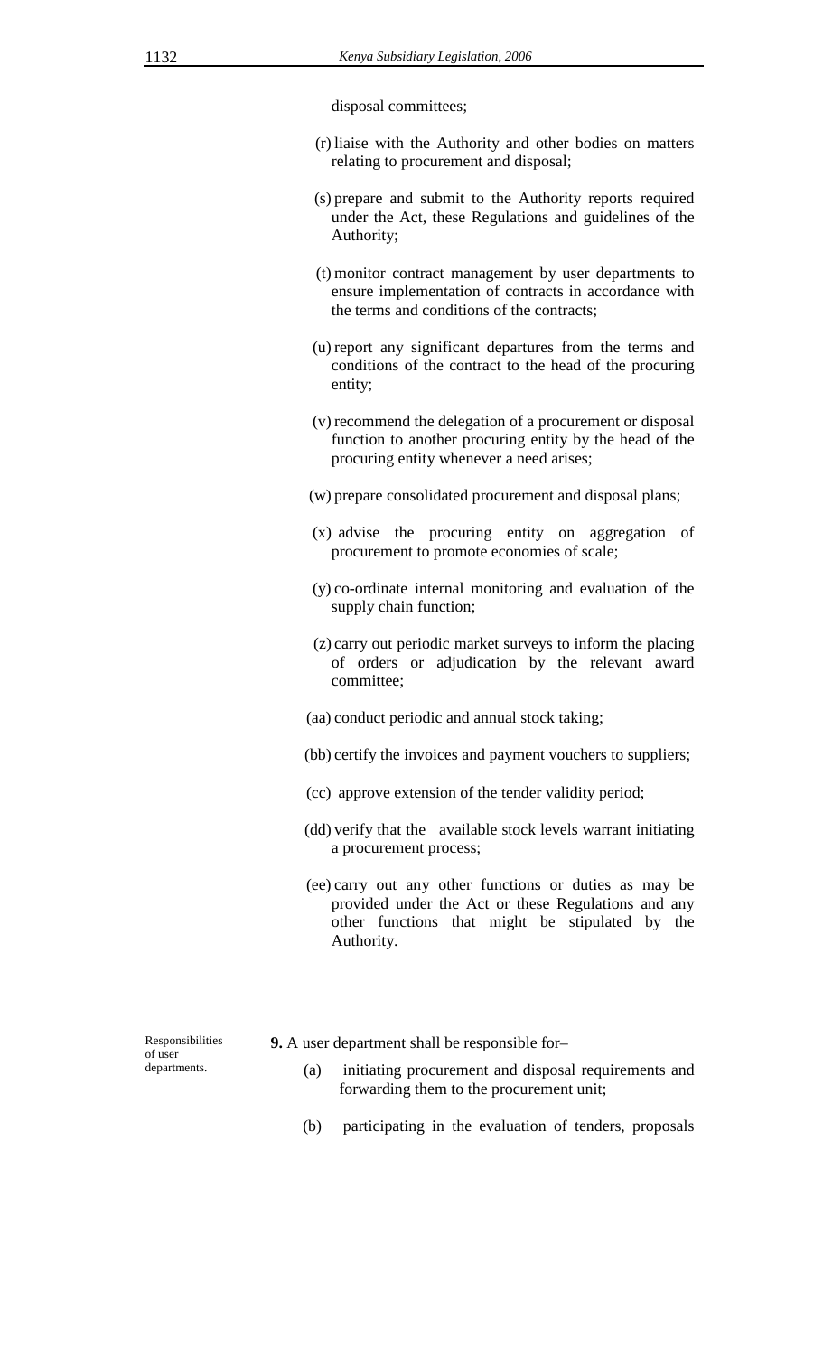disposal committees;

(r) liaise with the Authority and other bodies on matters relating to procurement and disposal;

(s) prepare and submit to the Authority reports required under the Act, these Regulations and guidelines of the Authority;

(t) monitor contract management by user departments to ensure implementation of contracts in accordance with the terms and conditions of the contracts;

(u) report any significant departures from the terms and conditions of the contract to the head of the procuring entity;

(v) recommend the delegation of a procurement or disposal function to another procuring entity by the head of the procuring entity whenever a need arises;

(w) prepare consolidated procurement and disposal plans;

(x) advise the procuring entity on aggregation of procurement to promote economies of scale;

(y) co-ordinate internal monitoring and evaluation of the supply chain function;

(z) carry out periodic market surveys to inform the placing of orders or adjudication by the relevant award committee;

(aa) conduct periodic and annual stock taking;

(bb) certify the invoices and payment vouchers to suppliers;

(cc) approve extension of the tender validity period;

(dd) verify that the available stock levels warrant initiating a procurement process;

(ee) carry out any other functions or duties as may be provided under the Act or these Regulations and any other functions that might be stipulated by the Authority.

Responsibilities of user departments.

**9.** A user department shall be responsible for–

(a) initiating procurement and disposal requirements and forwarding them to the procurement unit;

(b) participating in the evaluation of tenders, proposals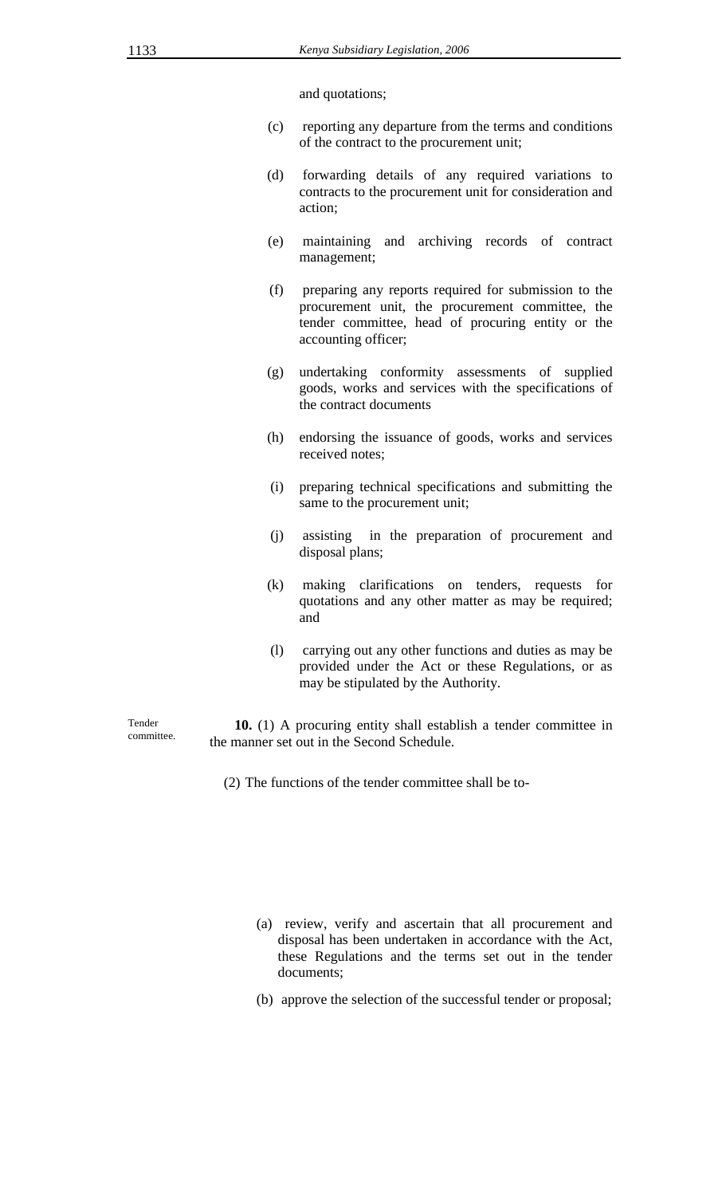and quotations;

(c) reporting any departure from the terms and conditions of the contract to the procurement unit;

(d) forwarding details of any required variations to contracts to the procurement unit for consideration and action;

(e) maintaining and archiving records of contract management;

(f) preparing any reports required for submission to the procurement unit, the procurement committee, the tender committee, head of procuring entity or the accounting officer;

(g) undertaking conformity assessments of supplied goods, works and services with the specifications of the contract documents

(h) endorsing the issuance of goods, works and services received notes;

(i) preparing technical specifications and submitting the same to the procurement unit;

(j) assisting in the preparation of procurement and disposal plans;

(k) making clarifications on tenders, requests for quotations and any other matter as may be required; and

(l) carrying out any other functions and duties as may be provided under the Act or these Regulations, or as may be stipulated by the Authority.

Tender committee.

**10.** (1) A procuring entity shall establish a tender committee in the manner set out in the Second Schedule.

(2) The functions of the tender committee shall be to-

(a) review, verify and ascertain that all procurement and disposal has been undertaken in accordance with the Act, these Regulations and the terms set out in the tender documents;

(b) approve the selection of the successful tender or proposal;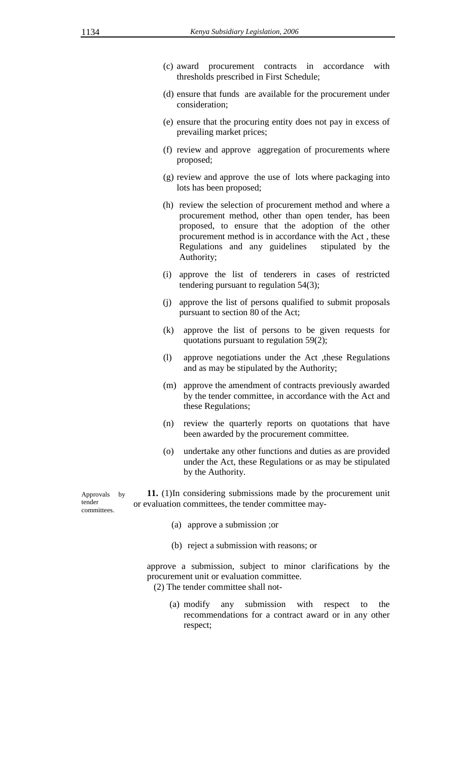(c) award procurement contracts in accordance with thresholds prescribed in First Schedule;

(d) ensure that funds are available for the procurement under consideration;

(e) ensure that the procuring entity does not pay in excess of prevailing market prices;

(f) review and approve aggregation of procurements where proposed;

(g) review and approve the use of lots where packaging into lots has been proposed;

(h) review the selection of procurement method and where a procurement method, other than open tender, has been proposed, to ensure that the adoption of the other procurement method is in accordance with the Act , these Regulations and any guidelines stipulated by the Authority;

(i) approve the list of tenderers in cases of restricted tendering pursuant to regulation 54(3);

(j) approve the list of persons qualified to submit proposals pursuant to section 80 of the Act;

(k) approve the list of persons to be given requests for quotations pursuant to regulation 59(2);

(l) approve negotiations under the Act ,these Regulations and as may be stipulated by the Authority;

(m) approve the amendment of contracts previously awarded by the tender committee, in accordance with the Act and these Regulations;

(n) review the quarterly reports on quotations that have been awarded by the procurement committee.

(o) undertake any other functions and duties as are provided under the Act, these Regulations or as may be stipulated by the Authority.

Approvals by tender committees.

**11.** (1)In considering submissions made by the procurement unit or evaluation committees, the tender committee may-

(a) approve a submission ;or

(b) reject a submission with reasons; or

approve a submission, subject to minor clarifications by the procurement unit or evaluation committee.

(2) The tender committee shall not-

(a) modify any submission with respect to the recommendations for a contract award or in any other respect;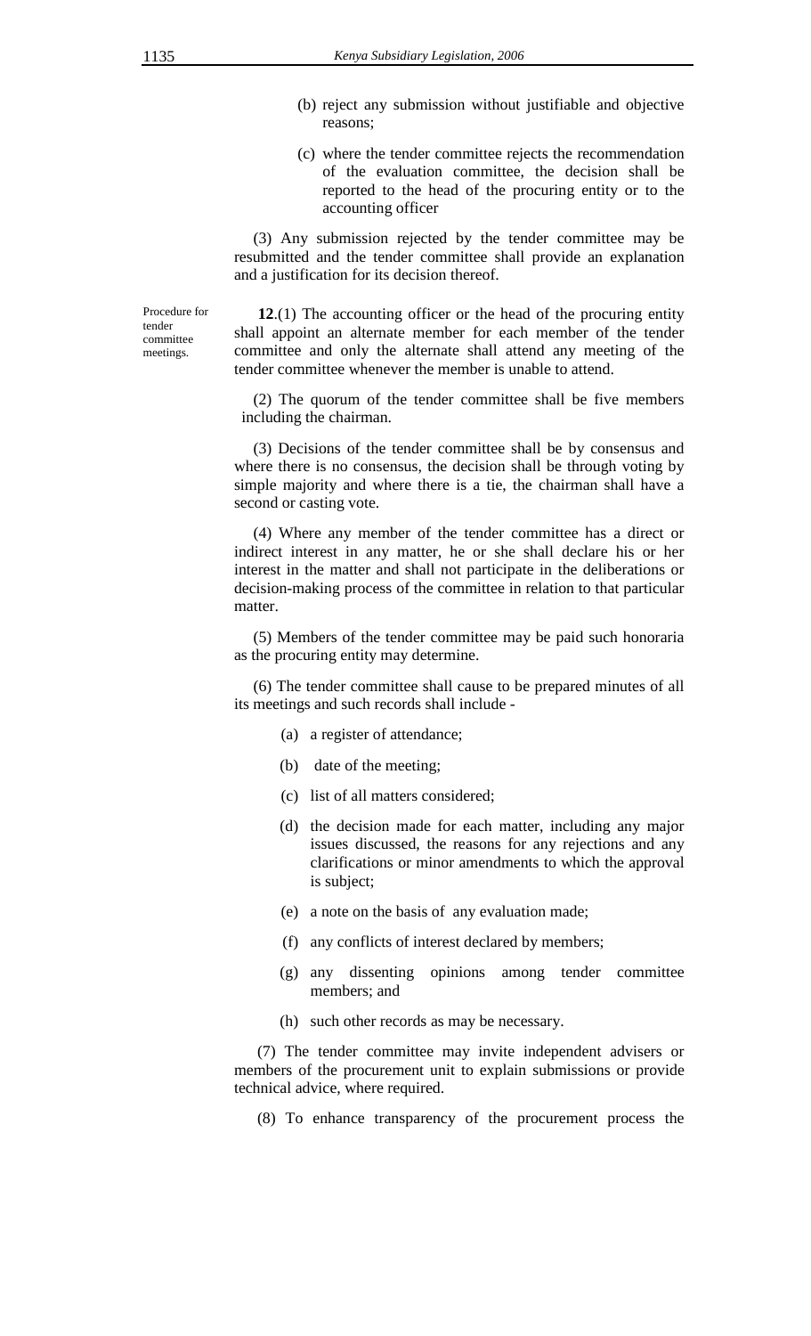(b) reject any submission without justifiable and objective reasons;

(c) where the tender committee rejects the recommendation of the evaluation committee, the decision shall be reported to the head of the procuring entity or to the accounting officer

(3) Any submission rejected by the tender committee may be resubmitted and the tender committee shall provide an explanation and a justification for its decision thereof.

Procedure for tender committee meetings.

**12**.(1) The accounting officer or the head of the procuring entity shall appoint an alternate member for each member of the tender committee and only the alternate shall attend any meeting of the tender committee whenever the member is unable to attend.

(2) The quorum of the tender committee shall be five members including the chairman.

(3) Decisions of the tender committee shall be by consensus and where there is no consensus, the decision shall be through voting by simple majority and where there is a tie, the chairman shall have a second or casting vote.

(4) Where any member of the tender committee has a direct or indirect interest in any matter, he or she shall declare his or her interest in the matter and shall not participate in the deliberations or decision-making process of the committee in relation to that particular matter.

(5) Members of the tender committee may be paid such honoraria as the procuring entity may determine.

(6) The tender committee shall cause to be prepared minutes of all its meetings and such records shall include -

(a) a register of attendance;

(b) date of the meeting;

(c) list of all matters considered;

(d) the decision made for each matter, including any major issues discussed, the reasons for any rejections and any clarifications or minor amendments to which the approval is subject;

(e) a note on the basis of any evaluation made;

(f) any conflicts of interest declared by members;

(g) any dissenting opinions among tender committee members; and

(h) such other records as may be necessary.

(7) The tender committee may invite independent advisers or members of the procurement unit to explain submissions or provide technical advice, where required.

(8) To enhance transparency of the procurement process the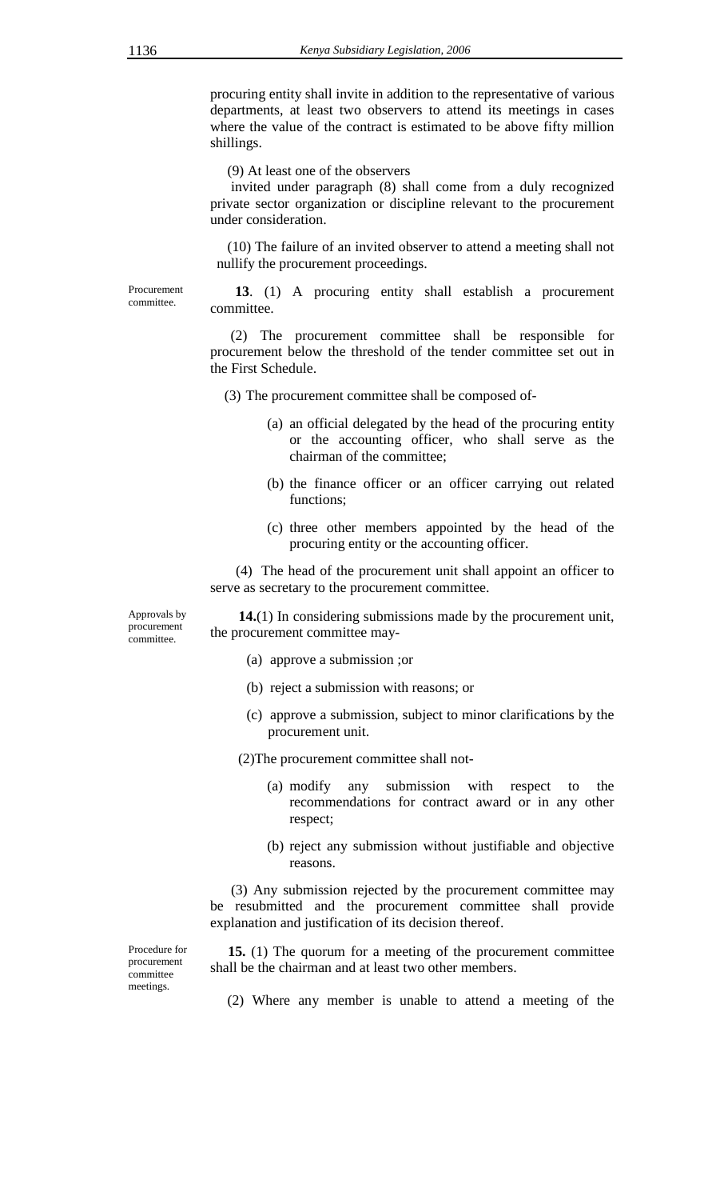procuring entity shall invite in addition to the representative of various departments, at least two observers to attend its meetings in cases where the value of the contract is estimated to be above fifty million shillings.

(9) At least one of the observers invited under paragraph (8) shall come from a duly recognized private sector organization or discipline relevant to the procurement under consideration.

(10) The failure of an invited observer to attend a meeting shall not nullify the procurement proceedings.

Procurement committee.

**13**. (1) A procuring entity shall establish a procurement committee.

(2) The procurement committee shall be responsible for procurement below the threshold of the tender committee set out in the First Schedule.

(3) The procurement committee shall be composed of-

(a) an official delegated by the head of the procuring entity or the accounting officer, who shall serve as the chairman of the committee;

(b) the finance officer or an officer carrying out related functions;

(c) three other members appointed by the head of the procuring entity or the accounting officer.

(4) The head of the procurement unit shall appoint an officer to serve as secretary to the procurement committee.

Approvals by procurement committee.

**14.**(1) In considering submissions made by the procurement unit, the procurement committee may-

(a) approve a submission ;or

(b) reject a submission with reasons; or

(c) approve a submission, subject to minor clarifications by the procurement unit.

(2)The procurement committee shall not-

(a) modify any submission with respect to the recommendations for contract award or in any other respect;

(b) reject any submission without justifiable and objective reasons.

(3) Any submission rejected by the procurement committee may be resubmitted and the procurement committee shall provide explanation and justification of its decision thereof.

Procedure for procurement committee meetings.

**15.** (1) The quorum for a meeting of the procurement committee shall be the chairman and at least two other members.

(2) Where any member is unable to attend a meeting of the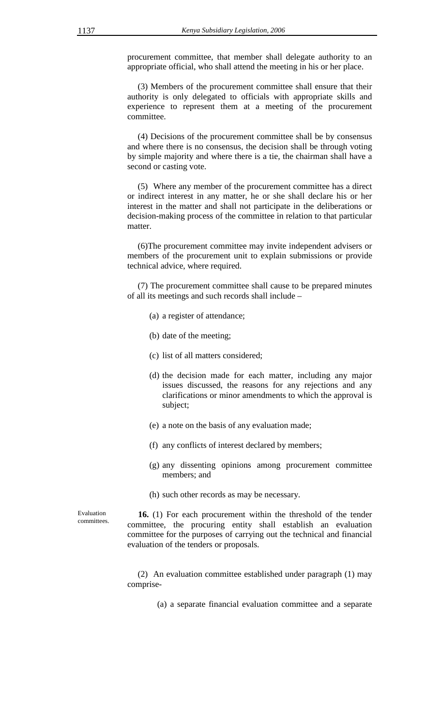procurement committee, that member shall delegate authority to an appropriate official, who shall attend the meeting in his or her place.

(3) Members of the procurement committee shall ensure that their authority is only delegated to officials with appropriate skills and experience to represent them at a meeting of the procurement committee.

(4) Decisions of the procurement committee shall be by consensus and where there is no consensus, the decision shall be through voting by simple majority and where there is a tie, the chairman shall have a second or casting vote.

(5) Where any member of the procurement committee has a direct or indirect interest in any matter, he or she shall declare his or her interest in the matter and shall not participate in the deliberations or decision-making process of the committee in relation to that particular matter.

(6)The procurement committee may invite independent advisers or members of the procurement unit to explain submissions or provide technical advice, where required.

(7) The procurement committee shall cause to be prepared minutes of all its meetings and such records shall include –

(a) a register of attendance;

(b) date of the meeting;

(c) list of all matters considered;

(d) the decision made for each matter, including any major issues discussed, the reasons for any rejections and any clarifications or minor amendments to which the approval is subject;

(e) a note on the basis of any evaluation made;

(f) any conflicts of interest declared by members;

(g) any dissenting opinions among procurement committee members; and

(h) such other records as may be necessary.

Evaluation committees.

**16.** (1) For each procurement within the threshold of the tender committee, the procuring entity shall establish an evaluation committee for the purposes of carrying out the technical and financial evaluation of the tenders or proposals.

(2) An evaluation committee established under paragraph (1) may comprise-

(a) a separate financial evaluation committee and a separate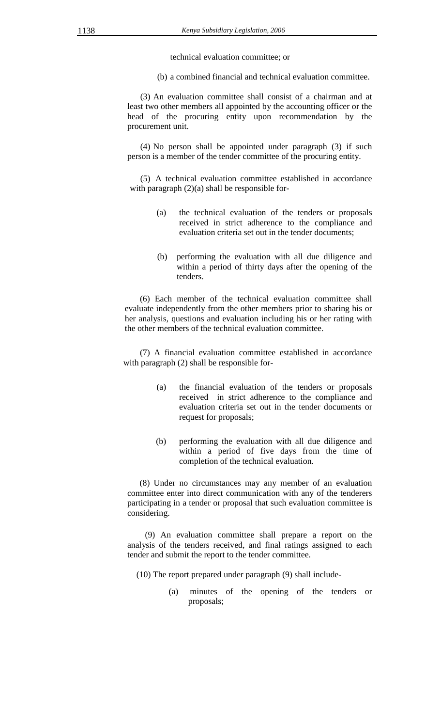technical evaluation committee; or

(b) a combined financial and technical evaluation committee.

(3) An evaluation committee shall consist of a chairman and at least two other members all appointed by the accounting officer or the head of the procuring entity upon recommendation by the procurement unit.

(4) No person shall be appointed under paragraph (3) if such person is a member of the tender committee of the procuring entity.

(5) A technical evaluation committee established in accordance with paragraph (2)(a) shall be responsible for-

(a) the technical evaluation of the tenders or proposals received in strict adherence to the compliance and evaluation criteria set out in the tender documents;

(b) performing the evaluation with all due diligence and within a period of thirty days after the opening of the tenders.

(6) Each member of the technical evaluation committee shall evaluate independently from the other members prior to sharing his or her analysis, questions and evaluation including his or her rating with the other members of the technical evaluation committee.

(7) A financial evaluation committee established in accordance with paragraph (2) shall be responsible for-

(a) the financial evaluation of the tenders or proposals received in strict adherence to the compliance and evaluation criteria set out in the tender documents or request for proposals;

(b) performing the evaluation with all due diligence and within a period of five days from the time of completion of the technical evaluation.

(8) Under no circumstances may any member of an evaluation committee enter into direct communication with any of the tenderers participating in a tender or proposal that such evaluation committee is considering.

(9) An evaluation committee shall prepare a report on the analysis of the tenders received, and final ratings assigned to each tender and submit the report to the tender committee.

(10) The report prepared under paragraph (9) shall include-

(a) minutes of the opening of the tenders or proposals;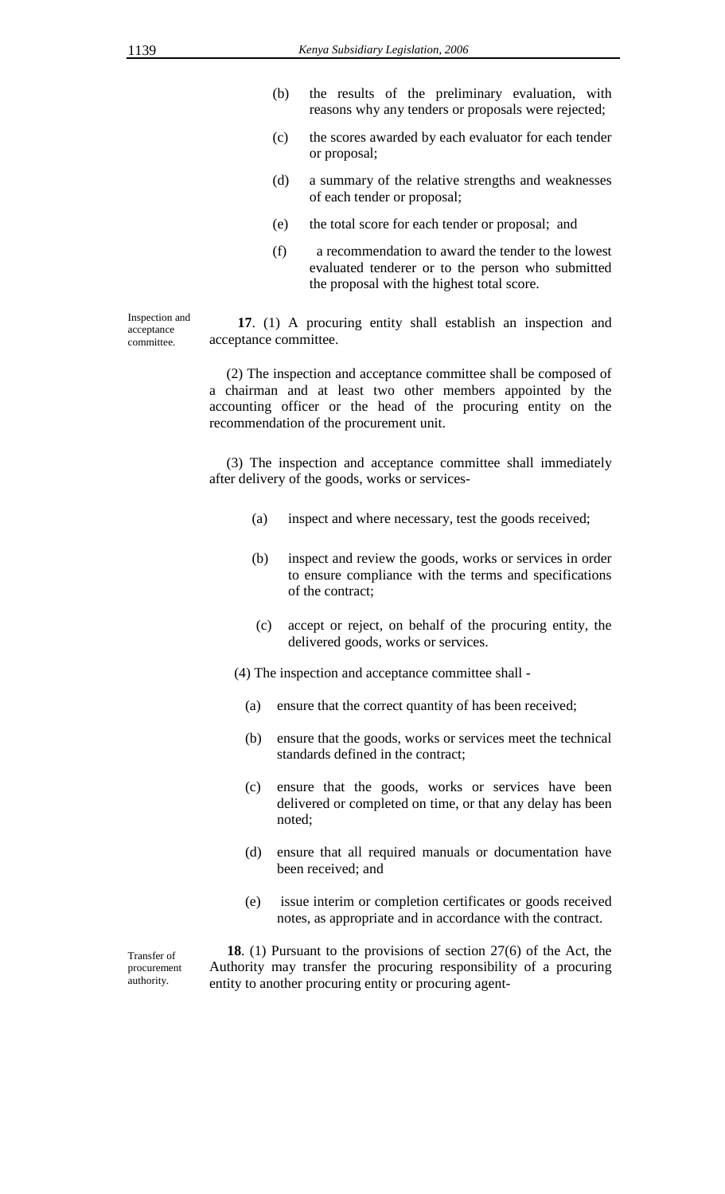(b) the results of the preliminary evaluation, with reasons why any tenders or proposals were rejected;

(c) the scores awarded by each evaluator for each tender or proposal;

(d) a summary of the relative strengths and weaknesses of each tender or proposal;

(e) the total score for each tender or proposal; and

(f) a recommendation to award the tender to the lowest evaluated tenderer or to the person who submitted the proposal with the highest total score.

*Inspection and acceptance committee.*

**17**. (1) A procuring entity shall establish an inspection and acceptance committee.

(2) The inspection and acceptance committee shall be composed of a chairman and at least two other members appointed by the accounting officer or the head of the procuring entity on the recommendation of the procurement unit.

(3) The inspection and acceptance committee shall immediately after delivery of the goods, works or services-

(a) inspect and where necessary, test the goods received;

(b) inspect and review the goods, works or services in order to ensure compliance with the terms and specifications of the contract;

(c) accept or reject, on behalf of the procuring entity, the delivered goods, works or services.

(4) The inspection and acceptance committee shall -

(a) ensure that the correct quantity of has been received;

(b) ensure that the goods, works or services meet the technical standards defined in the contract;

(c) ensure that the goods, works or services have been delivered or completed on time, or that any delay has been noted;

(d) ensure that all required manuals or documentation have been received; and

(e) issue interim or completion certificates or goods received notes, as appropriate and in accordance with the contract.

*Transfer of procurement authority.*

**18**. (1) Pursuant to the provisions of section 27(6) of the Act, the Authority may transfer the procuring responsibility of a procuring entity to another procuring entity or procuring agent-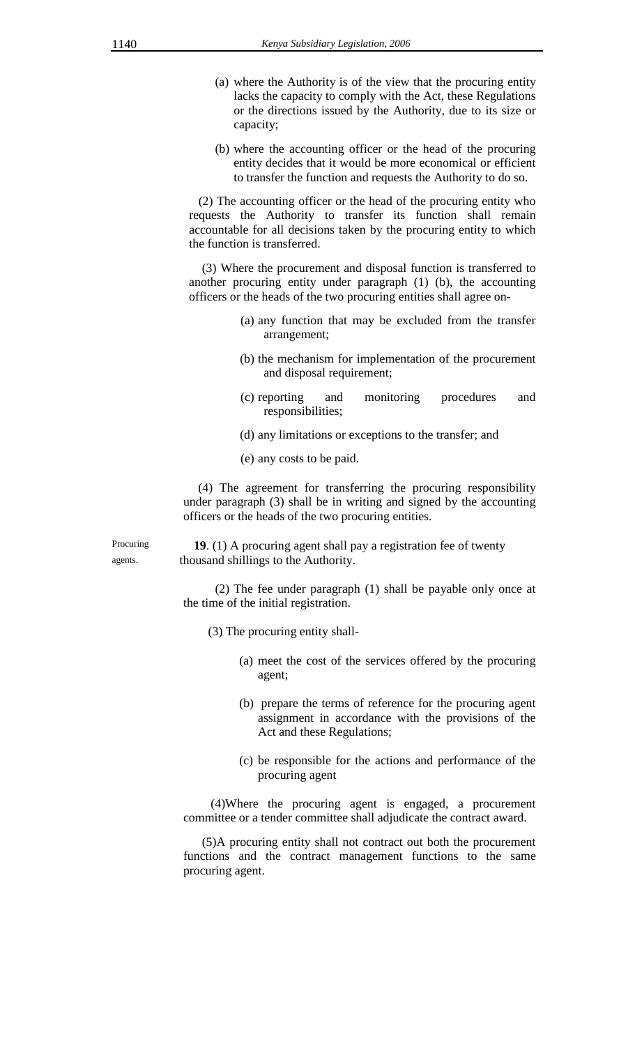(a) where the Authority is of the view that the procuring entity lacks the capacity to comply with the Act, these Regulations or the directions issued by the Authority, due to its size or capacity;

(b) where the accounting officer or the head of the procuring entity decides that it would be more economical or efficient to transfer the function and requests the Authority to do so.

(2) The accounting officer or the head of the procuring entity who requests the Authority to transfer its function shall remain accountable for all decisions taken by the procuring entity to which the function is transferred.

(3) Where the procurement and disposal function is transferred to another procuring entity under paragraph (1) (b), the accounting officers or the heads of the two procuring entities shall agree on-

(a) any function that may be excluded from the transfer arrangement;

(b) the mechanism for implementation of the procurement and disposal requirement;

(c) reporting and monitoring procedures and responsibilities;

(d) any limitations or exceptions to the transfer; and

(e) any costs to be paid.

(4) The agreement for transferring the procuring responsibility under paragraph (3) shall be in writing and signed by the accounting officers or the heads of the two procuring entities.

Procuring agents.

**19**. (1) A procuring agent shall pay a registration fee of twenty thousand shillings to the Authority.

(2) The fee under paragraph (1) shall be payable only once at the time of the initial registration.

(3) The procuring entity shall-

(a) meet the cost of the services offered by the procuring agent;

(b) prepare the terms of reference for the procuring agent assignment in accordance with the provisions of the Act and these Regulations;

(c) be responsible for the actions and performance of the procuring agent

(4)Where the procuring agent is engaged, a procurement committee or a tender committee shall adjudicate the contract award.

(5)A procuring entity shall not contract out both the procurement functions and the contract management functions to the same procuring agent.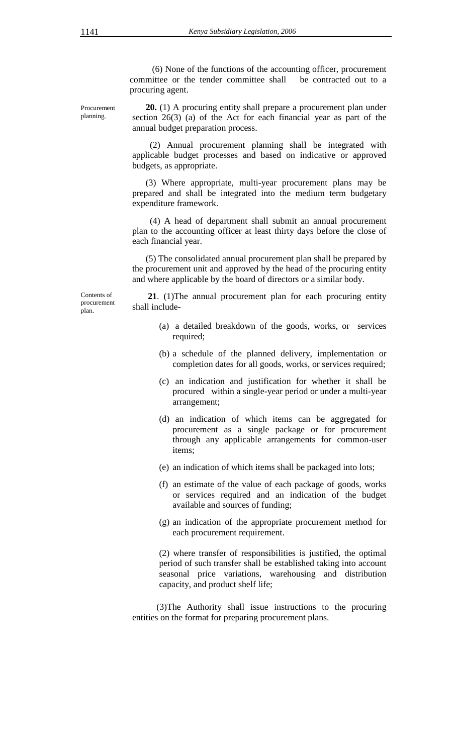(6) None of the functions of the accounting officer, procurement committee or the tender committee shall be contracted out to a procuring agent.

Procurement planning.

**20.** (1) A procuring entity shall prepare a procurement plan under section 26(3) (a) of the Act for each financial year as part of the annual budget preparation process.

(2) Annual procurement planning shall be integrated with applicable budget processes and based on indicative or approved budgets, as appropriate.

(3) Where appropriate, multi-year procurement plans may be prepared and shall be integrated into the medium term budgetary expenditure framework.

(4) A head of department shall submit an annual procurement plan to the accounting officer at least thirty days before the close of each financial year.

(5) The consolidated annual procurement plan shall be prepared by the procurement unit and approved by the head of the procuring entity and where applicable by the board of directors or a similar body.

Contents of procurement plan.

**21**. (1)The annual procurement plan for each procuring entity shall include-

(a) a detailed breakdown of the goods, works, or services required;

(b) a schedule of the planned delivery, implementation or completion dates for all goods, works, or services required;

(c) an indication and justification for whether it shall be procured within a single-year period or under a multi-year arrangement;

(d) an indication of which items can be aggregated for procurement as a single package or for procurement through any applicable arrangements for common-user items;

(e) an indication of which items shall be packaged into lots;

(f) an estimate of the value of each package of goods, works or services required and an indication of the budget available and sources of funding;

(g) an indication of the appropriate procurement method for each procurement requirement.

(2) where transfer of responsibilities is justified, the optimal period of such transfer shall be established taking into account seasonal price variations, warehousing and distribution capacity, and product shelf life;

(3)The Authority shall issue instructions to the procuring entities on the format for preparing procurement plans.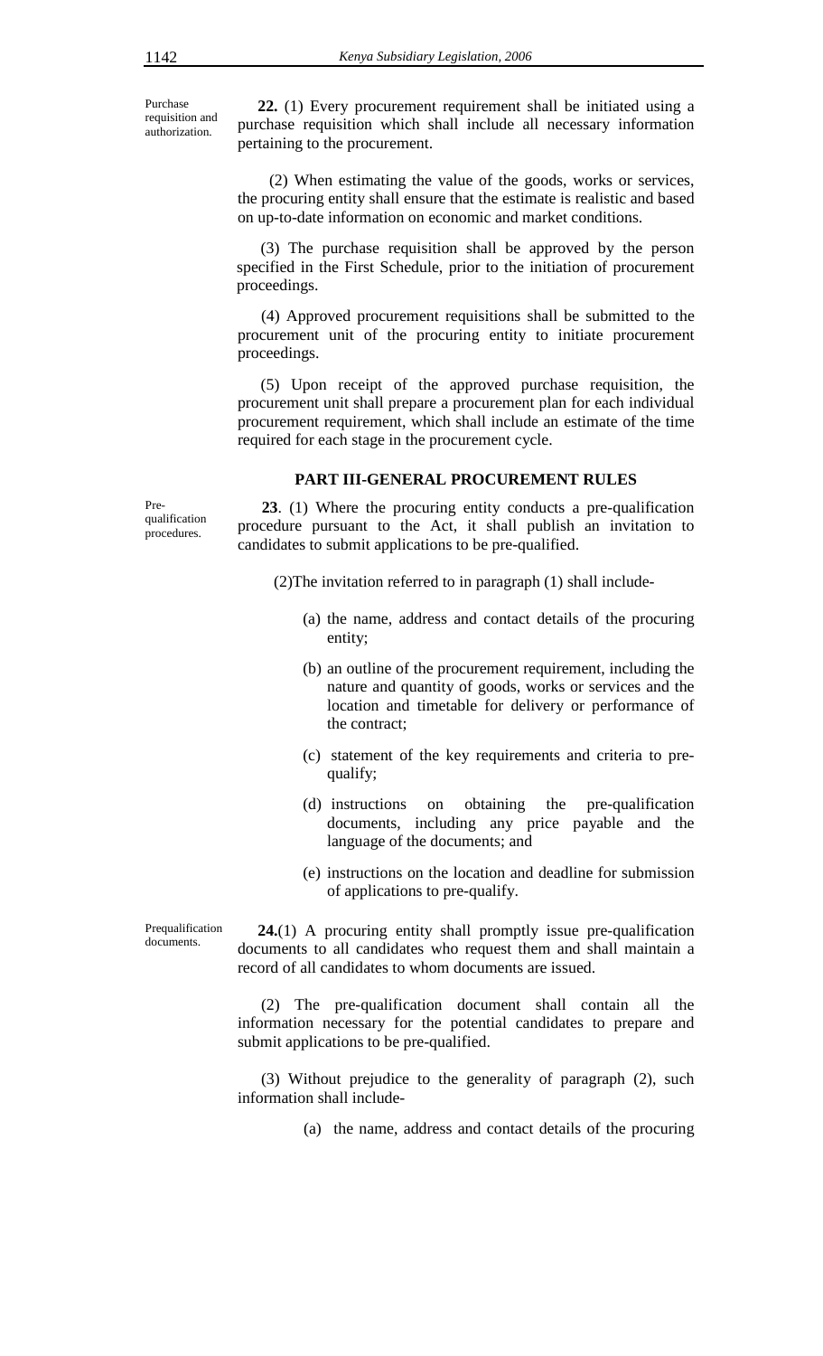Purchase requisition and authorization.

**22.** (1) Every procurement requirement shall be initiated using a purchase requisition which shall include all necessary information pertaining to the procurement.

(2) When estimating the value of the goods, works or services, the procuring entity shall ensure that the estimate is realistic and based on up-to-date information on economic and market conditions.

(3) The purchase requisition shall be approved by the person specified in the First Schedule, prior to the initiation of procurement proceedings.

(4) Approved procurement requisitions shall be submitted to the procurement unit of the procuring entity to initiate procurement proceedings.

(5) Upon receipt of the approved purchase requisition, the procurement unit shall prepare a procurement plan for each individual procurement requirement, which shall include an estimate of the time required for each stage in the procurement cycle.

## PART III-GENERAL PROCUREMENT RULES

Pre-qualification procedures.

**23**. (1) Where the procuring entity conducts a pre-qualification procedure pursuant to the Act, it shall publish an invitation to candidates to submit applications to be pre-qualified.

(2)The invitation referred to in paragraph (1) shall include-

(a) the name, address and contact details of the procuring entity;

(b) an outline of the procurement requirement, including the nature and quantity of goods, works or services and the location and timetable for delivery or performance of the contract;

(c) statement of the key requirements and criteria to pre-qualify;

(d) instructions on obtaining the pre-qualification documents, including any price payable and the language of the documents; and

(e) instructions on the location and deadline for submission of applications to pre-qualify.

Prequalification documents.

**24.**(1) A procuring entity shall promptly issue pre-qualification documents to all candidates who request them and shall maintain a record of all candidates to whom documents are issued.

(2) The pre-qualification document shall contain all the information necessary for the potential candidates to prepare and submit applications to be pre-qualified.

(3) Without prejudice to the generality of paragraph (2), such information shall include-

(a) the name, address and contact details of the procuring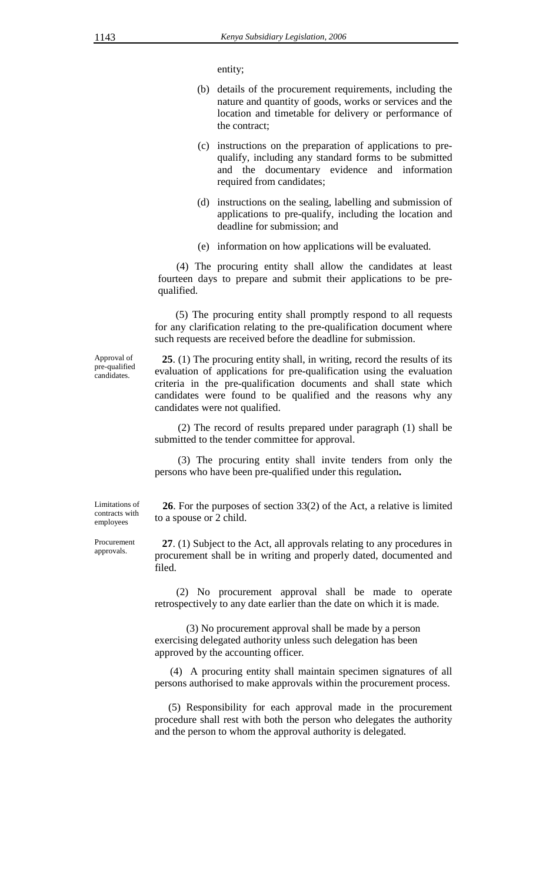entity;

(b) details of the procurement requirements, including the nature and quantity of goods, works or services and the location and timetable for delivery or performance of the contract;

(c) instructions on the preparation of applications to pre-qualify, including any standard forms to be submitted and the documentary evidence and information required from candidates;

(d) instructions on the sealing, labelling and submission of applications to pre-qualify, including the location and deadline for submission; and

(e) information on how applications will be evaluated.

(4) The procuring entity shall allow the candidates at least fourteen days to prepare and submit their applications to be pre-qualified.

(5) The procuring entity shall promptly respond to all requests for any clarification relating to the pre-qualification document where such requests are received before the deadline for submission.

Approval of pre-qualified candidates.

**25**. (1) The procuring entity shall, in writing, record the results of its evaluation of applications for pre-qualification using the evaluation criteria in the pre-qualification documents and shall state which candidates were found to be qualified and the reasons why any candidates were not qualified.

(2) The record of results prepared under paragraph (1) shall be submitted to the tender committee for approval.

(3) The procuring entity shall invite tenders from only the persons who have been pre-qualified under this regulation**.**

Limitations of contracts with employees

**26**. For the purposes of section 33(2) of the Act, a relative is limited to a spouse or 2 child.

Procurement approvals.

**27**. (1) Subject to the Act, all approvals relating to any procedures in procurement shall be in writing and properly dated, documented and filed.

(2) No procurement approval shall be made to operate retrospectively to any date earlier than the date on which it is made.

(3) No procurement approval shall be made by a person exercising delegated authority unless such delegation has been approved by the accounting officer.

(4) A procuring entity shall maintain specimen signatures of all persons authorised to make approvals within the procurement process.

(5) Responsibility for each approval made in the procurement procedure shall rest with both the person who delegates the authority and the person to whom the approval authority is delegated.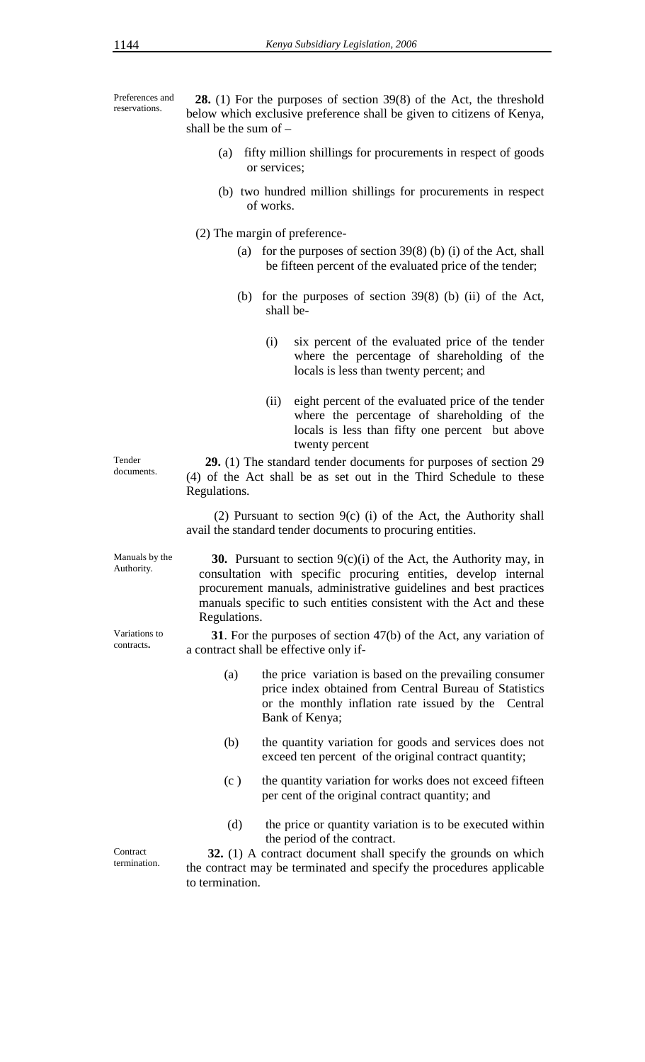Preferences and reservations.

**28.** (1) For the purposes of section 39(8) of the Act, the threshold below which exclusive preference shall be given to citizens of Kenya, shall be the sum of –

(a) fifty million shillings for procurements in respect of goods or services;

(b) two hundred million shillings for procurements in respect of works.

(2) The margin of preference-

(a) for the purposes of section 39(8) (b) (i) of the Act, shall be fifteen percent of the evaluated price of the tender;

(b) for the purposes of section 39(8) (b) (ii) of the Act, shall be-

(i) six percent of the evaluated price of the tender where the percentage of shareholding of the locals is less than twenty percent; and

(ii) eight percent of the evaluated price of the tender where the percentage of shareholding of the locals is less than fifty one percent but above twenty percent

Tender documents.

**29.** (1) The standard tender documents for purposes of section 29 (4) of the Act shall be as set out in the Third Schedule to these Regulations.

(2) Pursuant to section 9(c) (i) of the Act, the Authority shall avail the standard tender documents to procuring entities.

Manuals by the Authority.

**30.** Pursuant to section 9(c)(i) of the Act, the Authority may, in consultation with specific procuring entities, develop internal procurement manuals, administrative guidelines and best practices manuals specific to such entities consistent with the Act and these Regulations.

Variations to contracts.

**31**. For the purposes of section 47(b) of the Act, any variation of a contract shall be effective only if-

(a) the price variation is based on the prevailing consumer price index obtained from Central Bureau of Statistics or the monthly inflation rate issued by the Central Bank of Kenya;

(b) the quantity variation for goods and services does not exceed ten percent of the original contract quantity;

(c ) the quantity variation for works does not exceed fifteen per cent of the original contract quantity; and

(d) the price or quantity variation is to be executed within the period of the contract.

Contract termination.

**32.** (1) A contract document shall specify the grounds on which the contract may be terminated and specify the procedures applicable to termination.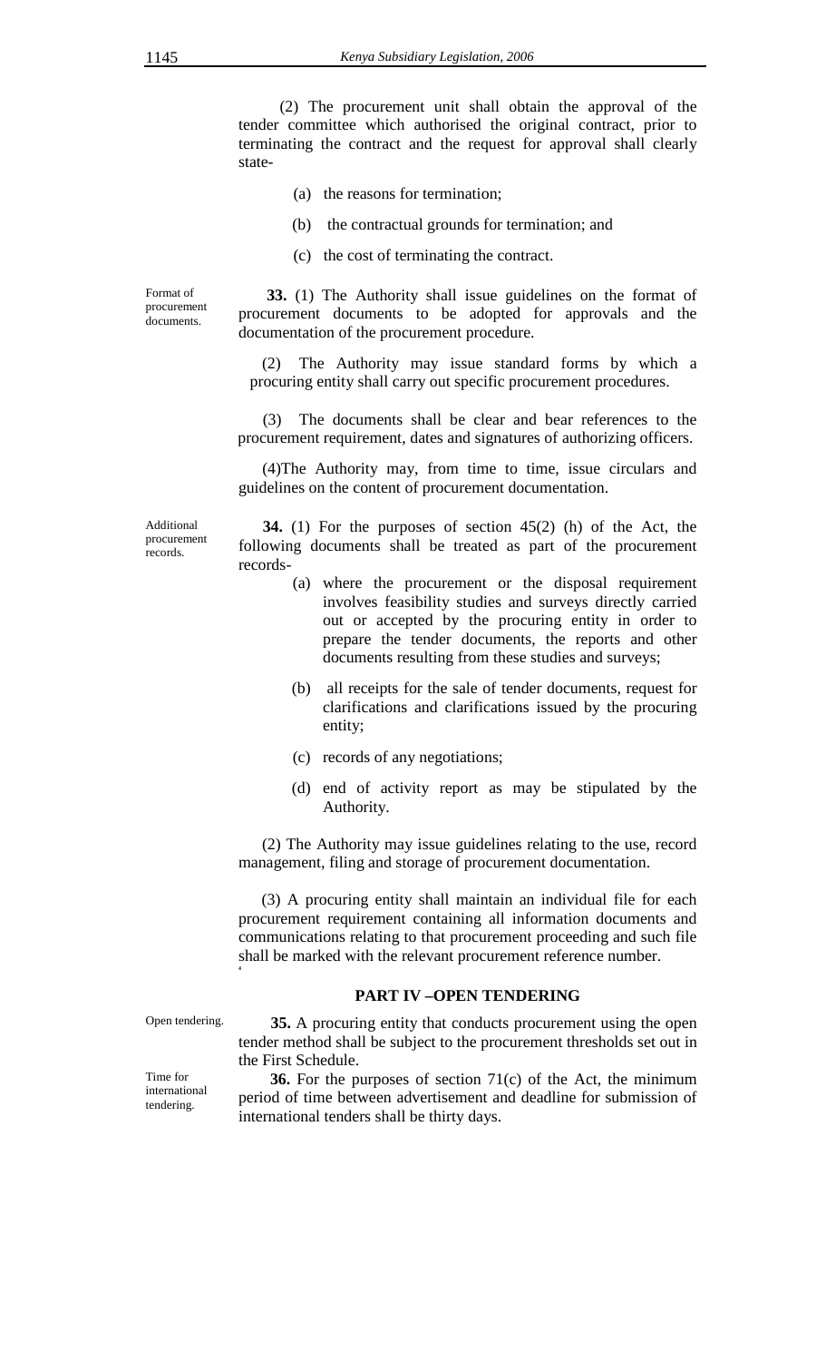(2) The procurement unit shall obtain the approval of the tender committee which authorised the original contract, prior to terminating the contract and the request for approval shall clearly state-

(a) the reasons for termination;

(b) the contractual grounds for termination; and

(c) the cost of terminating the contract.

Format of procurement documents.

**33.** (1) The Authority shall issue guidelines on the format of procurement documents to be adopted for approvals and the documentation of the procurement procedure.

(2) The Authority may issue standard forms by which a procuring entity shall carry out specific procurement procedures.

(3) The documents shall be clear and bear references to the procurement requirement, dates and signatures of authorizing officers.

(4)The Authority may, from time to time, issue circulars and guidelines on the content of procurement documentation.

Additional procurement records.

**34.** (1) For the purposes of section 45(2) (h) of the Act, the following documents shall be treated as part of the procurement records-

(a) where the procurement or the disposal requirement involves feasibility studies and surveys directly carried out or accepted by the procuring entity in order to prepare the tender documents, the reports and other documents resulting from these studies and surveys;

(b) all receipts for the sale of tender documents, request for clarifications and clarifications issued by the procuring entity;

(c) records of any negotiations;

(d) end of activity report as may be stipulated by the Authority.

(2) The Authority may issue guidelines relating to the use, record management, filing and storage of procurement documentation.

(3) A procuring entity shall maintain an individual file for each procurement requirement containing all information documents and communications relating to that procurement proceeding and such file shall be marked with the relevant procurement reference number.

## PART IV –OPEN TENDERING

Open tendering.

**35.** A procuring entity that conducts procurement using the open tender method shall be subject to the procurement thresholds set out in the First Schedule.

Time for international tendering.

**36.** For the purposes of section 71(c) of the Act, the minimum period of time between advertisement and deadline for submission of international tenders shall be thirty days.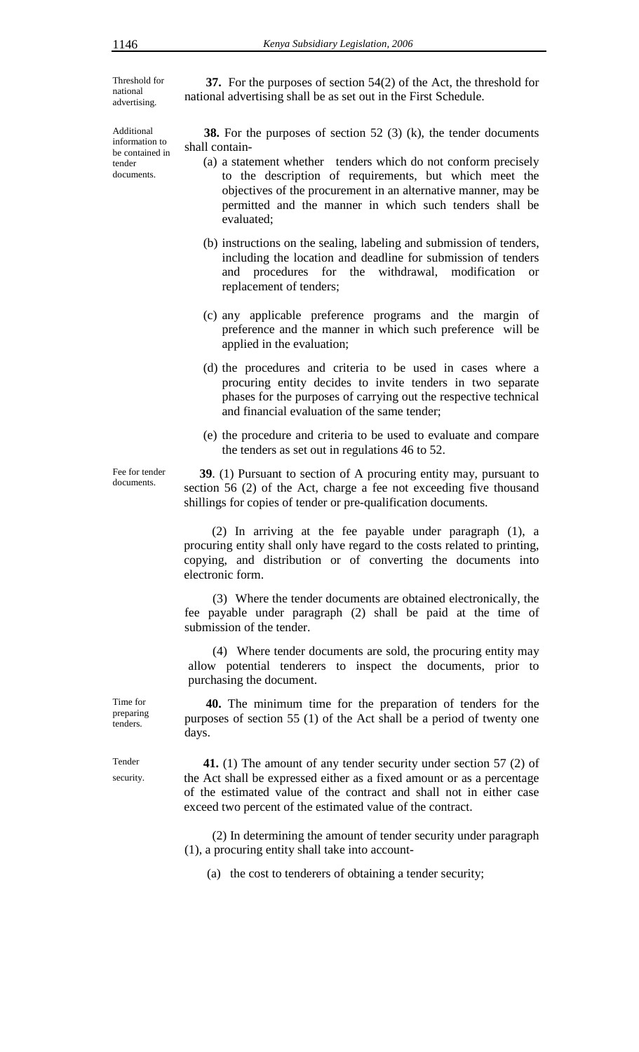Threshold for national advertising.

**37.** For the purposes of section 54(2) of the Act, the threshold for national advertising shall be as set out in the First Schedule.

Additional information to be contained in tender documents.

**38.** For the purposes of section 52 (3) (k), the tender documents shall contain-

(a) a statement whether tenders which do not conform precisely to the description of requirements, but which meet the objectives of the procurement in an alternative manner, may be permitted and the manner in which such tenders shall be evaluated;

(b) instructions on the sealing, labeling and submission of tenders, including the location and deadline for submission of tenders and procedures for the withdrawal, modification or replacement of tenders;

(c) any applicable preference programs and the margin of preference and the manner in which such preference will be applied in the evaluation;

(d) the procedures and criteria to be used in cases where a procuring entity decides to invite tenders in two separate phases for the purposes of carrying out the respective technical and financial evaluation of the same tender;

(e) the procedure and criteria to be used to evaluate and compare the tenders as set out in regulations 46 to 52.

Fee for tender documents.

**39**. (1) Pursuant to section of A procuring entity may, pursuant to section 56 (2) of the Act, charge a fee not exceeding five thousand shillings for copies of tender or pre-qualification documents.

(2) In arriving at the fee payable under paragraph (1), a procuring entity shall only have regard to the costs related to printing, copying, and distribution or of converting the documents into electronic form.

(3) Where the tender documents are obtained electronically, the fee payable under paragraph (2) shall be paid at the time of submission of the tender.

(4) Where tender documents are sold, the procuring entity may allow potential tenderers to inspect the documents, prior to purchasing the document.

Time for preparing tenders.

**40.** The minimum time for the preparation of tenders for the purposes of section 55 (1) of the Act shall be a period of twenty one days.

Tender security.

**41.** (1) The amount of any tender security under section 57 (2) of the Act shall be expressed either as a fixed amount or as a percentage of the estimated value of the contract and shall not in either case exceed two percent of the estimated value of the contract.

(2) In determining the amount of tender security under paragraph (1), a procuring entity shall take into account-

(a) the cost to tenderers of obtaining a tender security;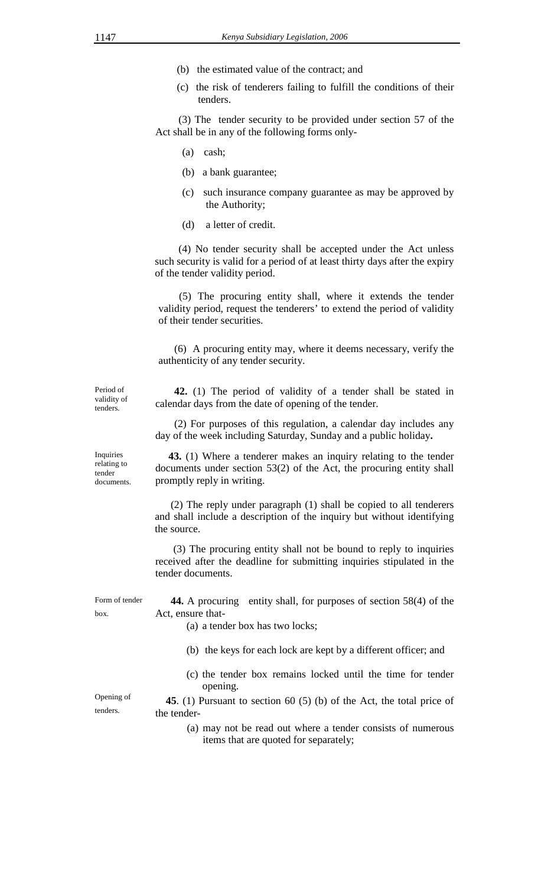(b) the estimated value of the contract; and

(c) the risk of tenderers failing to fulfill the conditions of their tenders.

(3) The tender security to be provided under section 57 of the Act shall be in any of the following forms only-

(a) cash;

(b) a bank guarantee;

(c) such insurance company guarantee as may be approved by the Authority;

(d) a letter of credit.

(4) No tender security shall be accepted under the Act unless such security is valid for a period of at least thirty days after the expiry of the tender validity period.

(5) The procuring entity shall, where it extends the tender validity period, request the tenderers' to extend the period of validity of their tender securities.

(6) A procuring entity may, where it deems necessary, verify the authenticity of any tender security.

Period of validity of tenders.

**42.** (1) The period of validity of a tender shall be stated in calendar days from the date of opening of the tender.

(2) For purposes of this regulation, a calendar day includes any day of the week including Saturday, Sunday and a public holiday**.**

Inquiries relating to tender documents.

**43.** (1) Where a tenderer makes an inquiry relating to the tender documents under section 53(2) of the Act, the procuring entity shall promptly reply in writing.

(2) The reply under paragraph (1) shall be copied to all tenderers and shall include a description of the inquiry but without identifying the source.

(3) The procuring entity shall not be bound to reply to inquiries received after the deadline for submitting inquiries stipulated in the tender documents.

Form of tender box.

**44.** A procuring entity shall, for purposes of section 58(4) of the Act, ensure that-

(a) a tender box has two locks;

(b) the keys for each lock are kept by a different officer; and

(c) the tender box remains locked until the time for tender opening.

Opening of tenders.

**45**. (1) Pursuant to section 60 (5) (b) of the Act, the total price of the tender-

(a) may not be read out where a tender consists of numerous items that are quoted for separately;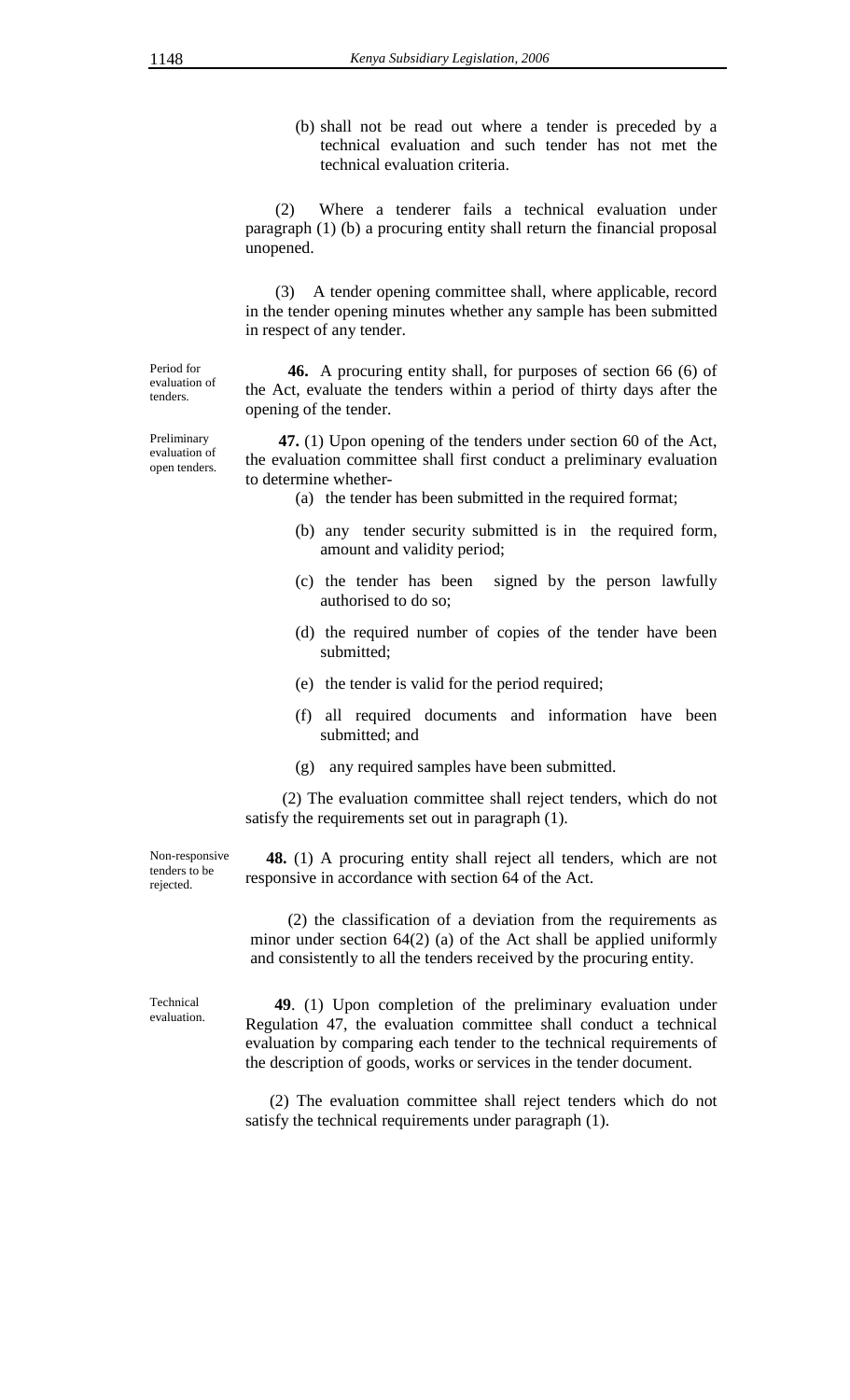(b) shall not be read out where a tender is preceded by a technical evaluation and such tender has not met the technical evaluation criteria.

(2) Where a tenderer fails a technical evaluation under paragraph (1) (b) a procuring entity shall return the financial proposal unopened.

(3) A tender opening committee shall, where applicable, record in the tender opening minutes whether any sample has been submitted in respect of any tender.

Period for evaluation of tenders.

**46.** A procuring entity shall, for purposes of section 66 (6) of the Act, evaluate the tenders within a period of thirty days after the opening of the tender.

Preliminary evaluation of open tenders.

**47.** (1) Upon opening of the tenders under section 60 of the Act, the evaluation committee shall first conduct a preliminary evaluation to determine whether-

(a) the tender has been submitted in the required format;

(b) any tender security submitted is in the required form, amount and validity period;

(c) the tender has been signed by the person lawfully authorised to do so;

(d) the required number of copies of the tender have been submitted;

(e) the tender is valid for the period required;

(f) all required documents and information have been submitted; and

(g) any required samples have been submitted.

(2) The evaluation committee shall reject tenders, which do not satisfy the requirements set out in paragraph (1).

Non-responsive tenders to be rejected.

**48.** (1) A procuring entity shall reject all tenders, which are not responsive in accordance with section 64 of the Act.

(2) the classification of a deviation from the requirements as minor under section 64(2) (a) of the Act shall be applied uniformly and consistently to all the tenders received by the procuring entity.

Technical evaluation.

**49**. (1) Upon completion of the preliminary evaluation under Regulation 47, the evaluation committee shall conduct a technical evaluation by comparing each tender to the technical requirements of the description of goods, works or services in the tender document.

(2) The evaluation committee shall reject tenders which do not satisfy the technical requirements under paragraph (1).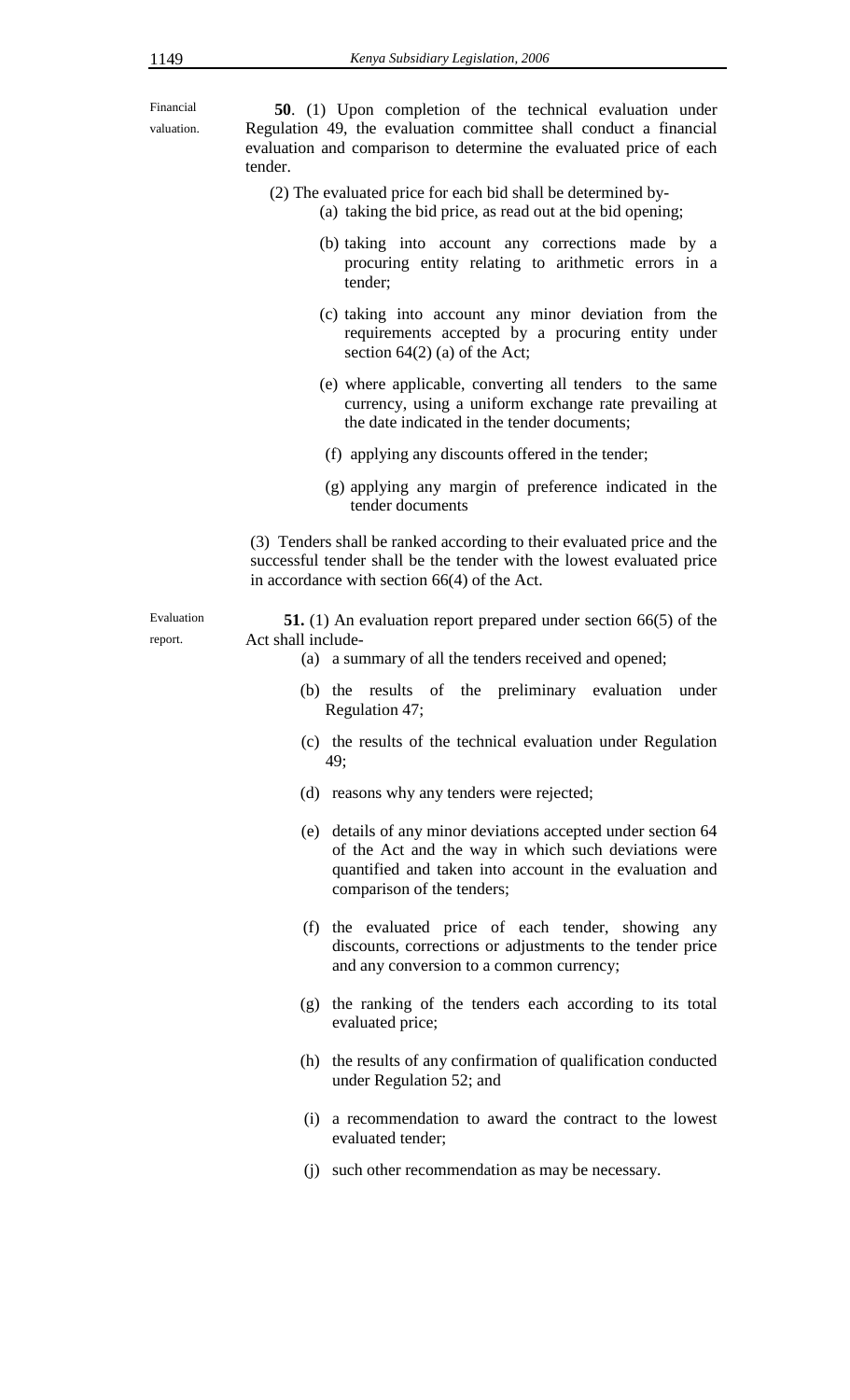Financial valuation.

**50**. (1) Upon completion of the technical evaluation under Regulation 49, the evaluation committee shall conduct a financial evaluation and comparison to determine the evaluated price of each tender.

(2) The evaluated price for each bid shall be determined by-

(a) taking the bid price, as read out at the bid opening;

(b) taking into account any corrections made by a procuring entity relating to arithmetic errors in a tender;

(c) taking into account any minor deviation from the requirements accepted by a procuring entity under section 64(2) (a) of the Act;

(e) where applicable, converting all tenders to the same currency, using a uniform exchange rate prevailing at the date indicated in the tender documents;

(f) applying any discounts offered in the tender;

(g) applying any margin of preference indicated in the tender documents

(3) Tenders shall be ranked according to their evaluated price and the successful tender shall be the tender with the lowest evaluated price in accordance with section 66(4) of the Act.

Evaluation report.

**51.** (1) An evaluation report prepared under section 66(5) of the Act shall include-

(a) a summary of all the tenders received and opened;

(b) the results of the preliminary evaluation under Regulation 47;

(c) the results of the technical evaluation under Regulation 49;

(d) reasons why any tenders were rejected;

(e) details of any minor deviations accepted under section 64 of the Act and the way in which such deviations were quantified and taken into account in the evaluation and comparison of the tenders;

(f) the evaluated price of each tender, showing any discounts, corrections or adjustments to the tender price and any conversion to a common currency;

(g) the ranking of the tenders each according to its total evaluated price;

(h) the results of any confirmation of qualification conducted under Regulation 52; and

(i) a recommendation to award the contract to the lowest evaluated tender;

(j) such other recommendation as may be necessary.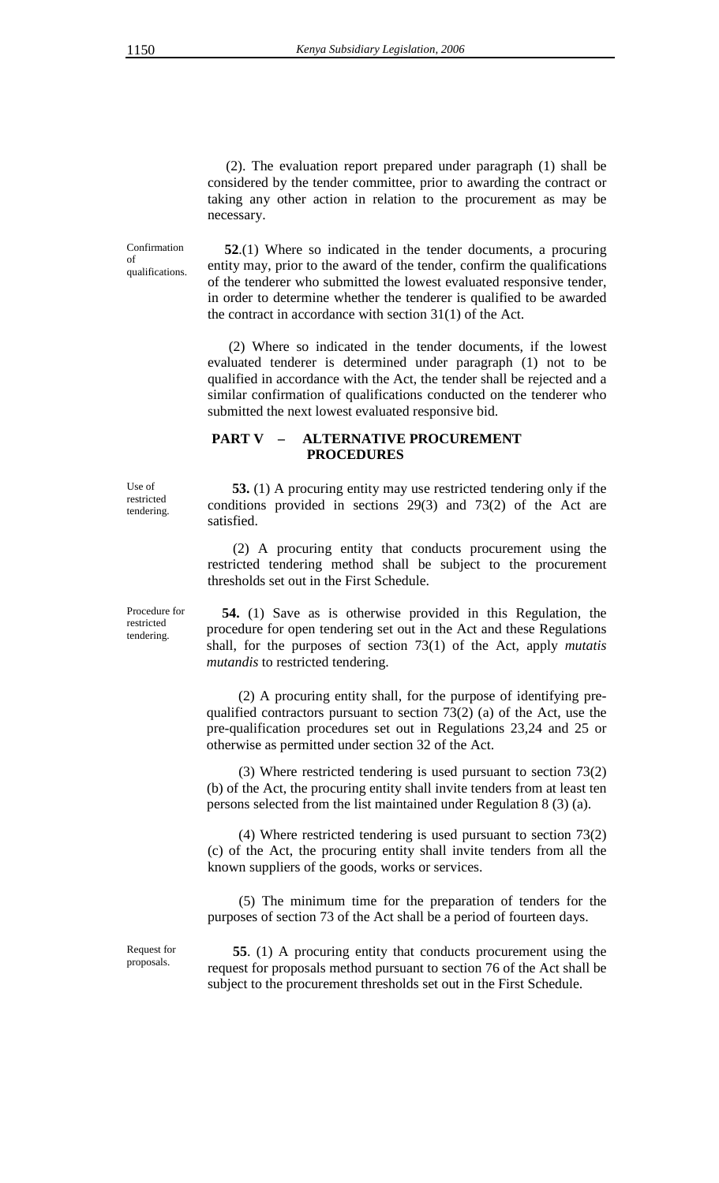(2). The evaluation report prepared under paragraph (1) shall be considered by the tender committee, prior to awarding the contract or taking any other action in relation to the procurement as may be necessary.

Confirmation of qualifications.

**52**.(1) Where so indicated in the tender documents, a procuring entity may, prior to the award of the tender, confirm the qualifications of the tenderer who submitted the lowest evaluated responsive tender, in order to determine whether the tenderer is qualified to be awarded the contract in accordance with section 31(1) of the Act.

(2) Where so indicated in the tender documents, if the lowest evaluated tenderer is determined under paragraph (1) not to be qualified in accordance with the Act, the tender shall be rejected and a similar confirmation of qualifications conducted on the tenderer who submitted the next lowest evaluated responsive bid.

## PART V – ALTERNATIVE PROCUREMENT PROCEDURES

Use of restricted tendering.

**53.** (1) A procuring entity may use restricted tendering only if the conditions provided in sections 29(3) and 73(2) of the Act are satisfied.

(2) A procuring entity that conducts procurement using the restricted tendering method shall be subject to the procurement thresholds set out in the First Schedule.

Procedure for restricted tendering.

**54.** (1) Save as is otherwise provided in this Regulation, the procedure for open tendering set out in the Act and these Regulations shall, for the purposes of section 73(1) of the Act, apply *mutatis mutandis* to restricted tendering.

(2) A procuring entity shall, for the purpose of identifying pre-qualified contractors pursuant to section 73(2) (a) of the Act, use the pre-qualification procedures set out in Regulations 23,24 and 25 or otherwise as permitted under section 32 of the Act.

(3) Where restricted tendering is used pursuant to section 73(2) (b) of the Act, the procuring entity shall invite tenders from at least ten persons selected from the list maintained under Regulation 8 (3) (a).

(4) Where restricted tendering is used pursuant to section 73(2) (c) of the Act, the procuring entity shall invite tenders from all the known suppliers of the goods, works or services.

(5) The minimum time for the preparation of tenders for the purposes of section 73 of the Act shall be a period of fourteen days.

Request for proposals.

**55**. (1) A procuring entity that conducts procurement using the request for proposals method pursuant to section 76 of the Act shall be subject to the procurement thresholds set out in the First Schedule.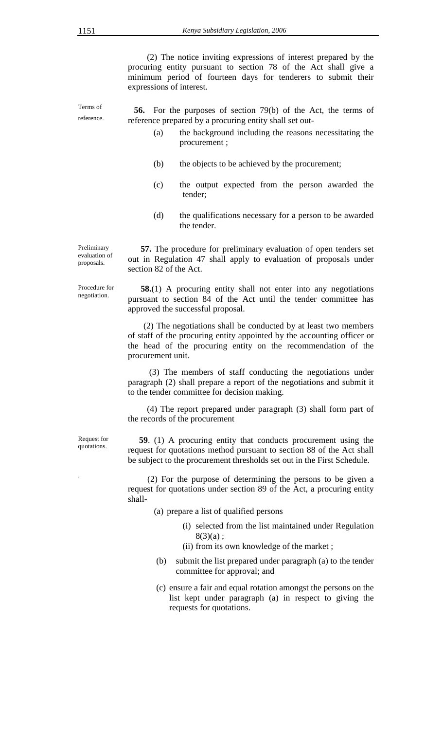(2) The notice inviting expressions of interest prepared by the procuring entity pursuant to section 78 of the Act shall give a minimum period of fourteen days for tenderers to submit their expressions of interest.

*Terms of reference.*

**56.** For the purposes of section 79(b) of the Act, the terms of reference prepared by a procuring entity shall set out-

(a) the background including the reasons necessitating the procurement ;

(b) the objects to be achieved by the procurement;

(c) the output expected from the person awarded the tender;

(d) the qualifications necessary for a person to be awarded the tender.

*Preliminary evaluation of proposals.*

**57.** The procedure for preliminary evaluation of open tenders set out in Regulation 47 shall apply to evaluation of proposals under section 82 of the Act.

*Procedure for negotiation.*

**58.**(1) A procuring entity shall not enter into any negotiations pursuant to section 84 of the Act until the tender committee has approved the successful proposal.

(2) The negotiations shall be conducted by at least two members of staff of the procuring entity appointed by the accounting officer or the head of the procuring entity on the recommendation of the procurement unit.

(3) The members of staff conducting the negotiations under paragraph (2) shall prepare a report of the negotiations and submit it to the tender committee for decision making.

(4) The report prepared under paragraph (3) shall form part of the records of the procurement

*Request for quotations.*

**59**. (1) A procuring entity that conducts procurement using the request for quotations method pursuant to section 88 of the Act shall be subject to the procurement thresholds set out in the First Schedule.

(2) For the purpose of determining the persons to be given a request for quotations under section 89 of the Act, a procuring entity shall-

(a) prepare a list of qualified persons

(i) selected from the list maintained under Regulation 8(3)(a) ;

(ii) from its own knowledge of the market ;

(b) submit the list prepared under paragraph (a) to the tender committee for approval; and

(c) ensure a fair and equal rotation amongst the persons on the list kept under paragraph (a) in respect to giving the requests for quotations.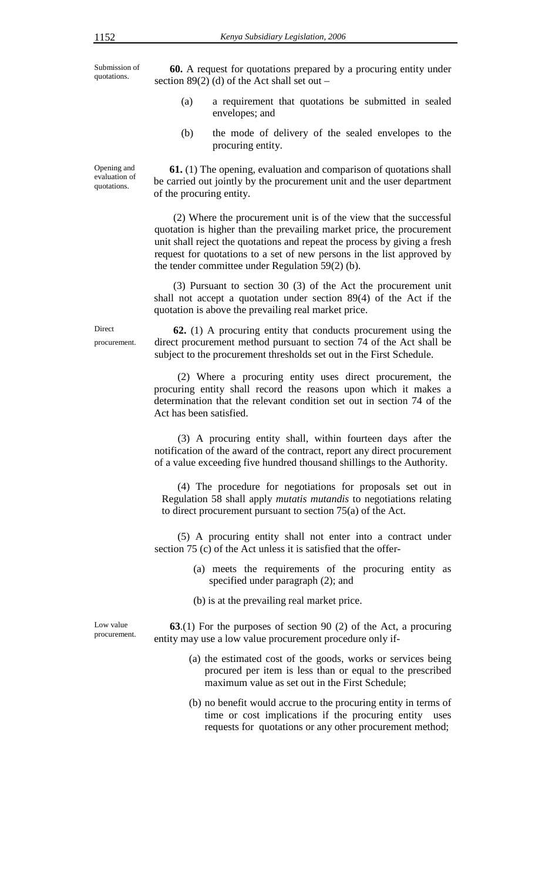Submission of quotations.

**60.** A request for quotations prepared by a procuring entity under section 89(2) (d) of the Act shall set out –

(a) a requirement that quotations be submitted in sealed envelopes; and

(b) the mode of delivery of the sealed envelopes to the procuring entity.

Opening and evaluation of quotations.

**61.** (1) The opening, evaluation and comparison of quotations shall be carried out jointly by the procurement unit and the user department of the procuring entity.

(2) Where the procurement unit is of the view that the successful quotation is higher than the prevailing market price, the procurement unit shall reject the quotations and repeat the process by giving a fresh request for quotations to a set of new persons in the list approved by the tender committee under Regulation 59(2) (b).

(3) Pursuant to section 30 (3) of the Act the procurement unit shall not accept a quotation under section 89(4) of the Act if the quotation is above the prevailing real market price.

Direct procurement.

**62.** (1) A procuring entity that conducts procurement using the direct procurement method pursuant to section 74 of the Act shall be subject to the procurement thresholds set out in the First Schedule.

(2) Where a procuring entity uses direct procurement, the procuring entity shall record the reasons upon which it makes a determination that the relevant condition set out in section 74 of the Act has been satisfied.

(3) A procuring entity shall, within fourteen days after the notification of the award of the contract, report any direct procurement of a value exceeding five hundred thousand shillings to the Authority.

(4) The procedure for negotiations for proposals set out in Regulation 58 shall apply *mutatis mutandis* to negotiations relating to direct procurement pursuant to section 75(a) of the Act.

(5) A procuring entity shall not enter into a contract under section 75 (c) of the Act unless it is satisfied that the offer-

(a) meets the requirements of the procuring entity as specified under paragraph (2); and

(b) is at the prevailing real market price.

Low value procurement.

**63**.(1) For the purposes of section 90 (2) of the Act, a procuring entity may use a low value procurement procedure only if-

(a) the estimated cost of the goods, works or services being procured per item is less than or equal to the prescribed maximum value as set out in the First Schedule;

(b) no benefit would accrue to the procuring entity in terms of time or cost implications if the procuring entity uses requests for quotations or any other procurement method;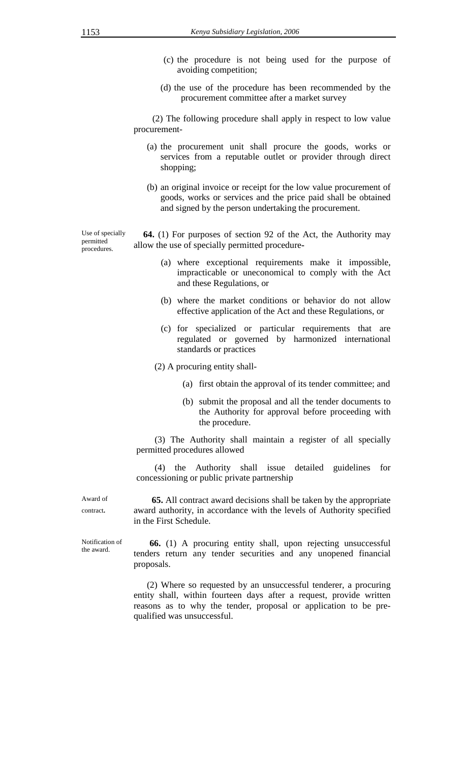(c) the procedure is not being used for the purpose of avoiding competition;

(d) the use of the procedure has been recommended by the procurement committee after a market survey

(2) The following procedure shall apply in respect to low value procurement-

(a) the procurement unit shall procure the goods, works or services from a reputable outlet or provider through direct shopping;

(b) an original invoice or receipt for the low value procurement of goods, works or services and the price paid shall be obtained and signed by the person undertaking the procurement.

Use of specially permitted procedures.

**64.** (1) For purposes of section 92 of the Act, the Authority may allow the use of specially permitted procedure-

(a) where exceptional requirements make it impossible, impracticable or uneconomical to comply with the Act and these Regulations, or

(b) where the market conditions or behavior do not allow effective application of the Act and these Regulations, or

(c) for specialized or particular requirements that are regulated or governed by harmonized international standards or practices

(2) A procuring entity shall-

(a) first obtain the approval of its tender committee; and

(b) submit the proposal and all the tender documents to the Authority for approval before proceeding with the procedure.

(3) The Authority shall maintain a register of all specially permitted procedures allowed

(4) the Authority shall issue detailed guidelines for concessioning or public private partnership

Award of contract.

**65.** All contract award decisions shall be taken by the appropriate award authority, in accordance with the levels of Authority specified in the First Schedule.

Notification of the award.

**66.** (1) A procuring entity shall, upon rejecting unsuccessful tenders return any tender securities and any unopened financial proposals.

(2) Where so requested by an unsuccessful tenderer, a procuring entity shall, within fourteen days after a request, provide written reasons as to why the tender, proposal or application to be pre-qualified was unsuccessful.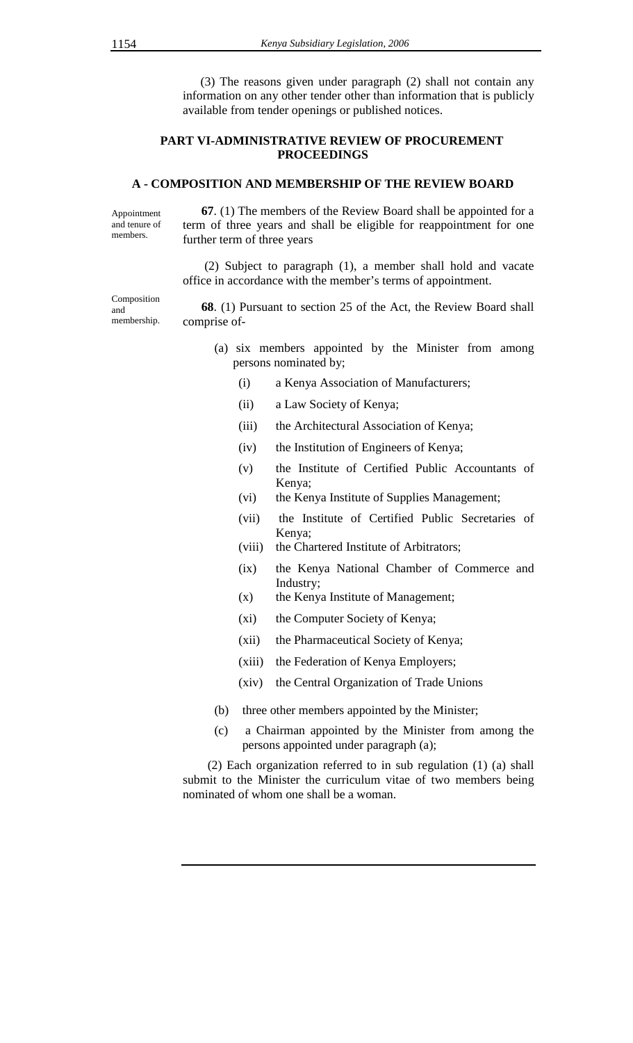(3) The reasons given under paragraph (2) shall not contain any information on any other tender other than information that is publicly available from tender openings or published notices.

## PART VI-ADMINISTRATIVE REVIEW OF PROCUREMENT PROCEEDINGS

### A - COMPOSITION AND MEMBERSHIP OF THE REVIEW BOARD

Appointment and tenure of members.

**67**. (1) The members of the Review Board shall be appointed for a term of three years and shall be eligible for reappointment for one further term of three years

(2) Subject to paragraph (1), a member shall hold and vacate office in accordance with the member's terms of appointment.

Composition and membership.

**68**. (1) Pursuant to section 25 of the Act, the Review Board shall comprise of-

(a) six members appointed by the Minister from among persons nominated by;

- (i) a Kenya Association of Manufacturers;
- (ii) a Law Society of Kenya;
- (iii) the Architectural Association of Kenya;
- (iv) the Institution of Engineers of Kenya;
- (v) the Institute of Certified Public Accountants of Kenya;
- (vi) the Kenya Institute of Supplies Management;
- (vii) the Institute of Certified Public Secretaries of Kenya;
- (viii) the Chartered Institute of Arbitrators;
- (ix) the Kenya National Chamber of Commerce and Industry;
- (x) the Kenya Institute of Management;
- (xi) the Computer Society of Kenya;
- (xii) the Pharmaceutical Society of Kenya;
- (xiii) the Federation of Kenya Employers;
- (xiv) the Central Organization of Trade Unions

(b) three other members appointed by the Minister;

(c) a Chairman appointed by the Minister from among the persons appointed under paragraph (a);

(2) Each organization referred to in sub regulation (1) (a) shall submit to the Minister the curriculum vitae of two members being nominated of whom one shall be a woman.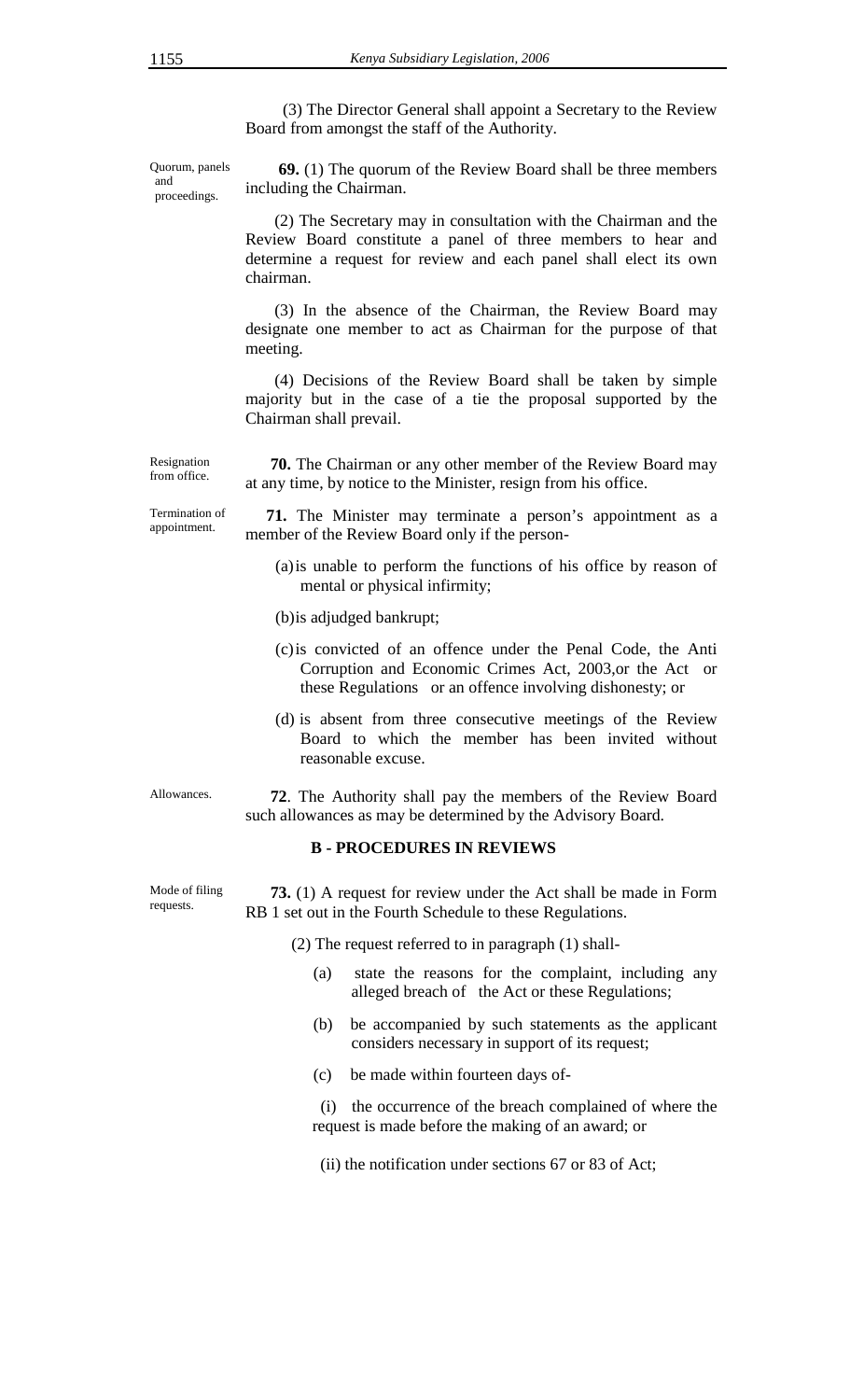(3) The Director General shall appoint a Secretary to the Review Board from amongst the staff of the Authority.

Quorum, panels and proceedings.

**69.** (1) The quorum of the Review Board shall be three members including the Chairman.

(2) The Secretary may in consultation with the Chairman and the Review Board constitute a panel of three members to hear and determine a request for review and each panel shall elect its own chairman.

(3) In the absence of the Chairman, the Review Board may designate one member to act as Chairman for the purpose of that meeting.

(4) Decisions of the Review Board shall be taken by simple majority but in the case of a tie the proposal supported by the Chairman shall prevail.

Resignation from office.

**70.** The Chairman or any other member of the Review Board may at any time, by notice to the Minister, resign from his office.

Termination of appointment.

**71.** The Minister may terminate a person's appointment as a member of the Review Board only if the person-

(a) is unable to perform the functions of his office by reason of mental or physical infirmity;

(b) is adjudged bankrupt;

(c) is convicted of an offence under the Penal Code, the Anti Corruption and Economic Crimes Act, 2003,or the Act or these Regulations or an offence involving dishonesty; or

(d) is absent from three consecutive meetings of the Review Board to which the member has been invited without reasonable excuse.

Allowances.

**72**. The Authority shall pay the members of the Review Board such allowances as may be determined by the Advisory Board.

**B - PROCEDURES IN REVIEWS**

Mode of filing requests.

**73.** (1) A request for review under the Act shall be made in Form RB 1 set out in the Fourth Schedule to these Regulations.

(2) The request referred to in paragraph (1) shall-

(a) state the reasons for the complaint, including any alleged breach of the Act or these Regulations;

(b) be accompanied by such statements as the applicant considers necessary in support of its request;

(c) be made within fourteen days of-

(i) the occurrence of the breach complained of where the request is made before the making of an award; or

(ii) the notification under sections 67 or 83 of Act;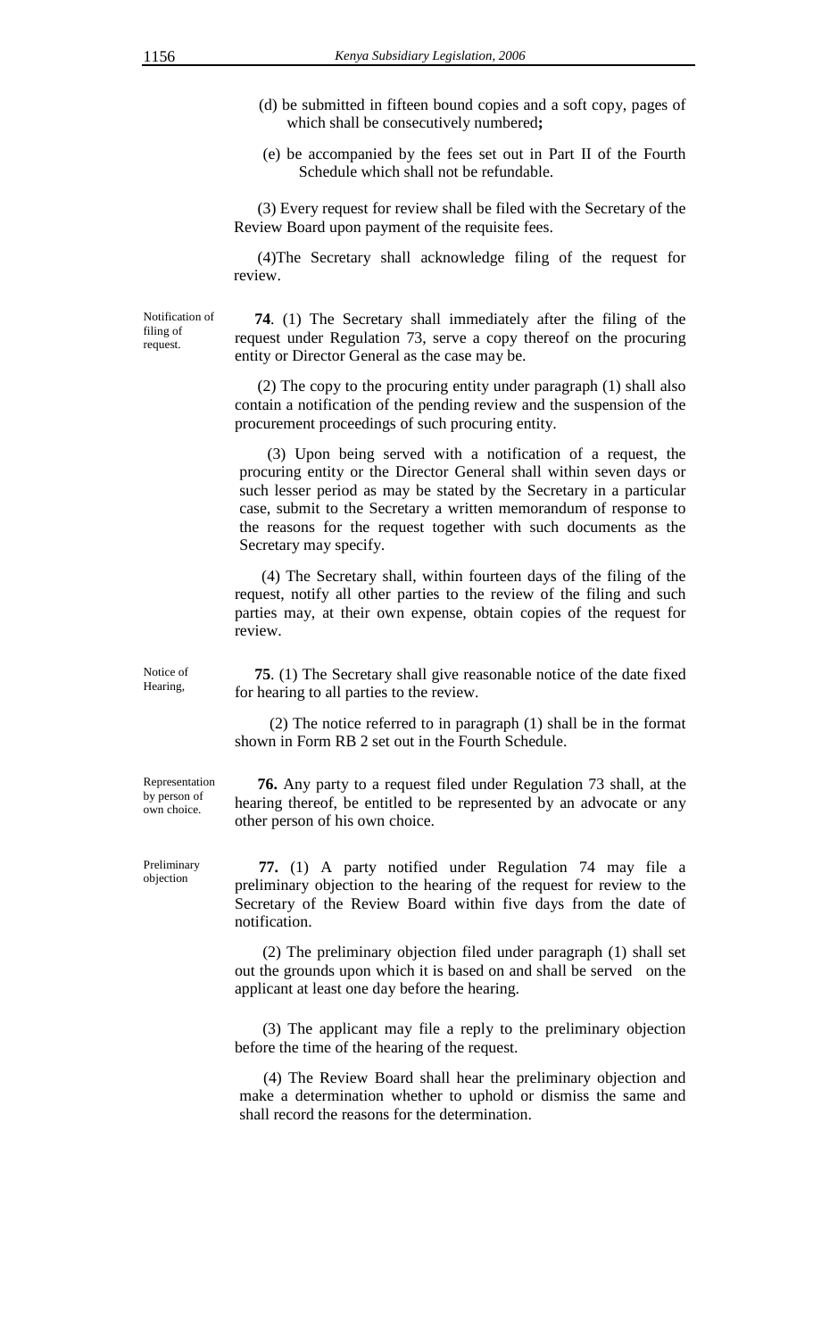(d) be submitted in fifteen bound copies and a soft copy, pages of which shall be consecutively numbered**;**

(e) be accompanied by the fees set out in Part II of the Fourth Schedule which shall not be refundable.

(3) Every request for review shall be filed with the Secretary of the Review Board upon payment of the requisite fees.

(4)The Secretary shall acknowledge filing of the request for review.

Notification of filing of request.

**74**. (1) The Secretary shall immediately after the filing of the request under Regulation 73, serve a copy thereof on the procuring entity or Director General as the case may be.

(2) The copy to the procuring entity under paragraph (1) shall also contain a notification of the pending review and the suspension of the procurement proceedings of such procuring entity.

(3) Upon being served with a notification of a request, the procuring entity or the Director General shall within seven days or such lesser period as may be stated by the Secretary in a particular case, submit to the Secretary a written memorandum of response to the reasons for the request together with such documents as the Secretary may specify.

(4) The Secretary shall, within fourteen days of the filing of the request, notify all other parties to the review of the filing and such parties may, at their own expense, obtain copies of the request for review.

Notice of Hearing,

**75**. (1) The Secretary shall give reasonable notice of the date fixed for hearing to all parties to the review.

(2) The notice referred to in paragraph (1) shall be in the format shown in Form RB 2 set out in the Fourth Schedule.

Representation by person of own choice.

**76.** Any party to a request filed under Regulation 73 shall, at the hearing thereof, be entitled to be represented by an advocate or any other person of his own choice.

Preliminary objection

**77.** (1) A party notified under Regulation 74 may file a preliminary objection to the hearing of the request for review to the Secretary of the Review Board within five days from the date of notification.

(2) The preliminary objection filed under paragraph (1) shall set out the grounds upon which it is based on and shall be served on the applicant at least one day before the hearing.

(3) The applicant may file a reply to the preliminary objection before the time of the hearing of the request.

(4) The Review Board shall hear the preliminary objection and make a determination whether to uphold or dismiss the same and shall record the reasons for the determination.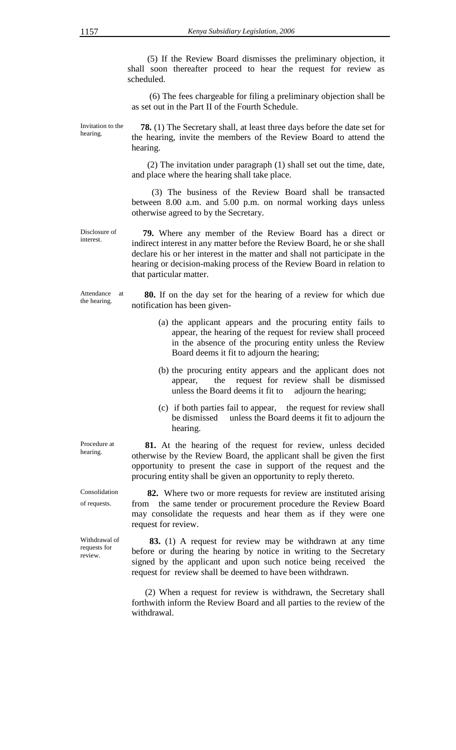(5) If the Review Board dismisses the preliminary objection, it shall soon thereafter proceed to hear the request for review as scheduled.

(6) The fees chargeable for filing a preliminary objection shall be as set out in the Part II of the Fourth Schedule.

*Invitation to the hearing.*

**78.** (1) The Secretary shall, at least three days before the date set for the hearing, invite the members of the Review Board to attend the hearing.

(2) The invitation under paragraph (1) shall set out the time, date, and place where the hearing shall take place.

(3) The business of the Review Board shall be transacted between 8.00 a.m. and 5.00 p.m. on normal working days unless otherwise agreed to by the Secretary.

*Disclosure of interest.*

**79.** Where any member of the Review Board has a direct or indirect interest in any matter before the Review Board, he or she shall declare his or her interest in the matter and shall not participate in the hearing or decision-making process of the Review Board in relation to that particular matter.

*Attendance at the hearing.*

**80.** If on the day set for the hearing of a review for which due notification has been given-

(a) the applicant appears and the procuring entity fails to appear, the hearing of the request for review shall proceed in the absence of the procuring entity unless the Review Board deems it fit to adjourn the hearing;

(b) the procuring entity appears and the applicant does not appear, the request for review shall be dismissed unless the Board deems it fit to adjourn the hearing;

(c) if both parties fail to appear, the request for review shall be dismissed unless the Board deems it fit to adjourn the hearing.

*Procedure at hearing.*

**81.** At the hearing of the request for review, unless decided otherwise by the Review Board, the applicant shall be given the first opportunity to present the case in support of the request and the procuring entity shall be given an opportunity to reply thereto.

*Consolidation of requests.*

**82.** Where two or more requests for review are instituted arising from the same tender or procurement procedure the Review Board may consolidate the requests and hear them as if they were one request for review.

*Withdrawal of requests for review.*

**83.** (1) A request for review may be withdrawn at any time before or during the hearing by notice in writing to the Secretary signed by the applicant and upon such notice being received the request for review shall be deemed to have been withdrawn.

(2) When a request for review is withdrawn, the Secretary shall forthwith inform the Review Board and all parties to the review of the withdrawal.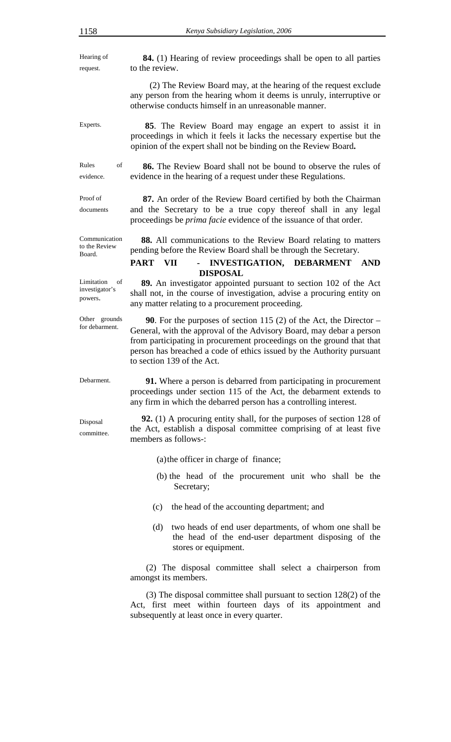Hearing of request.

**84.** (1) Hearing of review proceedings shall be open to all parties to the review.

(2) The Review Board may, at the hearing of the request exclude any person from the hearing whom it deems is unruly, interruptive or otherwise conducts himself in an unreasonable manner.

Experts.

**85**. The Review Board may engage an expert to assist it in proceedings in which it feels it lacks the necessary expertise but the opinion of the expert shall not be binding on the Review Board**.**

Rules of evidence.

**86.** The Review Board shall not be bound to observe the rules of evidence in the hearing of a request under these Regulations.

Proof of documents

**87.** An order of the Review Board certified by both the Chairman and the Secretary to be a true copy thereof shall in any legal proceedings be *prima facie* evidence of the issuance of that order.

Communication to the Review Board.

**88.** All communications to the Review Board relating to matters pending before the Review Board shall be through the Secretary.

## PART VII - INVESTIGATION, DEBARMENT AND DISPOSAL

Limitation of investigator's powers.

**89.** An investigator appointed pursuant to section 102 of the Act shall not, in the course of investigation, advise a procuring entity on any matter relating to a procurement proceeding.

Other grounds for debarment.

**90**. For the purposes of section 115 (2) of the Act, the Director – General, with the approval of the Advisory Board, may debar a person from participating in procurement proceedings on the ground that that person has breached a code of ethics issued by the Authority pursuant to section 139 of the Act.

Debarment.

**91.** Where a person is debarred from participating in procurement proceedings under section 115 of the Act, the debarment extends to any firm in which the debarred person has a controlling interest.

Disposal committee.

**92.** (1) A procuring entity shall, for the purposes of section 128 of the Act, establish a disposal committee comprising of at least five members as follows-:

(a) the officer in charge of finance;

(b) the head of the procurement unit who shall be the Secretary;

(c) the head of the accounting department; and

(d) two heads of end user departments, of whom one shall be the head of the end-user department disposing of the stores or equipment.

(2) The disposal committee shall select a chairperson from amongst its members.

(3) The disposal committee shall pursuant to section 128(2) of the Act, first meet within fourteen days of its appointment and subsequently at least once in every quarter.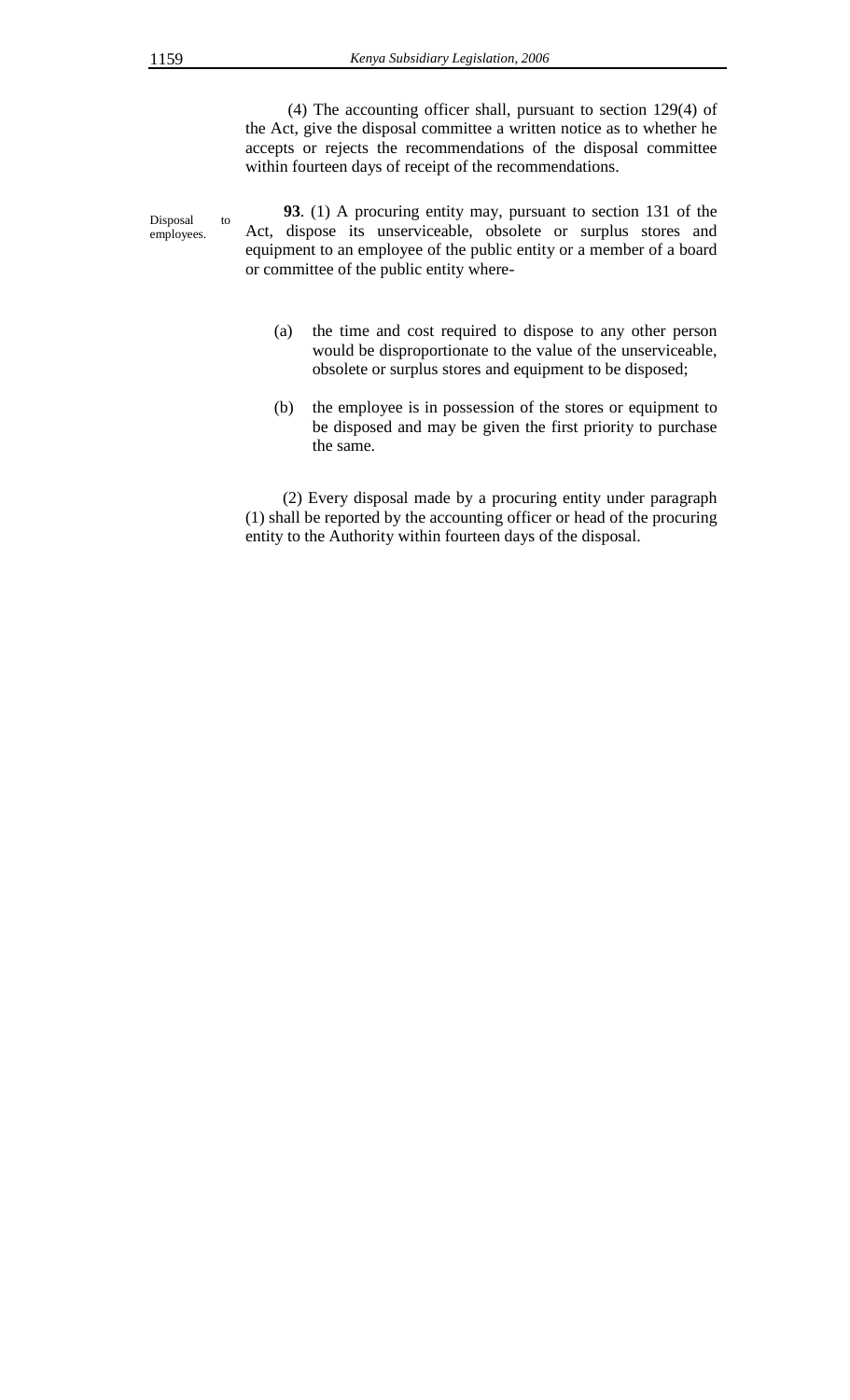(4) The accounting officer shall, pursuant to section 129(4) of the Act, give the disposal committee a written notice as to whether he accepts or rejects the recommendations of the disposal committee within fourteen days of receipt of the recommendations.

Disposal to employees.

**93**. (1) A procuring entity may, pursuant to section 131 of the Act, dispose its unserviceable, obsolete or surplus stores and equipment to an employee of the public entity or a member of a board or committee of the public entity where-

(a) the time and cost required to dispose to any other person would be disproportionate to the value of the unserviceable, obsolete or surplus stores and equipment to be disposed;

(b) the employee is in possession of the stores or equipment to be disposed and may be given the first priority to purchase the same.

(2) Every disposal made by a procuring entity under paragraph (1) shall be reported by the accounting officer or head of the procuring entity to the Authority within fourteen days of the disposal.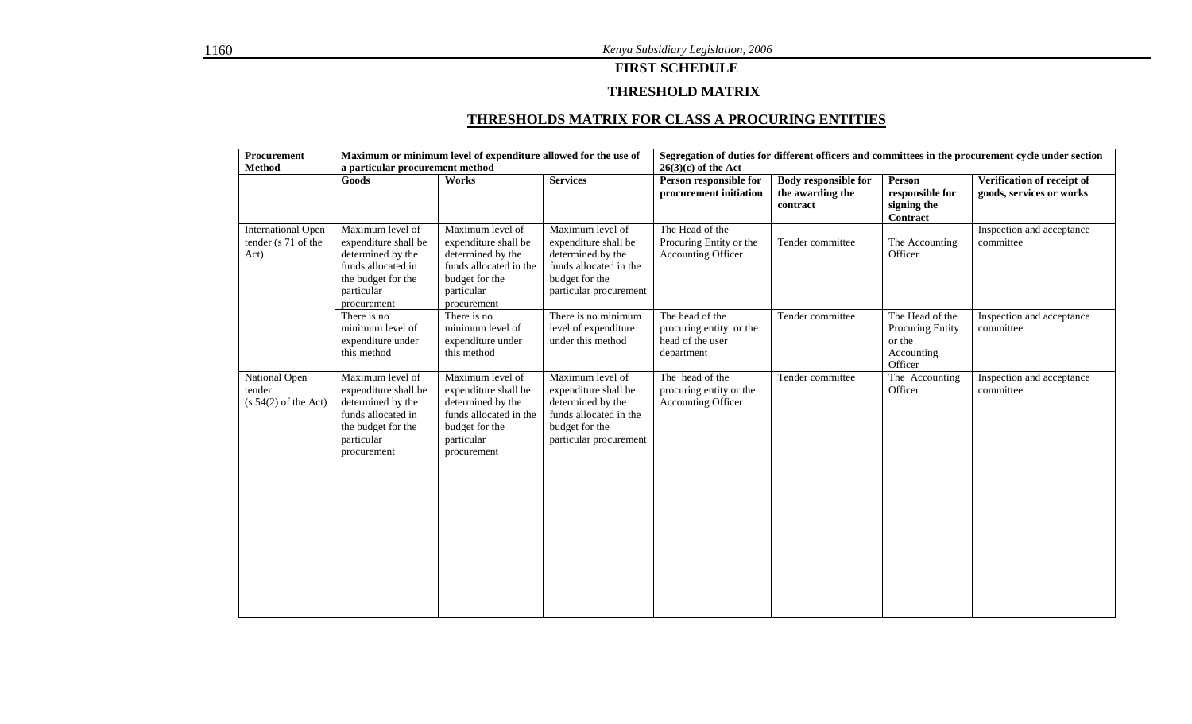## FIRST SCHEDULE

## THRESHOLD MATRIX

## THRESHOLDS MATRIX FOR CLASS A PROCURING ENTITIES

| **Procurement Method** | **Maximum or minimum level of expenditure allowed for the use of a particular procurement method** | | | **Segregation of duties for different officers and committees in the procurement cycle under section 26(3)(c) of the Act** | | | |
|---|---|---|---|---|---|---|---|
| | **Goods** | **Works** | **Services** | **Person responsible for procurement initiation** | **Body responsible for the awarding the contract** | **Person responsible for signing the Contract** | **Verification of receipt of goods, services or works** |
| International Open tender (s 71 of the Act) | Maximum level of expenditure shall be determined by the funds allocated in the budget for the particular procurement | Maximum level of expenditure shall be determined by the funds allocated in the budget for the particular procurement | Maximum level of expenditure shall be determined by the funds allocated in the budget for the particular procurement | The Head of the Procuring Entity or the Accounting Officer | Tender committee | The Accounting Officer | Inspection and acceptance committee |
| | There is no minimum level of expenditure under this method | There is no minimum level of expenditure under this method | There is no minimum level of expenditure under this method | The head of the procuring entity or the head of the user department | Tender committee | The Head of the Procuring Entity or the Accounting Officer | Inspection and acceptance committee |
| National Open tender (s 54(2) of the Act) | Maximum level of expenditure shall be determined by the funds allocated in the budget for the particular procurement | Maximum level of expenditure shall be determined by the funds allocated in the budget for the particular procurement | Maximum level of expenditure shall be determined by the funds allocated in the budget for the particular procurement | The head of the procuring entity or the Accounting Officer | Tender committee | The Accounting Officer | Inspection and acceptance committee |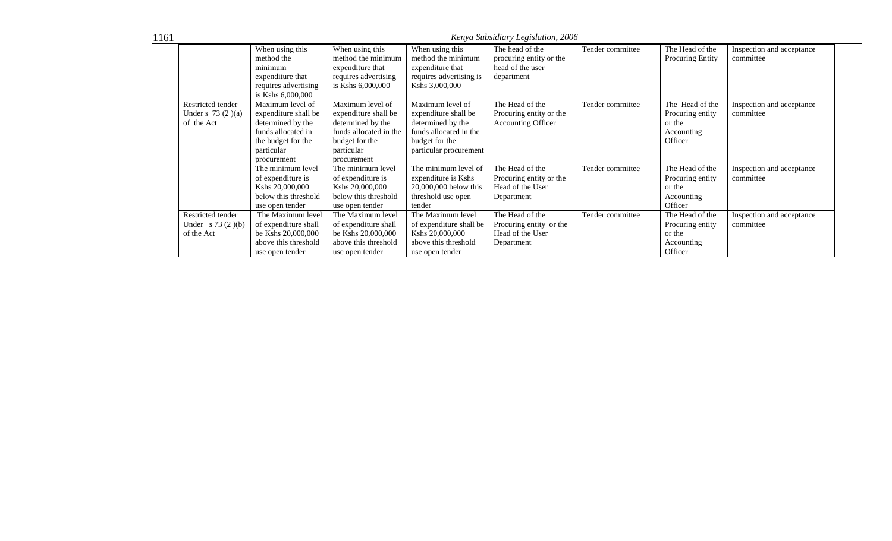| | | | | | | | |
|---|---|---|---|---|---|---|---|
| | When using this method the minimum expenditure that requires advertising is Kshs 6,000,000 | When using this method the minimum expenditure that requires advertising is Kshs 6,000,000 | When using this method the minimum expenditure that requires advertising is Kshs 3,000,000 | The head of the procuring entity or the head of the user department | Tender committee | The Head of the Procuring Entity | Inspection and acceptance committee |
| Restricted tender Under s 73 (2 )(a) of the Act | Maximum level of expenditure shall be determined by the funds allocated in the budget for the particular procurement | Maximum level of expenditure shall be determined by the funds allocated in the budget for the particular procurement | Maximum level of expenditure shall be determined by the funds allocated in the budget for the particular procurement | The Head of the Procuring entity or the Accounting Officer | Tender committee | The Head of the Procuring entity or the Accounting Officer | Inspection and acceptance committee |
| | The minimum level of expenditure is Kshs 20,000,000 below this threshold use open tender | The minimum level of expenditure is Kshs 20,000,000 below this threshold use open tender | The minimum level of expenditure is Kshs 20,000,000 below this threshold use open tender | The Head of the Procuring entity or the Head of the User Department | Tender committee | The Head of the Procuring entity or the Accounting Officer | Inspection and acceptance committee |
| Restricted tender Under s 73 (2 )(b) of the Act | The Maximum level of expenditure shall be Kshs 20,000,000 above this threshold use open tender | The Maximum level of expenditure shall be Kshs 20,000,000 above this threshold use open tender | The Maximum level of expenditure shall be Kshs 20,000,000 above this threshold use open tender | The Head of the Procuring entity or the Head of the User Department | Tender committee | The Head of the Procuring entity or the Accounting Officer | Inspection and acceptance committee |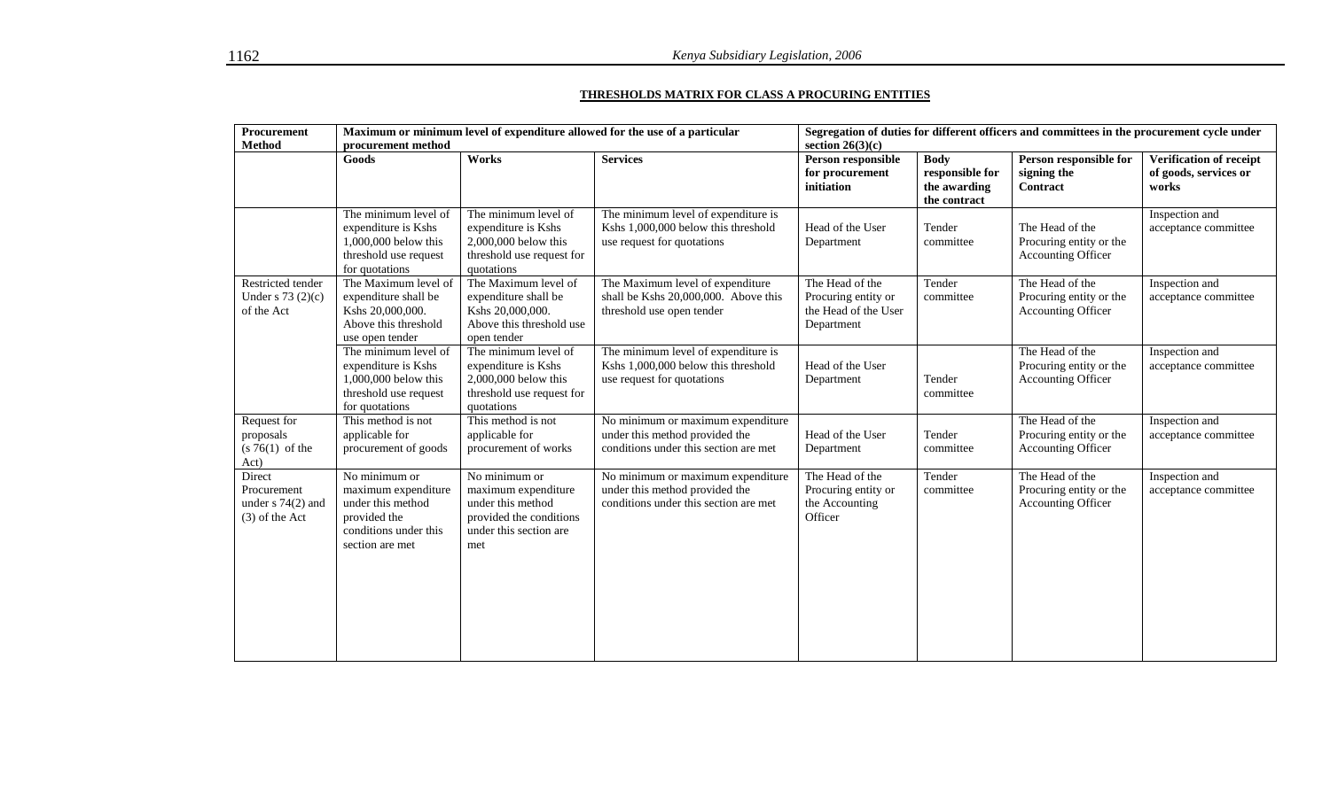## THRESHOLDS MATRIX FOR CLASS A PROCURING ENTITIES

| Procurement Method | Maximum or minimum level of expenditure allowed for the use of a particular procurement method | | | Segregation of duties for different officers and committees in the procurement cycle under section 26(3)(c) | | | |
|---|---|---|---|---|---|---|---|
| | **Goods** | **Works** | **Services** | **Person responsible for procurement initiation** | **Body responsible for the awarding the contract** | **Person responsible for signing the Contract** | **Verification of receipt of goods, services or works** |
| | The minimum level of expenditure is Kshs 1,000,000 below this threshold use request for quotations | The minimum level of expenditure is Kshs 2,000,000 below this threshold use request for quotations | The minimum level of expenditure is Kshs 1,000,000 below this threshold use request for quotations | Head of the User Department | Tender committee | The Head of the Procuring entity or the Accounting Officer | Inspection and acceptance committee |
| Restricted tender Under s 73 (2)(c) of the Act | The Maximum level of expenditure shall be Kshs 20,000,000. Above this threshold use open tender | The Maximum level of expenditure shall be Kshs 20,000,000. Above this threshold use open tender | The Maximum level of expenditure shall be Kshs 20,000,000. Above this threshold use open tender | The Head of the Procuring entity or the Head of the User Department | Tender committee | The Head of the Procuring entity or the Accounting Officer | Inspection and acceptance committee |
| | The minimum level of expenditure is Kshs 1,000,000 below this threshold use request for quotations | The minimum level of expenditure is Kshs 2,000,000 below this threshold use request for quotations | The minimum level of expenditure is Kshs 1,000,000 below this threshold use request for quotations | Head of the User Department | Tender committee | The Head of the Procuring entity or the Accounting Officer | Inspection and acceptance committee |
| Request for proposals (s 76(1) of the Act) | This method is not applicable for procurement of goods | This method is not applicable for procurement of works | No minimum or maximum expenditure under this method provided the conditions under this section are met | Head of the User Department | Tender committee | The Head of the Procuring entity or the Accounting Officer | Inspection and acceptance committee |
| Direct Procurement under s 74(2) and (3) of the Act | No minimum or maximum expenditure under this method provided the conditions under this section are met | No minimum or maximum expenditure under this method provided the conditions under this section are met | No minimum or maximum expenditure under this method provided the conditions under this section are met | The Head of the Procuring entity or the Accounting Officer | Tender committee | The Head of the Procuring entity or the Accounting Officer | Inspection and acceptance committee |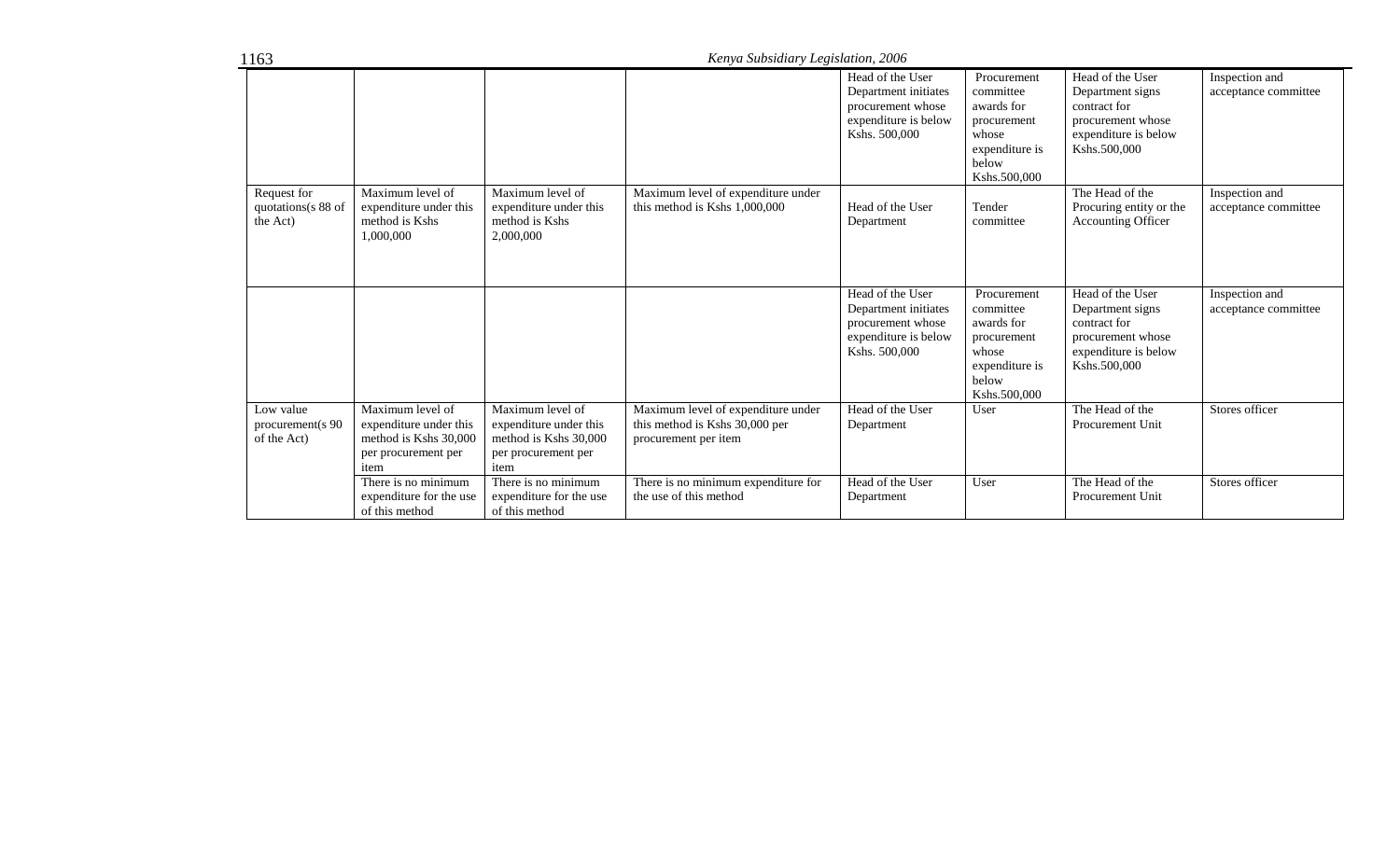| | | | | | | | |
|---|---|---|---|---|---|---|---|
| | | | | Head of the User Department initiates procurement whose expenditure is below Kshs. 500,000 | Procurement committee awards for procurement whose expenditure is below Kshs.500,000 | Head of the User Department signs contract for procurement whose expenditure is below Kshs.500,000 | Inspection and acceptance committee |
| Request for quotations(s 88 of the Act) | Maximum level of expenditure under this method is Kshs 1,000,000 | Maximum level of expenditure under this method is Kshs 2,000,000 | Maximum level of expenditure under this method is Kshs 1,000,000 | Head of the User Department | Tender committee | The Head of the Procuring entity or the Accounting Officer | Inspection and acceptance committee |
| | | | | Head of the User Department initiates procurement whose expenditure is below Kshs. 500,000 | Procurement committee awards for procurement whose expenditure is below Kshs.500,000 | Head of the User Department signs contract for procurement whose expenditure is below Kshs.500,000 | Inspection and acceptance committee |
| Low value procurement(s 90 of the Act) | Maximum level of expenditure under this method is Kshs 30,000 per procurement per item | Maximum level of expenditure under this method is Kshs 30,000 per procurement per item | Maximum level of expenditure under this method is Kshs 30,000 per procurement per item | Head of the User Department | User | The Head of the Procurement Unit | Stores officer |
| | There is no minimum expenditure for the use of this method | There is no minimum expenditure for the use of this method | There is no minimum expenditure for the use of this method | Head of the User Department | User | The Head of the Procurement Unit | Stores officer |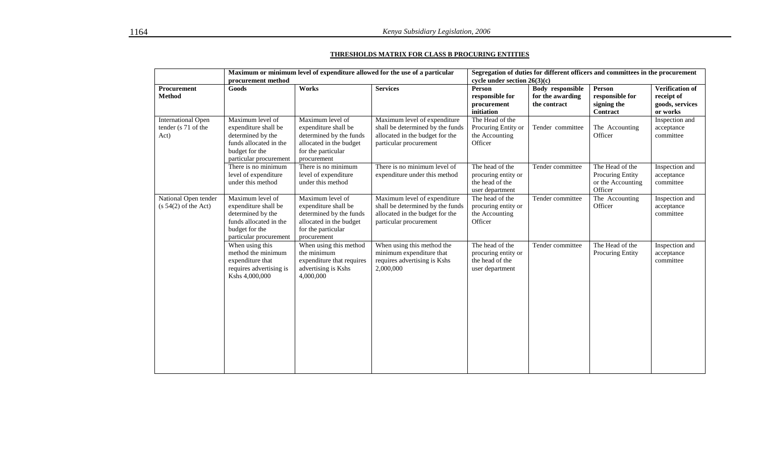**THRESHOLDS MATRIX FOR CLASS B PROCURING ENTITIES**

| | Maximum or minimum level of expenditure allowed for the use of a particular procurement method | | | Segregation of duties for different officers and committees in the procurement cycle under section 26(3)(c) | | | |
|---|---|---|---|---|---|---|---|
| **Procurement Method** | **Goods** | **Works** | **Services** | **Person responsible for procurement initiation** | **Body responsible for the awarding the contract** | **Person responsible for signing the Contract** | **Verification of receipt of goods, services or works** |
| International Open tender (s 71 of the Act) | Maximum level of expenditure shall be determined by the funds allocated in the budget for the particular procurement | Maximum level of expenditure shall be determined by the funds allocated in the budget for the particular procurement | Maximum level of expenditure shall be determined by the funds allocated in the budget for the particular procurement | The Head of the Procuring Entity or the Accounting Officer | Tender committee | The Accounting Officer | Inspection and acceptance committee |
| | There is no minimum level of expenditure under this method | There is no minimum level of expenditure under this method | There is no minimum level of expenditure under this method | The head of the procuring entity or the head of the user department | Tender committee | The Head of the Procuring Entity or the Accounting Officer | Inspection and acceptance committee |
| National Open tender (s 54(2) of the Act) | Maximum level of expenditure shall be determined by the funds allocated in the budget for the particular procurement | Maximum level of expenditure shall be determined by the funds allocated in the budget for the particular procurement | Maximum level of expenditure shall be determined by the funds allocated in the budget for the particular procurement | The head of the procuring entity or the Accounting Officer | Tender committee | The Accounting Officer | Inspection and acceptance committee |
| | When using this method the minimum expenditure that requires advertising is Kshs 4,000,000 | When using this method the minimum expenditure that requires advertising is Kshs 4,000,000 | When using this method the minimum expenditure that requires advertising is Kshs 2,000,000 | The head of the procuring entity or the head of the user department | Tender committee | The Head of the Procuring Entity | Inspection and acceptance committee |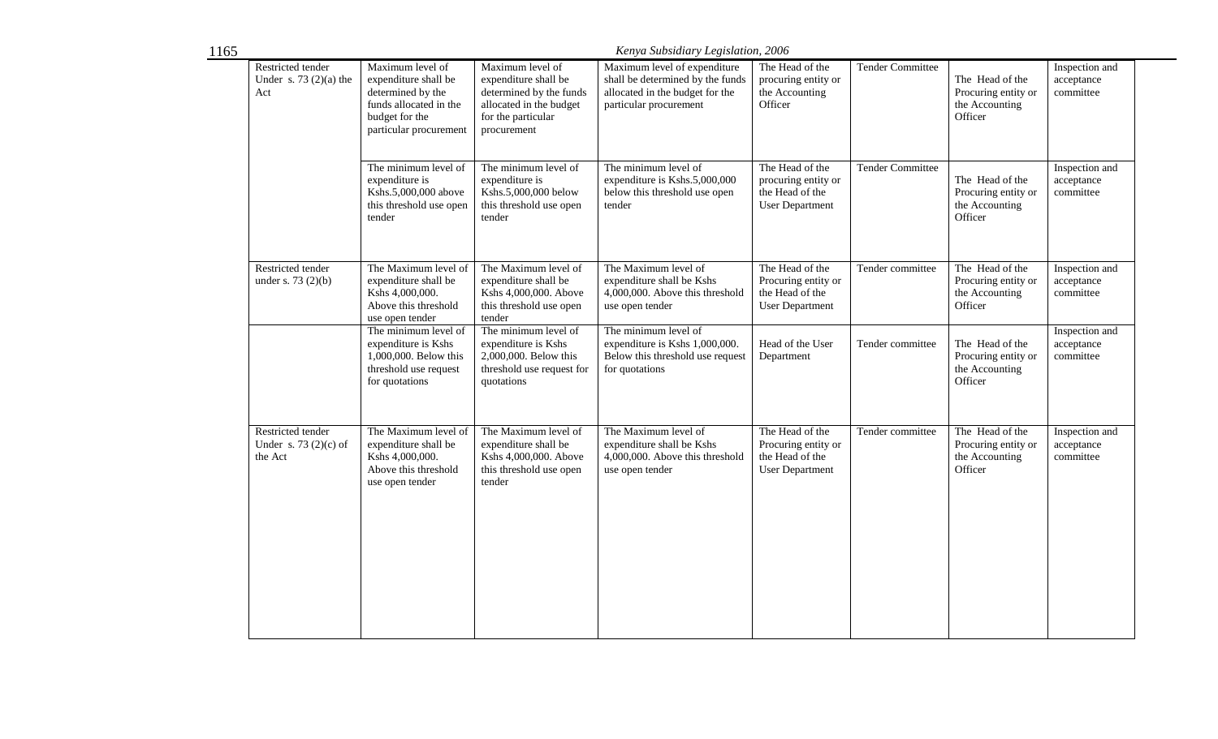| Restricted tender Under s. 73 (2)(a) the Act | Maximum level of expenditure shall be determined by the funds allocated in the budget for the particular procurement | Maximum level of expenditure shall be determined by the funds allocated in the budget for the particular procurement | Maximum level of expenditure shall be determined by the funds allocated in the budget for the particular procurement | The Head of the procuring entity or the Accounting Officer | Tender Committee | The Head of the Procuring entity or the Accounting Officer | Inspection and acceptance committee |
|---|---|---|---|---|---|---|---|
| | The minimum level of expenditure is Kshs.5,000,000 above this threshold use open tender | The minimum level of expenditure is Kshs.5,000,000 below this threshold use open tender | The minimum level of expenditure is Kshs.5,000,000 below this threshold use open tender | The Head of the procuring entity or the Head of the User Department | Tender Committee | The Head of the Procuring entity or the Accounting Officer | Inspection and acceptance committee |
| Restricted tender under s. 73 (2)(b) | The Maximum level of expenditure shall be Kshs 4,000,000. Above this threshold use open tender | The Maximum level of expenditure shall be Kshs 4,000,000. Above this threshold use open tender | The Maximum level of expenditure shall be Kshs 4,000,000. Above this threshold use open tender | The Head of the Procuring entity or the Head of the User Department | Tender committee | The Head of the Procuring entity or the Accounting Officer | Inspection and acceptance committee |
| | The minimum level of expenditure is Kshs 1,000,000. Below this threshold use request for quotations | The minimum level of expenditure is Kshs 2,000,000. Below this threshold use request for quotations | The minimum level of expenditure is Kshs 1,000,000. Below this threshold use request for quotations | Head of the User Department | Tender committee | The Head of the Procuring entity or the Accounting Officer | Inspection and acceptance committee |
| Restricted tender Under s. 73 (2)(c) of the Act | The Maximum level of expenditure shall be Kshs 4,000,000. Above this threshold use open tender | The Maximum level of expenditure shall be Kshs 4,000,000. Above this threshold use open tender | The Maximum level of expenditure shall be Kshs 4,000,000. Above this threshold use open tender | The Head of the Procuring entity or the Head of the User Department | Tender committee | The Head of the Procuring entity or the Accounting Officer | Inspection and acceptance committee |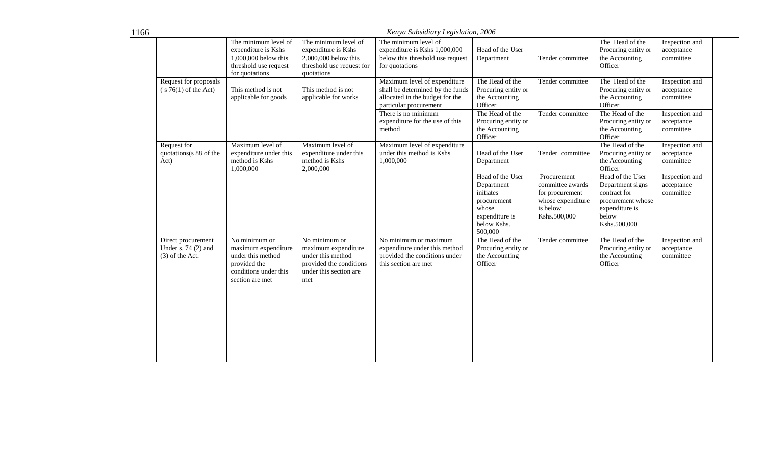|  |  |  |  |  |  |  |  |
|---|---|---|---|---|---|---|---|
|  | The minimum level of expenditure is Kshs 1,000,000 below this threshold use request for quotations | The minimum level of expenditure is Kshs 2,000,000 below this threshold use request for quotations | The minimum level of expenditure is Kshs 1,000,000 below this threshold use request for quotations | Head of the User Department | Tender committee | The Head of the Procuring entity or the Accounting Officer | Inspection and acceptance committee |
| Request for proposals ( s 76(1) of the Act) | This method is not applicable for goods | This method is not applicable for works | Maximum level of expenditure shall be determined by the funds allocated in the budget for the particular procurement | The Head of the Procuring entity or the Accounting Officer | Tender committee | The Head of the Procuring entity or the Accounting Officer | Inspection and acceptance committee |
|  |  |  | There is no minimum expenditure for the use of this method | The Head of the Procuring entity or the Accounting Officer | Tender committee | The Head of the Procuring entity or the Accounting Officer | Inspection and acceptance committee |
| Request for quotations(s 88 of the Act) | Maximum level of expenditure under this method is Kshs 1,000,000 | Maximum level of expenditure under this method is Kshs 2,000,000 | Maximum level of expenditure under this method is Kshs 1,000,000 | Head of the User Department | Tender committee | The Head of the Procuring entity or the Accounting Officer | Inspection and acceptance committee |
|  |  |  |  | Head of the User Department initiates procurement whose expenditure is below Kshs. 500,000 | Procurement committee awards for procurement whose expenditure is below Kshs.500,000 | Head of the User Department signs contract for procurement whose expenditure is below Kshs.500,000 | Inspection and acceptance committee |
| Direct procurement Under s. 74 (2) and (3) of the Act. | No minimum or maximum expenditure under this method provided the conditions under this section are met | No minimum or maximum expenditure under this method provided the conditions under this section are met | No minimum or maximum expenditure under this method provided the conditions under this section are met | The Head of the Procuring entity or the Accounting Officer | Tender committee | The Head of the Procuring entity or the Accounting Officer | Inspection and acceptance committee |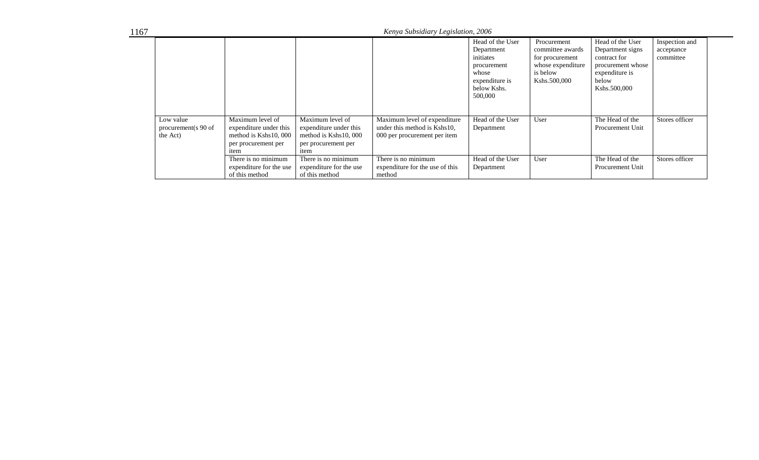| | | | | | | | |
|---|---|---|---|---|---|---|---|
| | | | | Head of the User Department initiates procurement whose expenditure is below Kshs. 500,000 | Procurement committee awards for procurement whose expenditure is below Kshs.500,000 | Head of the User Department signs contract for procurement whose expenditure is below Kshs.500,000 | Inspection and acceptance committee |
| Low value procurement(s 90 of the Act) | Maximum level of expenditure under this method is Kshs10, 000 per procurement per item | Maximum level of expenditure under this method is Kshs10, 000 per procurement per item | Maximum level of expenditure under this method is Kshs10, 000 per procurement per item | Head of the User Department | User | The Head of the Procurement Unit | Stores officer |
| | There is no minimum expenditure for the use of this method | There is no minimum expenditure for the use of this method | There is no minimum expenditure for the use of this method | Head of the User Department | User | The Head of the Procurement Unit | Stores officer |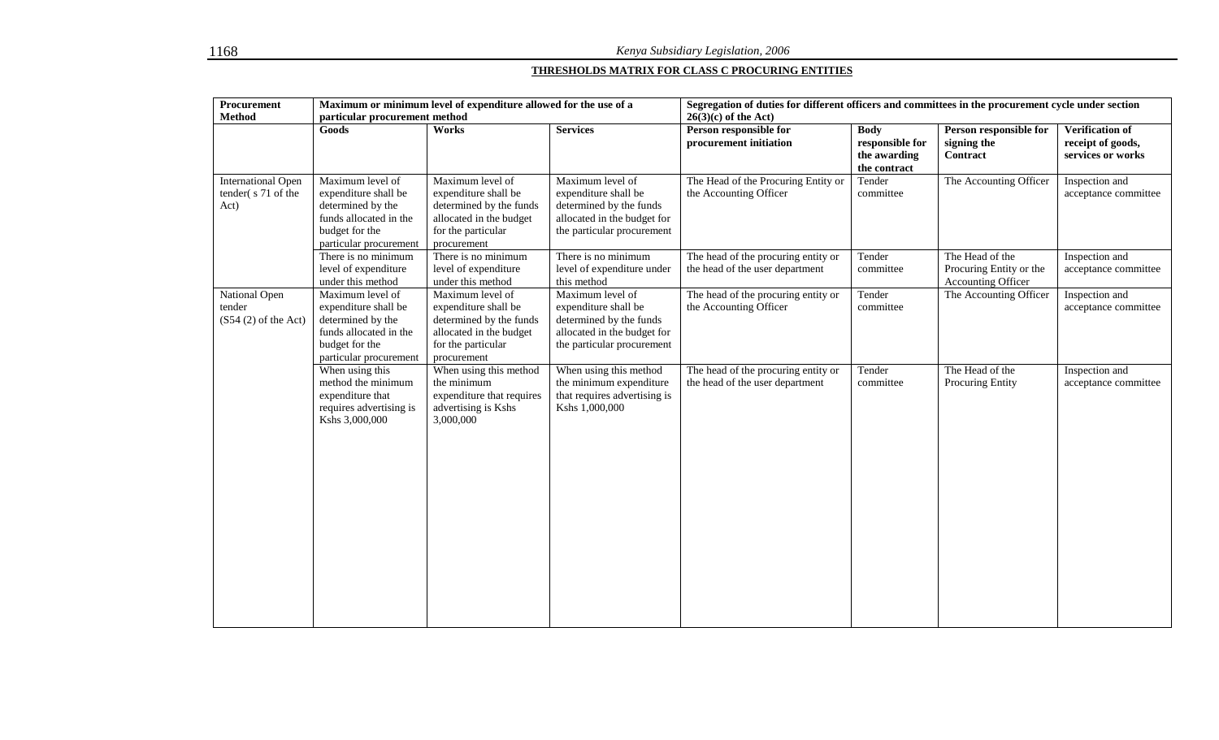## THRESHOLDS MATRIX FOR CLASS C PROCURING ENTITIES

| Procurement Method | Maximum or minimum level of expenditure allowed for the use of a particular procurement method | | | Segregation of duties for different officers and committees in the procurement cycle under section 26(3)(c) of the Act) | | | |
|---|---|---|---|---|---|---|---|
| | **Goods** | **Works** | **Services** | **Person responsible for procurement initiation** | **Body responsible for the awarding the contract** | **Person responsible for signing the Contract** | **Verification of receipt of goods, services or works** |
| International Open tender( s 71 of the Act) | Maximum level of expenditure shall be determined by the funds allocated in the budget for the particular procurement | Maximum level of expenditure shall be determined by the funds allocated in the budget for the particular procurement | Maximum level of expenditure shall be determined by the funds allocated in the budget for the particular procurement | The Head of the Procuring Entity or the Accounting Officer | Tender committee | The Accounting Officer | Inspection and acceptance committee |
| | There is no minimum level of expenditure under this method | There is no minimum level of expenditure under this method | There is no minimum level of expenditure under this method | The head of the procuring entity or the head of the user department | Tender committee | The Head of the Procuring Entity or the Accounting Officer | Inspection and acceptance committee |
| National Open tender (S54 (2) of the Act) | Maximum level of expenditure shall be determined by the funds allocated in the budget for the particular procurement | Maximum level of expenditure shall be determined by the funds allocated in the budget for the particular procurement | Maximum level of expenditure shall be determined by the funds allocated in the budget for the particular procurement | The head of the procuring entity or the Accounting Officer | Tender committee | The Accounting Officer | Inspection and acceptance committee |
| | When using this method the minimum expenditure that requires advertising is Kshs 3,000,000 | When using this method the minimum expenditure that requires advertising is Kshs 3,000,000 | When using this method the minimum expenditure that requires advertising is Kshs 1,000,000 | The head of the procuring entity or the head of the user department | Tender committee | The Head of the Procuring Entity | Inspection and acceptance committee |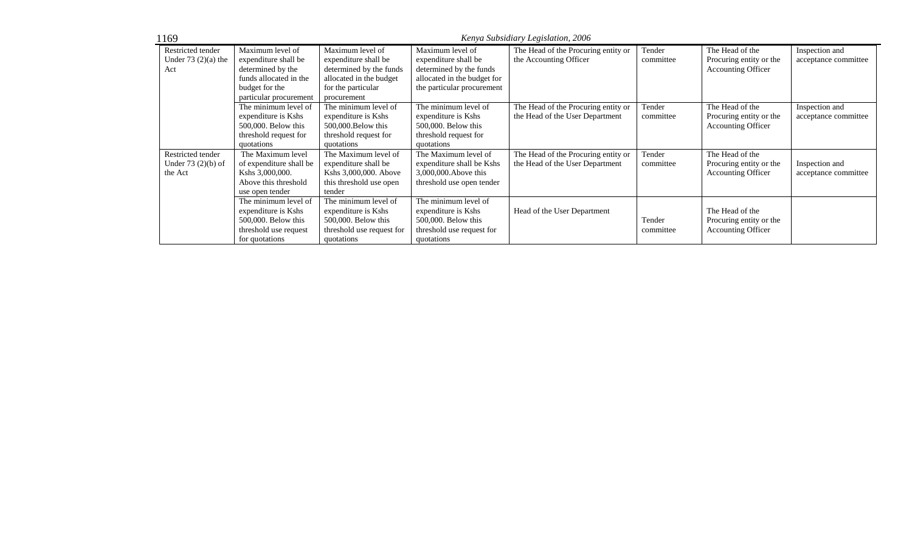| | | | | | | | |
|---|---|---|---|---|---|---|---|
| Restricted tender Under 73 (2)(a) the Act | Maximum level of expenditure shall be determined by the funds allocated in the budget for the particular procurement | Maximum level of expenditure shall be determined by the funds allocated in the budget for the particular procurement | Maximum level of expenditure shall be determined by the funds allocated in the budget for the particular procurement | The Head of the Procuring entity or the Accounting Officer | Tender committee | The Head of the Procuring entity or the Accounting Officer | Inspection and acceptance committee |
| | The minimum level of expenditure is Kshs 500,000. Below this threshold request for quotations | The minimum level of expenditure is Kshs 500,000.Below this threshold request for quotations | The minimum level of expenditure is Kshs 500,000. Below this threshold request for quotations | The Head of the Procuring entity or the Head of the User Department | Tender committee | The Head of the Procuring entity or the Accounting Officer | Inspection and acceptance committee |
| Restricted tender Under 73 (2)(b) of the Act | The Maximum level of expenditure shall be Kshs 3,000,000. Above this threshold use open tender | The Maximum level of expenditure shall be Kshs 3,000,000. Above this threshold use open tender | The Maximum level of expenditure shall be Kshs 3,000,000.Above this threshold use open tender | The Head of the Procuring entity or the Head of the User Department | Tender committee | The Head of the Procuring entity or the Accounting Officer | Inspection and acceptance committee |
| | The minimum level of expenditure is Kshs 500,000. Below this threshold use request for quotations | The minimum level of expenditure is Kshs 500,000. Below this threshold use request for quotations | The minimum level of expenditure is Kshs 500,000. Below this threshold use request for quotations | Head of the User Department | Tender committee | The Head of the Procuring entity or the Accounting Officer | |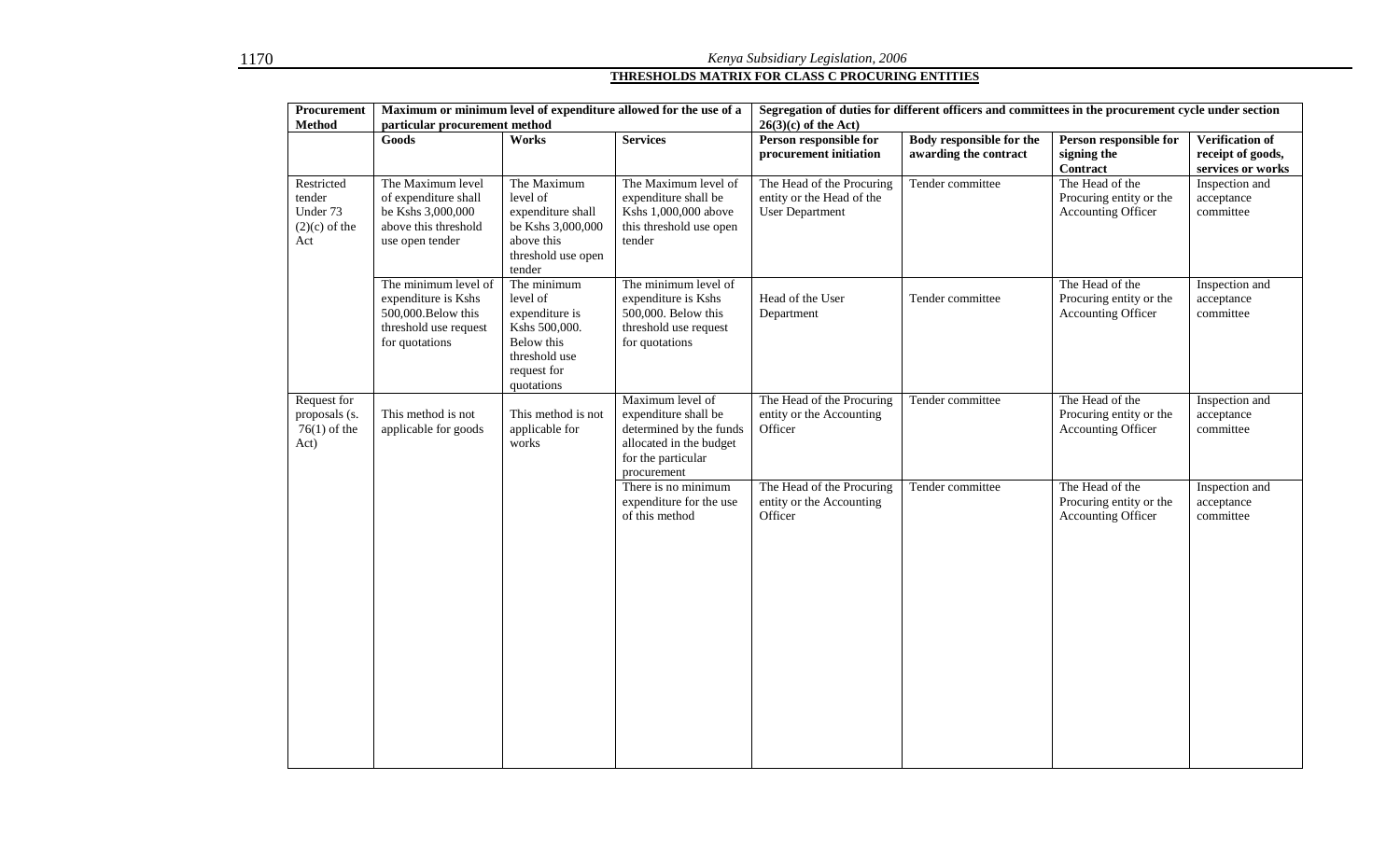**THRESHOLDS MATRIX FOR CLASS C PROCURING ENTITIES**

| Procurement Method | Maximum or minimum level of expenditure allowed for the use of a particular procurement method | | | Segregation of duties for different officers and committees in the procurement cycle under section 26(3)(c) of the Act) | | | |
|---|---|---|---|---|---|---|---|
| | **Goods** | **Works** | **Services** | **Person responsible for procurement initiation** | **Body responsible for the awarding the contract** | **Person responsible for signing the Contract** | **Verification of receipt of goods, services or works** |
| Restricted tender Under 73 (2)(c) of the Act | The Maximum level of expenditure shall be Kshs 3,000,000 above this threshold use open tender | The Maximum level of expenditure shall be Kshs 3,000,000 above this threshold use open tender | The Maximum level of expenditure shall be Kshs 1,000,000 above this threshold use open tender | The Head of the Procuring entity or the Head of the User Department | Tender committee | The Head of the Procuring entity or the Accounting Officer | Inspection and acceptance committee |
| | The minimum level of expenditure is Kshs 500,000.Below this threshold use request for quotations | The minimum level of expenditure is Kshs 500,000. Below this threshold use request for quotations | The minimum level of expenditure is Kshs 500,000. Below this threshold use request for quotations | Head of the User Department | Tender committee | The Head of the Procuring entity or the Accounting Officer | Inspection and acceptance committee |
| Request for proposals (s. 76(1) of the Act) | This method is not applicable for goods | This method is not applicable for works | Maximum level of expenditure shall be determined by the funds allocated in the budget for the particular procurement | The Head of the Procuring entity or the Accounting Officer | Tender committee | The Head of the Procuring entity or the Accounting Officer | Inspection and acceptance committee |
| | | | There is no minimum expenditure for the use of this method | The Head of the Procuring entity or the Accounting Officer | Tender committee | The Head of the Procuring entity or the Accounting Officer | Inspection and acceptance committee |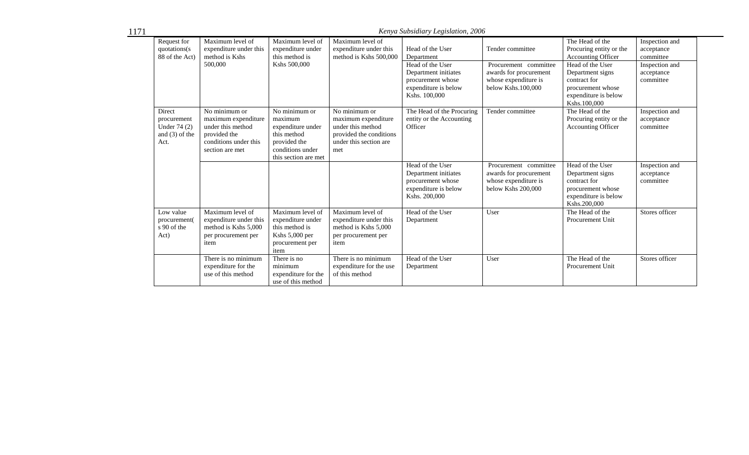| | | | | | | | |
|---|---|---|---|---|---|---|---|
| Request for quotations(s 88 of the Act) | Maximum level of expenditure under this method is Kshs 500,000 | Maximum level of expenditure under this method is Kshs 500,000 | Maximum level of expenditure under this method is Kshs 500,000 | Head of the User Department | Tender committee | The Head of the Procuring entity or the Accounting Officer | Inspection and acceptance committee |
| | | | | Head of the User Department initiates procurement whose expenditure is below Kshs. 100,000 | Procurement committee awards for procurement whose expenditure is below Kshs.100,000 | Head of the User Department signs contract for procurement whose expenditure is below Kshs.100,000 | Inspection and acceptance committee |
| Direct procurement Under 74 (2) and (3) of the Act. | No minimum or maximum expenditure under this method provided the conditions under this section are met | No minimum or maximum expenditure under this method provided the conditions under this section are met | No minimum or maximum expenditure under this method provided the conditions under this section are met | The Head of the Procuring entity or the Accounting Officer | Tender committee | The Head of the Procuring entity or the Accounting Officer | Inspection and acceptance committee |
| | | | | Head of the User Department initiates procurement whose expenditure is below Kshs. 200,000 | Procurement committee awards for procurement whose expenditure is below Kshs 200,000 | Head of the User Department signs contract for procurement whose expenditure is below Kshs.200,000 | Inspection and acceptance committee |
| Low value procurement( s 90 of the Act) | Maximum level of expenditure under this method is Kshs 5,000 per procurement per item | Maximum level of expenditure under this method is Kshs 5,000 per procurement per item | Maximum level of expenditure under this method is Kshs 5,000 per procurement per item | Head of the User Department | User | The Head of the Procurement Unit | Stores officer |
| | There is no minimum expenditure for the use of this method | There is no minimum expenditure for the use of this method | There is no minimum expenditure for the use of this method | Head of the User Department | User | The Head of the Procurement Unit | Stores officer |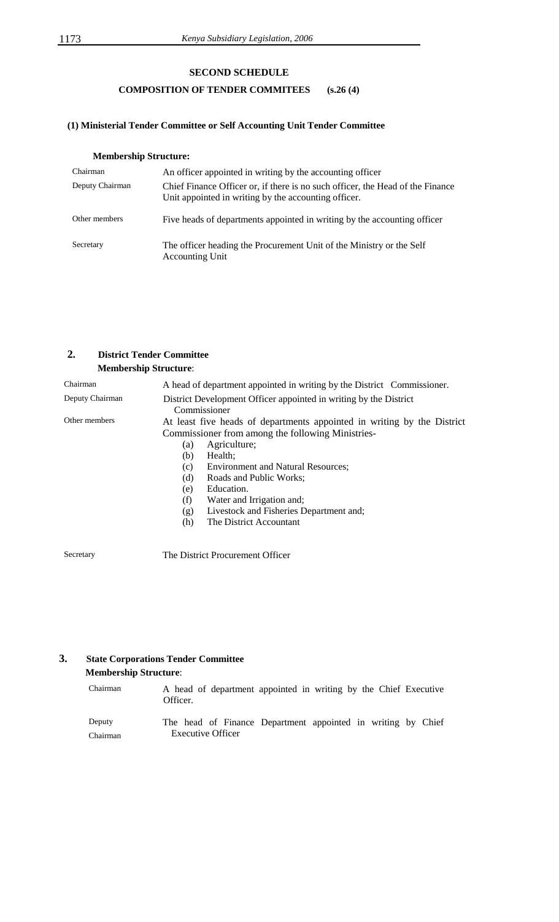## SECOND SCHEDULE

### COMPOSITION OF TENDER COMMITEES (s.26 (4)

#### (1) Ministerial Tender Committee or Self Accounting Unit Tender Committee

**Membership Structure:**

| | |
|---|---|
| Chairman | An officer appointed in writing by the accounting officer |
| Deputy Chairman | Chief Finance Officer or, if there is no such officer, the Head of the Finance Unit appointed in writing by the accounting officer. |
| Other members | Five heads of departments appointed in writing by the accounting officer |
| Secretary | The officer heading the Procurement Unit of the Ministry or the Self Accounting Unit |

#### 2. District Tender Committee

**Membership Structure**:

| | |
|---|---|
| Chairman | A head of department appointed in writing by the District Commissioner. |
| Deputy Chairman | District Development Officer appointed in writing by the District Commissioner |
| Other members | At least five heads of departments appointed in writing by the District Commissioner from among the following Ministries- (a) Agriculture; (b) Health; (c) Environment and Natural Resources; (d) Roads and Public Works; (e) Education. (f) Water and Irrigation and; (g) Livestock and Fisheries Department and; (h) The District Accountant |
| Secretary | The District Procurement Officer |

#### 3. State Corporations Tender Committee

**Membership Structure**:

| | |
|---|---|
| Chairman | A head of department appointed in writing by the Chief Executive Officer. |
| Deputy Chairman | The head of Finance Department appointed in writing by Chief Executive Officer |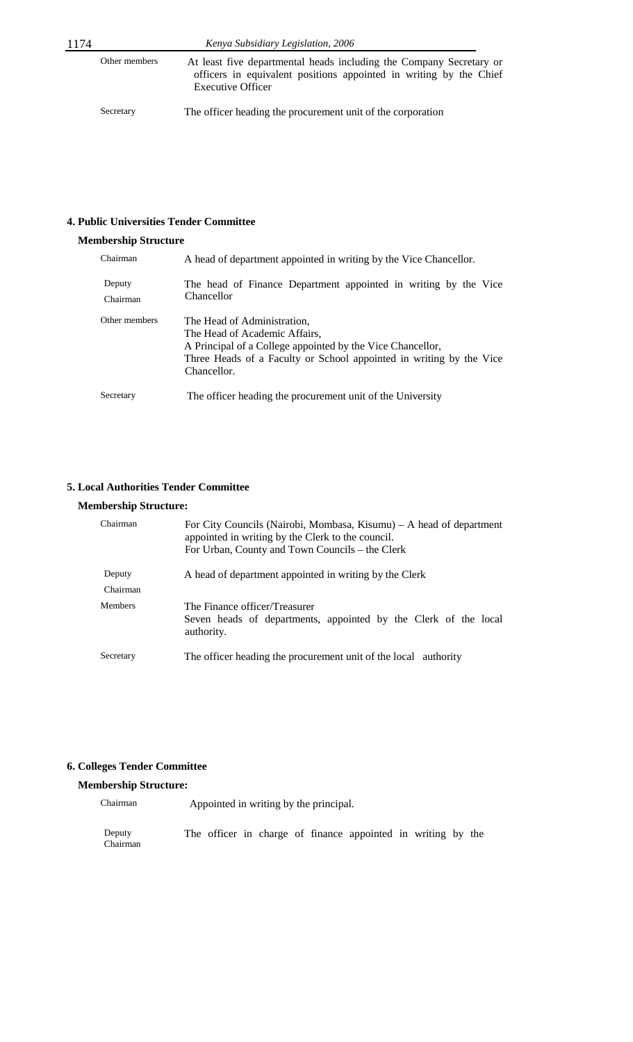| | |
|---|---|
| Other members | At least five departmental heads including the Company Secretary or officers in equivalent positions appointed in writing by the Chief Executive Officer |
| Secretary | The officer heading the procurement unit of the corporation |

**4. Public Universities Tender Committee**

**Membership Structure**

| | |
|---|---|
| Chairman | A head of department appointed in writing by the Vice Chancellor. |
| Deputy Chairman | The head of Finance Department appointed in writing by the Vice Chancellor |
| Other members | The Head of Administration,<br>The Head of Academic Affairs,<br>A Principal of a College appointed by the Vice Chancellor,<br>Three Heads of a Faculty or School appointed in writing by the Vice Chancellor. |
| Secretary | The officer heading the procurement unit of the University |

**5. Local Authorities Tender Committee**

**Membership Structure:**

| | |
|---|---|
| Chairman | For City Councils (Nairobi, Mombasa, Kisumu) – A head of department appointed in writing by the Clerk to the council.<br>For Urban, County and Town Councils – the Clerk |
| Deputy Chairman | A head of department appointed in writing by the Clerk |
| Members | The Finance officer/Treasurer<br>Seven heads of departments, appointed by the Clerk of the local authority. |
| Secretary | The officer heading the procurement unit of the local authority |

**6. Colleges Tender Committee**

**Membership Structure:**

| | |
|---|---|
| Chairman | Appointed in writing by the principal. |
| Deputy Chairman | The officer in charge of finance appointed in writing by the |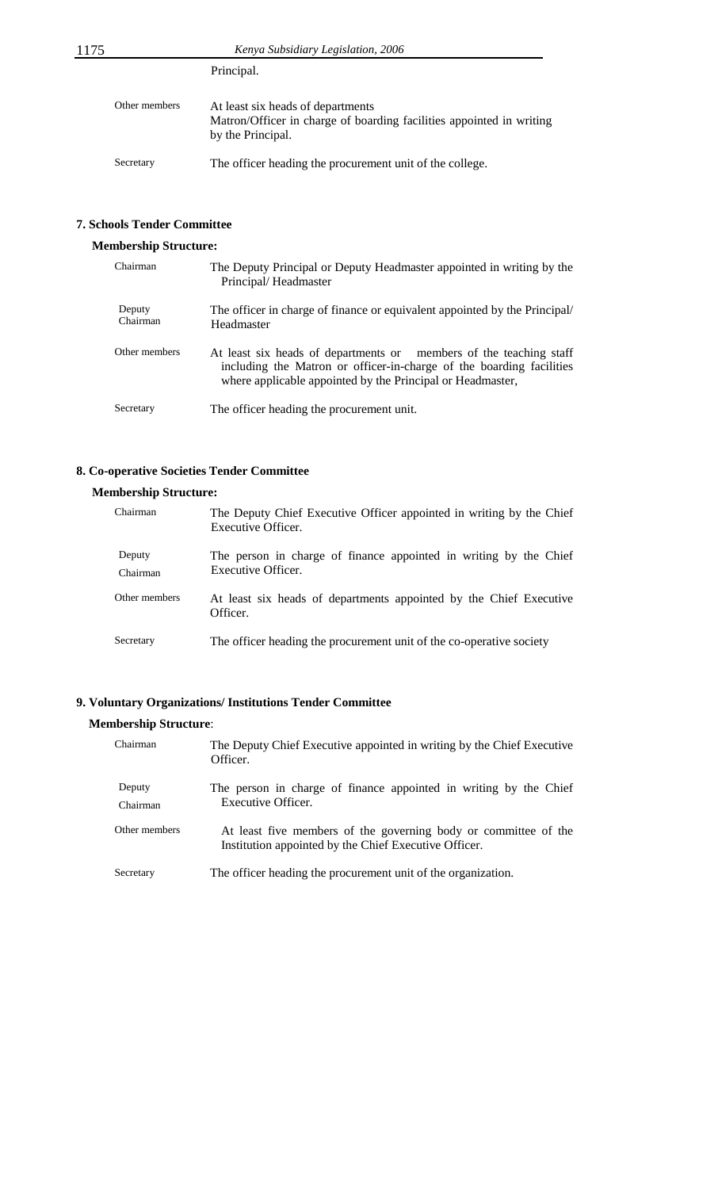| | |
|---|---|
| | Principal. |
| Other members | At least six heads of departments<br>Matron/Officer in charge of boarding facilities appointed in writing by the Principal. |
| Secretary | The officer heading the procurement unit of the college. |

**7. Schools Tender Committee**

**Membership Structure:**

| | |
|---|---|
| Chairman | The Deputy Principal or Deputy Headmaster appointed in writing by the Principal/ Headmaster |
| Deputy Chairman | The officer in charge of finance or equivalent appointed by the Principal/ Headmaster |
| Other members | At least six heads of departments or members of the teaching staff including the Matron or officer-in-charge of the boarding facilities where applicable appointed by the Principal or Headmaster, |
| Secretary | The officer heading the procurement unit. |

**8. Co-operative Societies Tender Committee**

**Membership Structure:**

| | |
|---|---|
| Chairman | The Deputy Chief Executive Officer appointed in writing by the Chief Executive Officer. |
| Deputy Chairman | The person in charge of finance appointed in writing by the Chief Executive Officer. |
| Other members | At least six heads of departments appointed by the Chief Executive Officer. |
| Secretary | The officer heading the procurement unit of the co-operative society |

**9. Voluntary Organizations/ Institutions Tender Committee**

**Membership Structure**:

| | |
|---|---|
| Chairman | The Deputy Chief Executive appointed in writing by the Chief Executive Officer. |
| Deputy Chairman | The person in charge of finance appointed in writing by the Chief Executive Officer. |
| Other members | At least five members of the governing body or committee of the Institution appointed by the Chief Executive Officer. |
| Secretary | The officer heading the procurement unit of the organization. |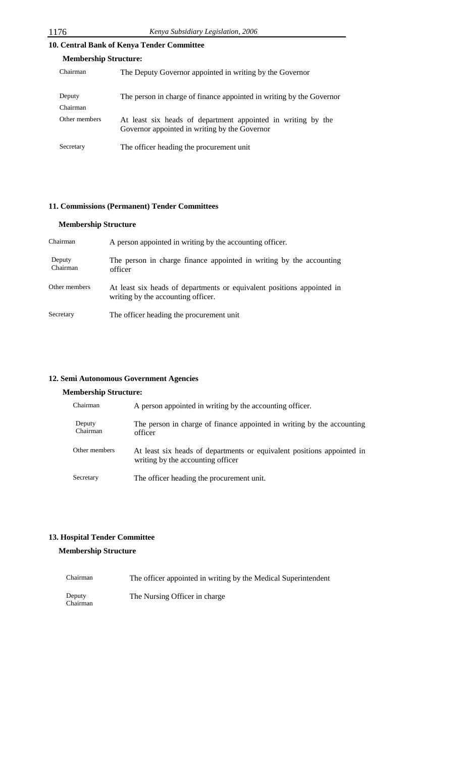**10. Central Bank of Kenya Tender Committee**

**Membership Structure:**

| | |
|---|---|
| Chairman | The Deputy Governor appointed in writing by the Governor |
| Deputy Chairman | The person in charge of finance appointed in writing by the Governor |
| Other members | At least six heads of department appointed in writing by the Governor appointed in writing by the Governor |
| Secretary | The officer heading the procurement unit |

**11. Commissions (Permanent) Tender Committees**

**Membership Structure**

| | |
|---|---|
| Chairman | A person appointed in writing by the accounting officer. |
| Deputy Chairman | The person in charge finance appointed in writing by the accounting officer |
| Other members | At least six heads of departments or equivalent positions appointed in writing by the accounting officer. |
| Secretary | The officer heading the procurement unit |

**12. Semi Autonomous Government Agencies**

**Membership Structure:**

| | |
|---|---|
| Chairman | A person appointed in writing by the accounting officer. |
| Deputy Chairman | The person in charge of finance appointed in writing by the accounting officer |
| Other members | At least six heads of departments or equivalent positions appointed in writing by the accounting officer |
| Secretary | The officer heading the procurement unit. |

**13. Hospital Tender Committee**

**Membership Structure**

| | |
|---|---|
| Chairman | The officer appointed in writing by the Medical Superintendent |
| Deputy Chairman | The Nursing Officer in charge |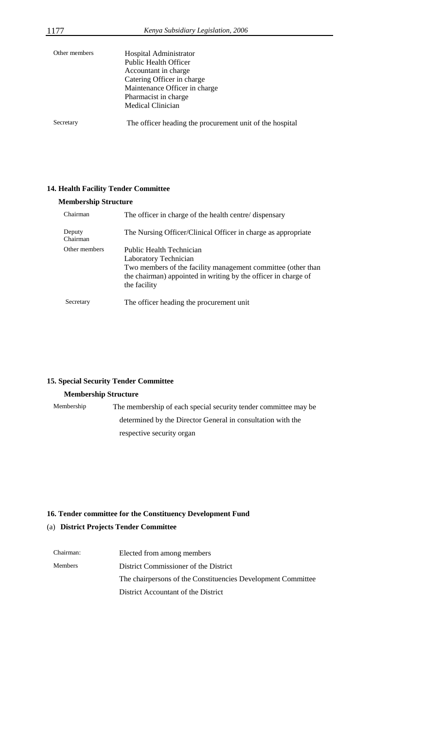| | |
|---|---|
| Other members | Hospital Administrator<br>Public Health Officer<br>Accountant in charge<br>Catering Officer in charge<br>Maintenance Officer in charge<br>Pharmacist in charge<br>Medical Clinician |
| Secretary | The officer heading the procurement unit of the hospital |

### 14. Health Facility Tender Committee

**Membership Structure**

| | |
|---|---|
| Chairman | The officer in charge of the health centre/ dispensary |
| Deputy Chairman | The Nursing Officer/Clinical Officer in charge as appropriate |
| Other members | Public Health Technician<br>Laboratory Technician<br>Two members of the facility management committee (other than the chairman) appointed in writing by the officer in charge of the facility |
| Secretary | The officer heading the procurement unit |

### 15. Special Security Tender Committee

**Membership Structure**

| | |
|---|---|
| Membership | The membership of each special security tender committee may be determined by the Director General in consultation with the respective security organ |

### 16. Tender committee for the Constituency Development Fund

(a) **District Projects Tender Committee**

| | |
|---|---|
| Chairman: | Elected from among members |
| Members | District Commissioner of the District<br>The chairpersons of the Constituencies Development Committee<br>District Accountant of the District |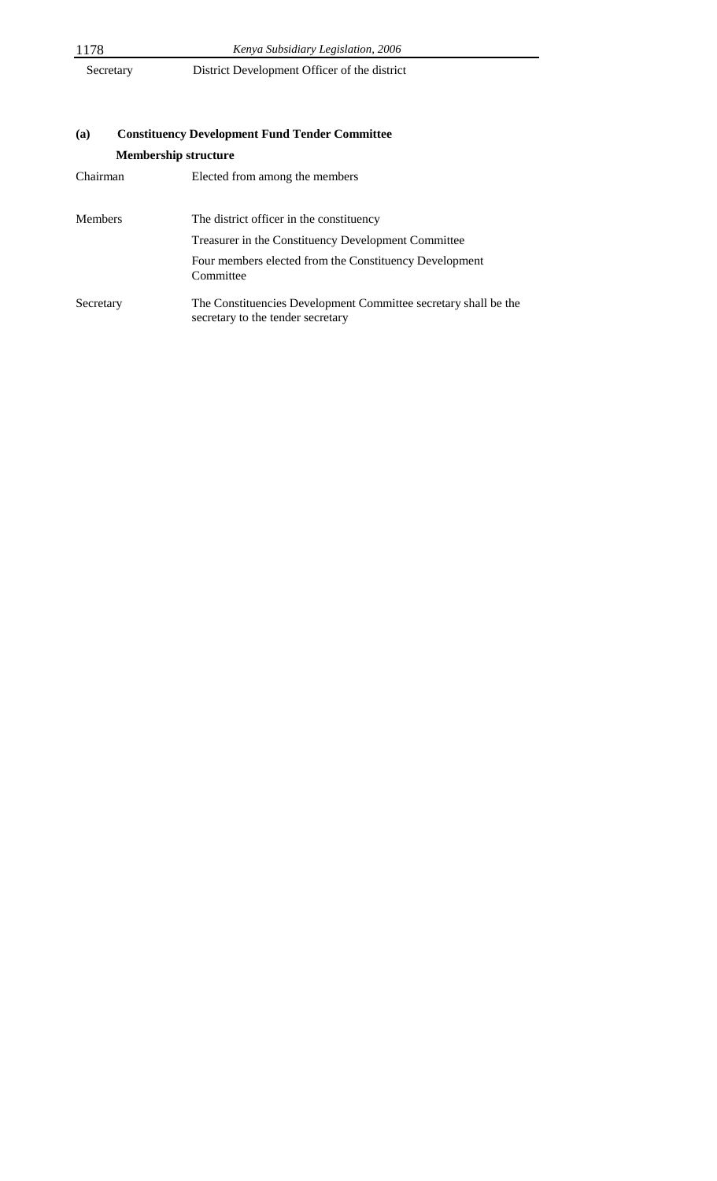| | |
|---|---|
| Secretary | District Development Officer of the district |

**(a) Constituency Development Fund Tender Committee**

**Membership structure**

| | |
|---|---|
| Chairman | Elected from among the members |
| Members | The district officer in the constituency |
| | Treasurer in the Constituency Development Committee |
| | Four members elected from the Constituency Development Committee |
| Secretary | The Constituencies Development Committee secretary shall be the secretary to the tender secretary |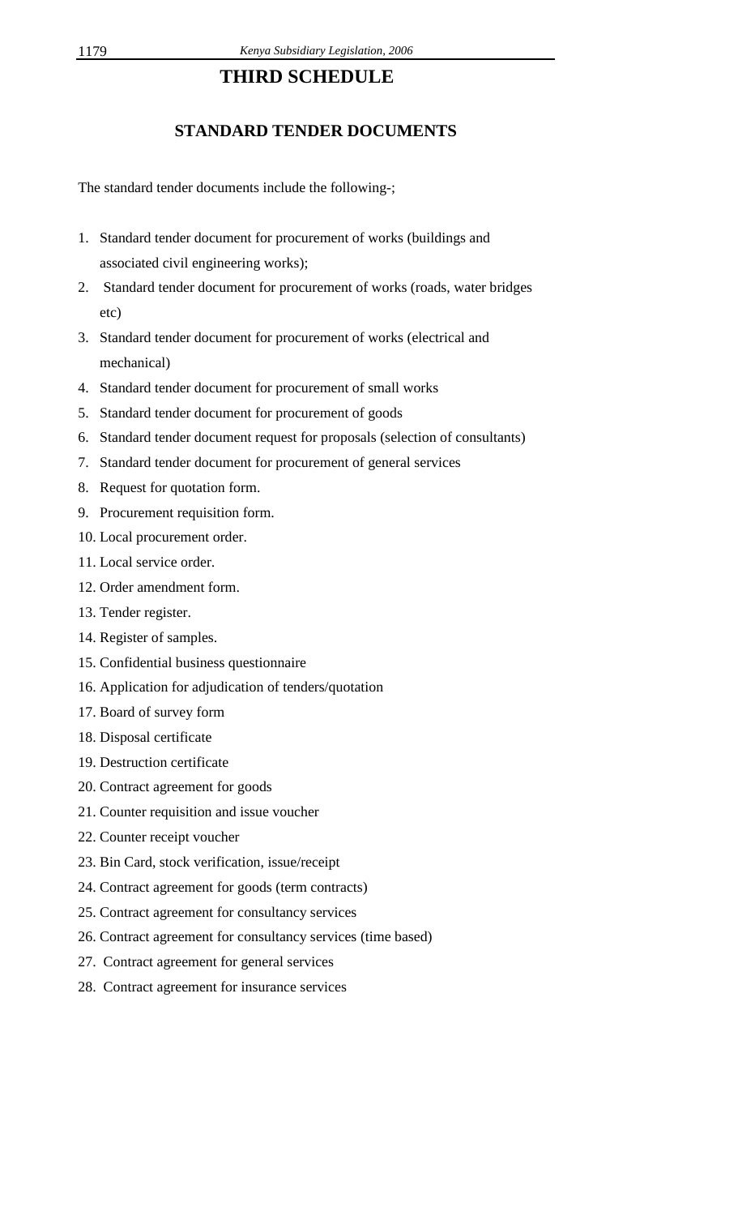# THIRD SCHEDULE

## STANDARD TENDER DOCUMENTS

The standard tender documents include the following-;

1. Standard tender document for procurement of works (buildings and associated civil engineering works);
2. Standard tender document for procurement of works (roads, water bridges etc)
3. Standard tender document for procurement of works (electrical and mechanical)
4. Standard tender document for procurement of small works
5. Standard tender document for procurement of goods
6. Standard tender document request for proposals (selection of consultants)
7. Standard tender document for procurement of general services
8. Request for quotation form.
9. Procurement requisition form.
10. Local procurement order.
11. Local service order.
12. Order amendment form.
13. Tender register.
14. Register of samples.
15. Confidential business questionnaire
16. Application for adjudication of tenders/quotation
17. Board of survey form
18. Disposal certificate
19. Destruction certificate
20. Contract agreement for goods
21. Counter requisition and issue voucher
22. Counter receipt voucher
23. Bin Card, stock verification, issue/receipt
24. Contract agreement for goods (term contracts)
25. Contract agreement for consultancy services
26. Contract agreement for consultancy services (time based)
27. Contract agreement for general services
28. Contract agreement for insurance services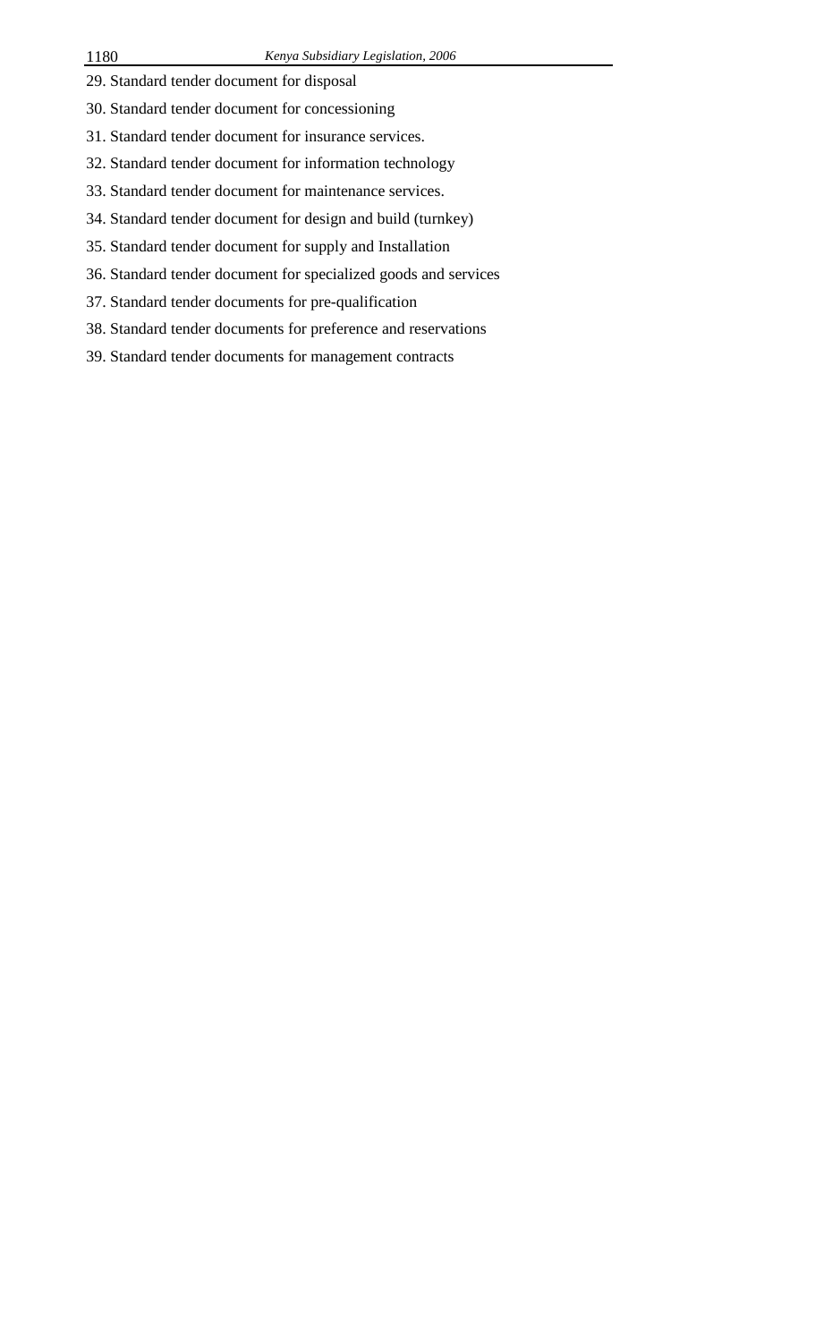29. Standard tender document for disposal
30. Standard tender document for concessioning
31. Standard tender document for insurance services.
32. Standard tender document for information technology
33. Standard tender document for maintenance services.
34. Standard tender document for design and build (turnkey)
35. Standard tender document for supply and Installation
36. Standard tender document for specialized goods and services
37. Standard tender documents for pre-qualification
38. Standard tender documents for preference and reservations
39. Standard tender documents for management contracts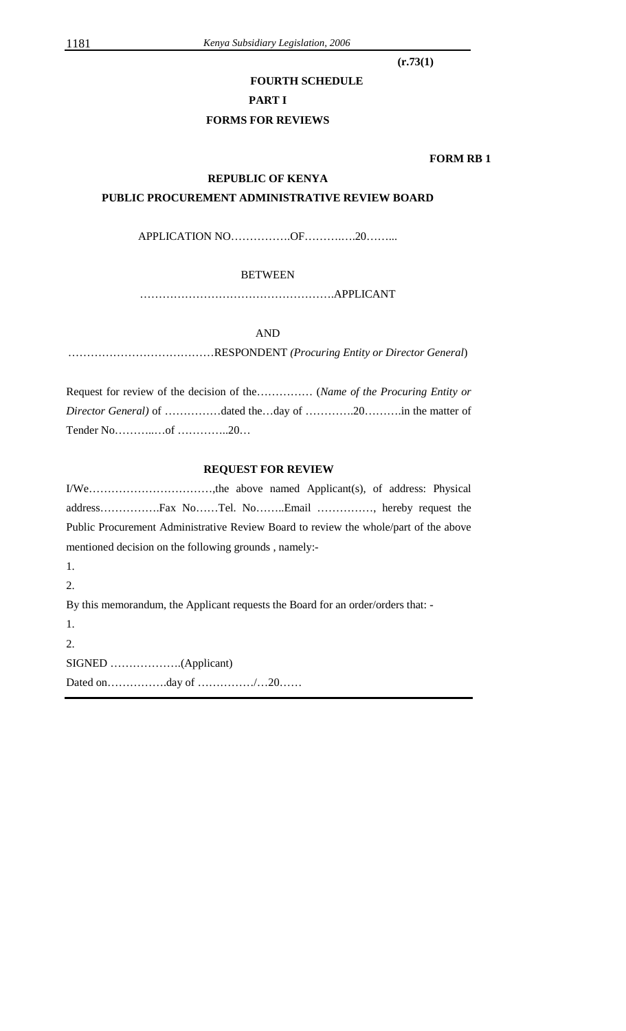**(r.73(1)**

**FOURTH SCHEDULE**

**PART I**

**FORMS FOR REVIEWS**

**FORM RB 1**

**REPUBLIC OF KENYA**

**PUBLIC PROCUREMENT ADMINISTRATIVE REVIEW BOARD**

APPLICATION NO…………….OF……….….20……..

BETWEEN

…………………………………………….APPLICANT

AND

…………………………………RESPONDENT *(Procuring Entity or Director General*)

Request for review of the decision of the…………… (*Name of the Procuring Entity or Director General)* of ……………dated the…day of ………….20……….in the matter of Tender No………..…of …………..20…

**REQUEST FOR REVIEW**

I/We……………………………,the above named Applicant(s), of address: Physical address…………….Fax No……Tel. No……..Email ……………, hereby request the Public Procurement Administrative Review Board to review the whole/part of the above mentioned decision on the following grounds , namely:-

1.

2.

By this memorandum, the Applicant requests the Board for an order/orders that: -

1.

2.

SIGNED ……………….(Applicant)

Dated on…………….day of ……………/…20……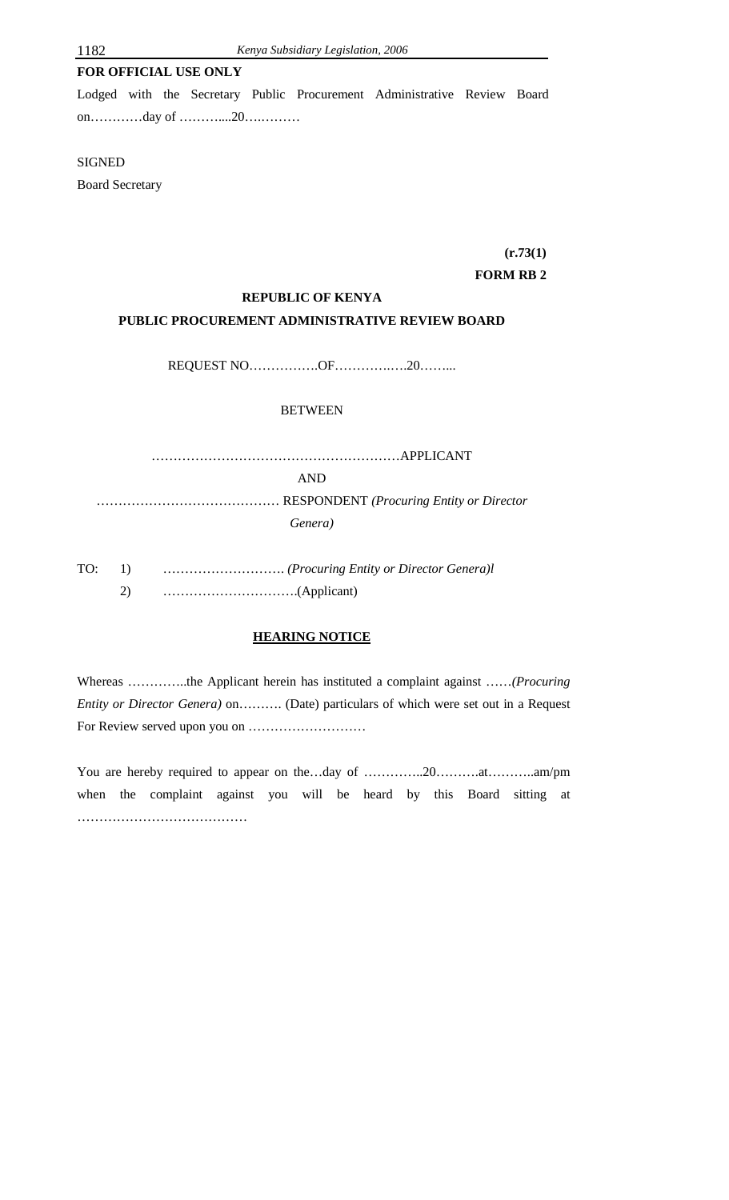**FOR OFFICIAL USE ONLY**

Lodged with the Secretary Public Procurement Administrative Review Board on…………day of ………....20….………

SIGNED

Board Secretary

**(r.73(1)**

**FORM RB 2**

**REPUBLIC OF KENYA**

**PUBLIC PROCUREMENT ADMINISTRATIVE REVIEW BOARD**

REQUEST NO…………….OF…………….20……...

BETWEEN

…………………………………………………APPLICANT

AND

…………………………………… RESPONDENT *(Procuring Entity or Director Genera)*

TO: 1) ………………………. *(Procuring Entity or Director Genera)l*

2) ………………………….(Applicant)

**HEARING NOTICE**

Whereas …………..the Applicant herein has instituted a complaint against ……*(Procuring Entity or Director Genera)* on………. (Date) particulars of which were set out in a Request For Review served upon you on ………………………

You are hereby required to appear on the…day of …………..20……….at………..am/pm when the complaint against you will be heard by this Board sitting at …………………………………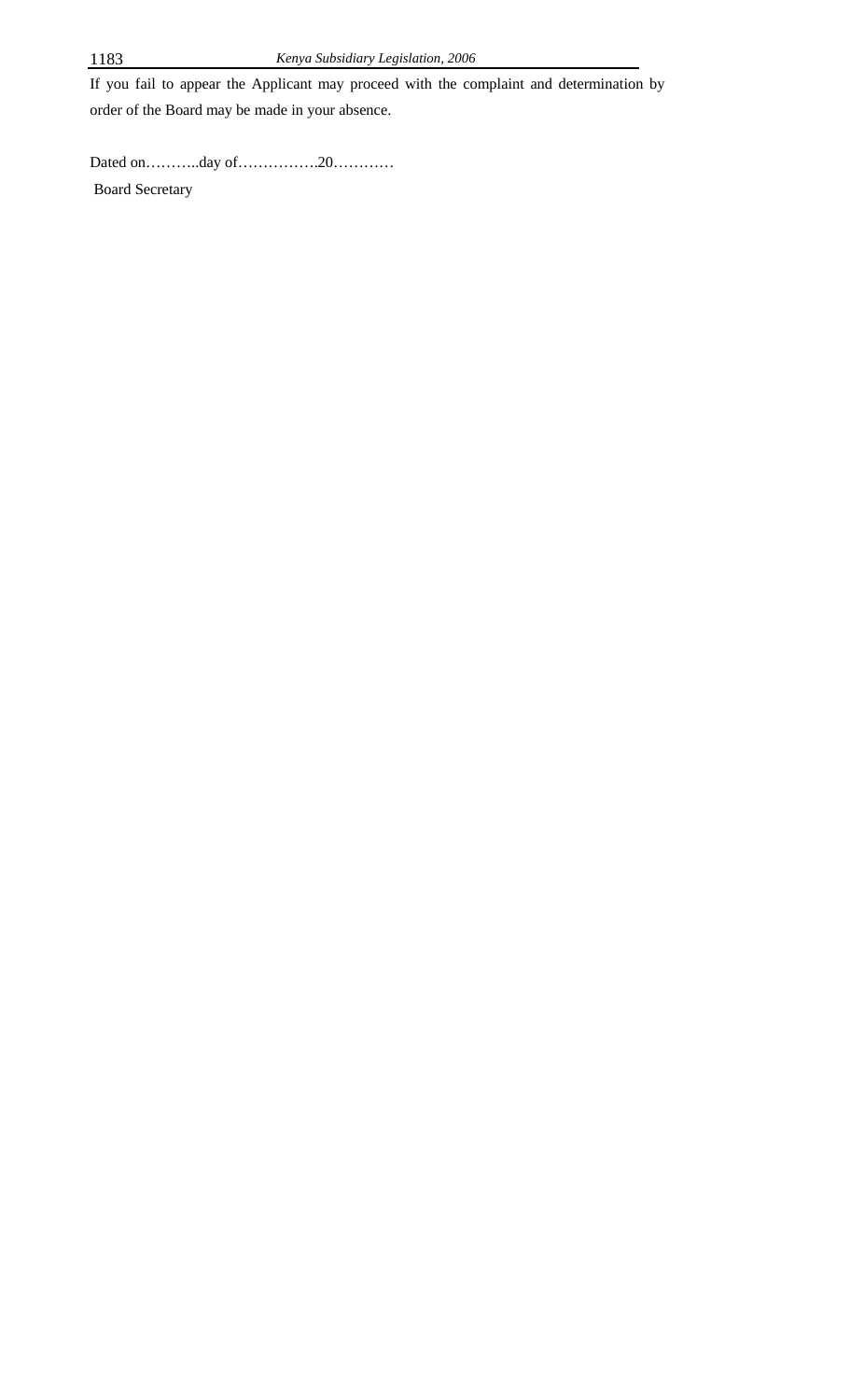If you fail to appear the Applicant may proceed with the complaint and determination by order of the Board may be made in your absence.

Dated on………..day of…………….20…………

Board Secretary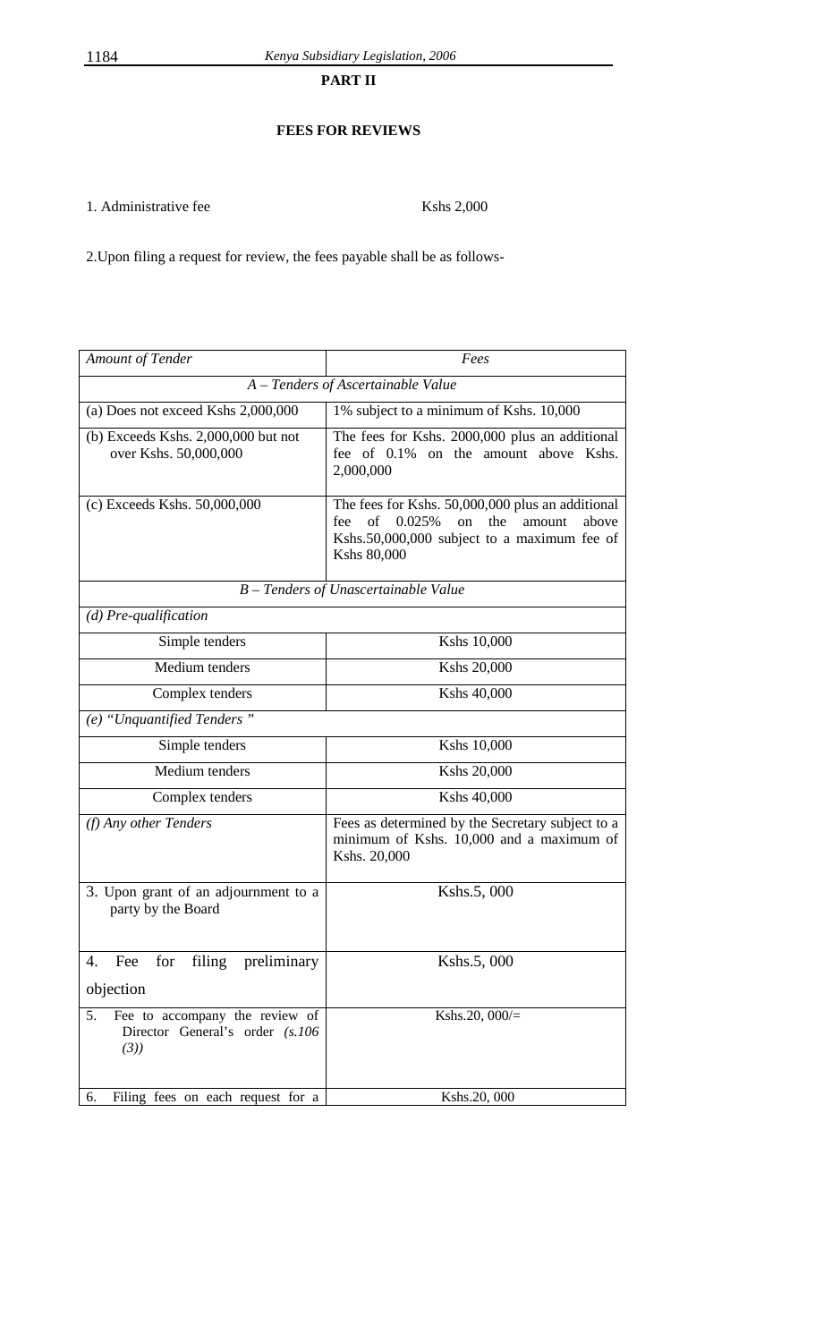**PART II**

**FEES FOR REVIEWS**

1. Administrative fee Kshs 2,000

2.Upon filing a request for review, the fees payable shall be as follows-

| *Amount of Tender* | *Fees* |
|---|---|
| *A – Tenders of Ascertainable Value* | |
| (a) Does not exceed Kshs 2,000,000 | 1% subject to a minimum of Kshs. 10,000 |
| (b) Exceeds Kshs. 2,000,000 but not over Kshs. 50,000,000 | The fees for Kshs. 2000,000 plus an additional fee of 0.1% on the amount above Kshs. 2,000,000 |
| (c) Exceeds Kshs. 50,000,000 | The fees for Kshs. 50,000,000 plus an additional fee of 0.025% on the amount above Kshs.50,000,000 subject to a maximum fee of Kshs 80,000 |
| *B – Tenders of Unascertainable Value* | |
| *(d) Pre-qualification* | |
| Simple tenders | Kshs 10,000 |
| Medium tenders | Kshs 20,000 |
| Complex tenders | Kshs 40,000 |
| *(e) "Unquantified Tenders "* | |
| Simple tenders | Kshs 10,000 |
| Medium tenders | Kshs 20,000 |
| Complex tenders | Kshs 40,000 |
| *(f) Any other Tenders* | Fees as determined by the Secretary subject to a minimum of Kshs. 10,000 and a maximum of Kshs. 20,000 |
| 3. Upon grant of an adjournment to a party by the Board | Kshs.5, 000 |
| 4. Fee for filing preliminary objection | Kshs.5, 000 |
| 5. Fee to accompany the review of Director General's order *(s.106 (3))* | Kshs.20, 000/= |
| 6. Filing fees on each request for a | Kshs.20, 000 |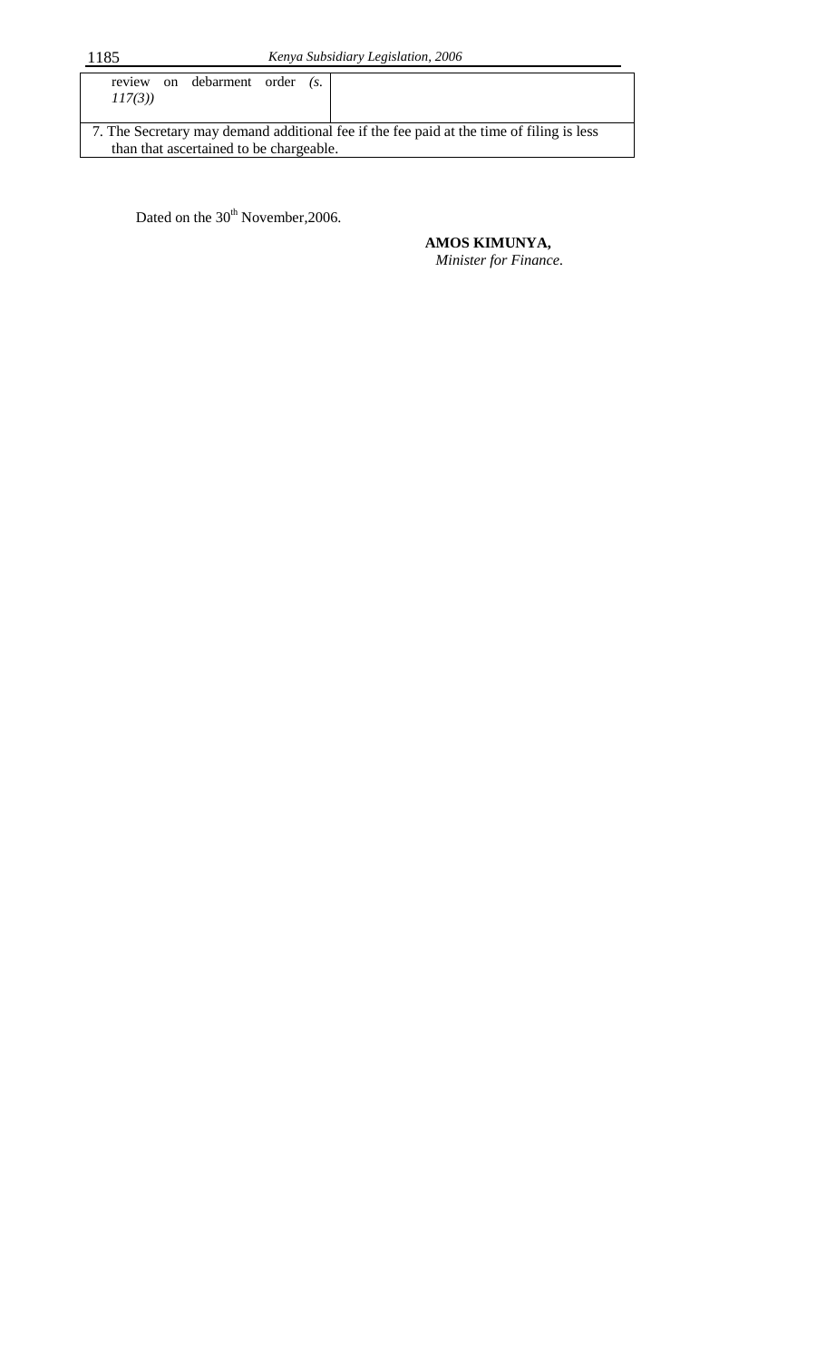| | |
|---|---|
| review on debarment order *(s. 117(3))* | |

7. The Secretary may demand additional fee if the fee paid at the time of filing is less than that ascertained to be chargeable.

Dated on the 30th November,2006.

**AMOS KIMUNYA,**
*Minister for Finance.*